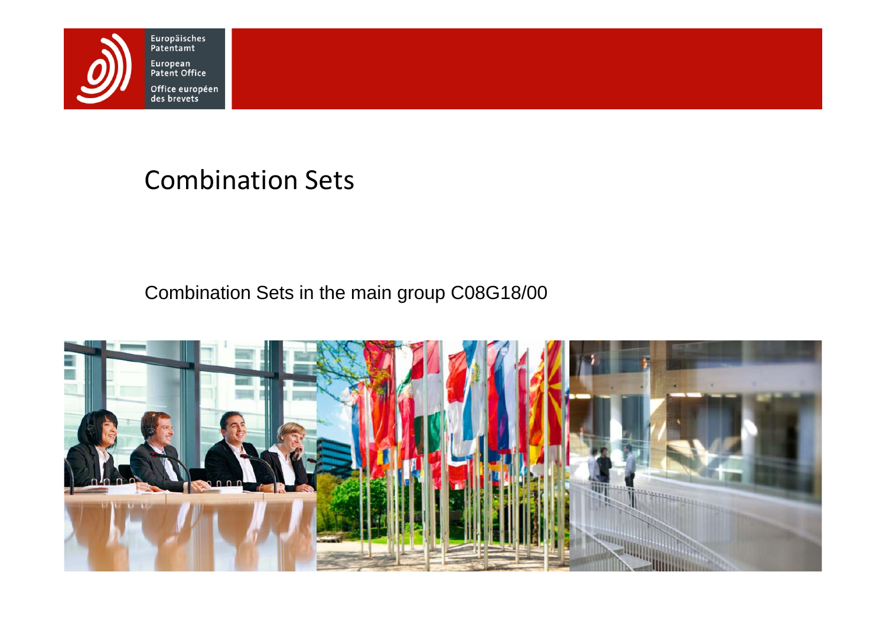# Combination Sets

Combination Sets in the main group C08G18/00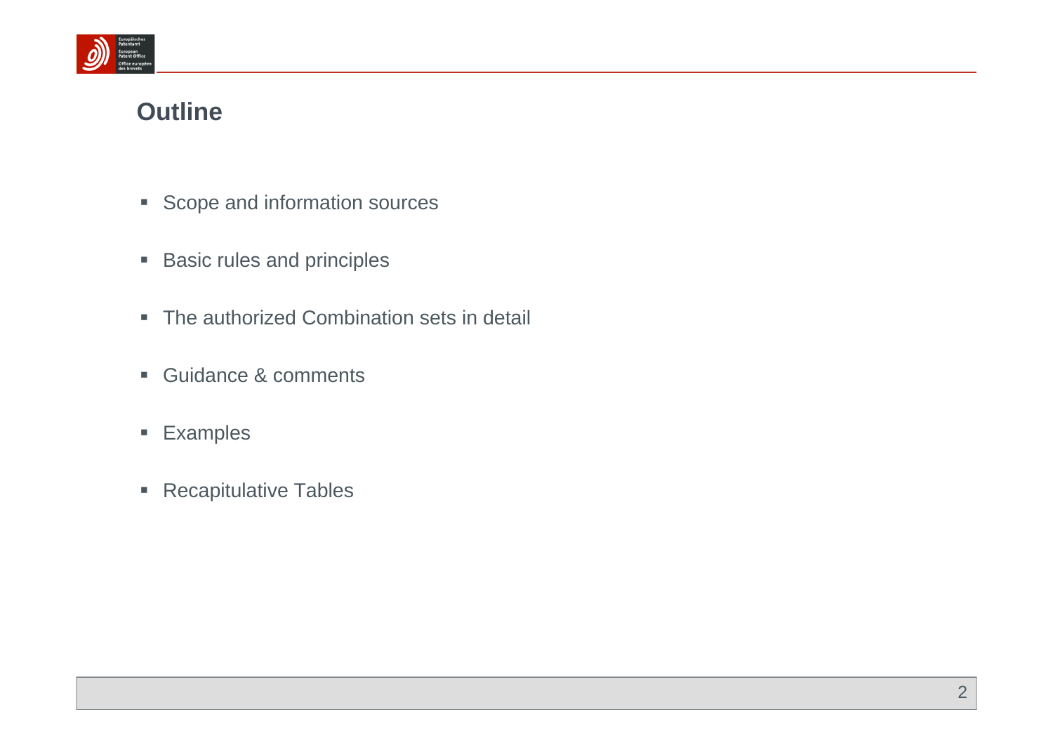# Outline

- Scope and information sources
- Basic rules and principles
- The authorized Combination sets in detail
- Guidance & comments
- Examples
- Recapitulative Tables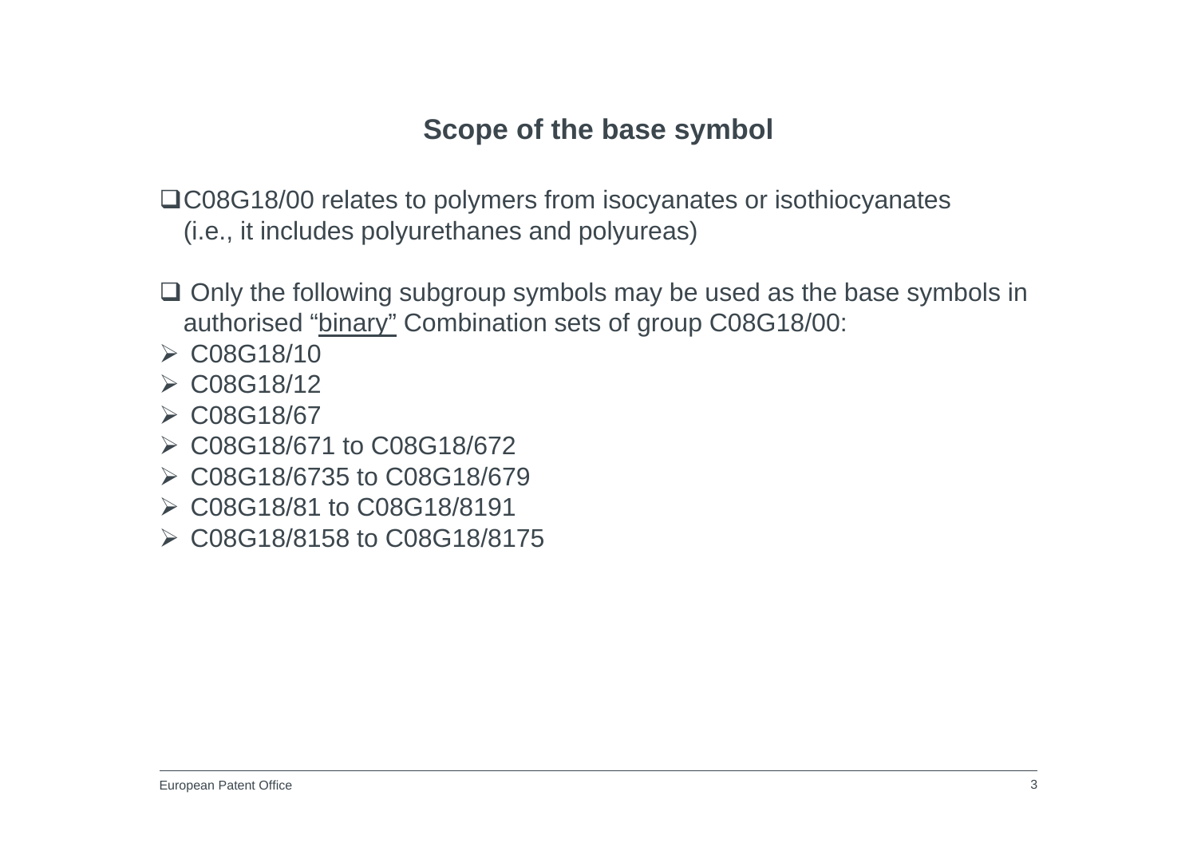## Scope of the base symbol

- C08G18/00 relates to polymers from isocyanates or isothiocyanates (i.e., it includes polyurethanes and polyureas)

- Only the following subgroup symbols may be used as the base symbols in authorised "binary" Combination sets of group C08G18/00:

  - C08G18/10
  - C08G18/12
  - C08G18/67
  - C08G18/671 to C08G18/672
  - C08G18/6735 to C08G18/679
  - C08G18/81 to C08G18/8191
  - C08G18/8158 to C08G18/8175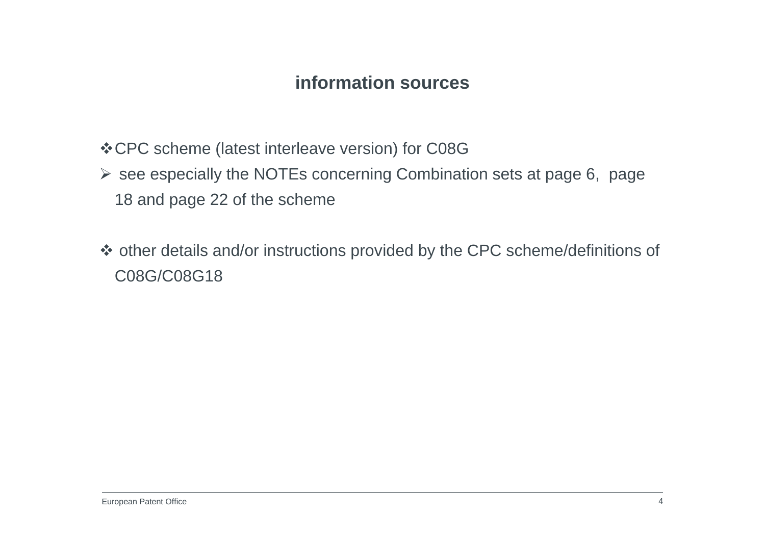## information sources

- CPC scheme (latest interleave version) for C08G
  - see especially the NOTEs concerning Combination sets at page 6, page 18 and page 22 of the scheme

- other details and/or instructions provided by the CPC scheme/definitions of C08G/C08G18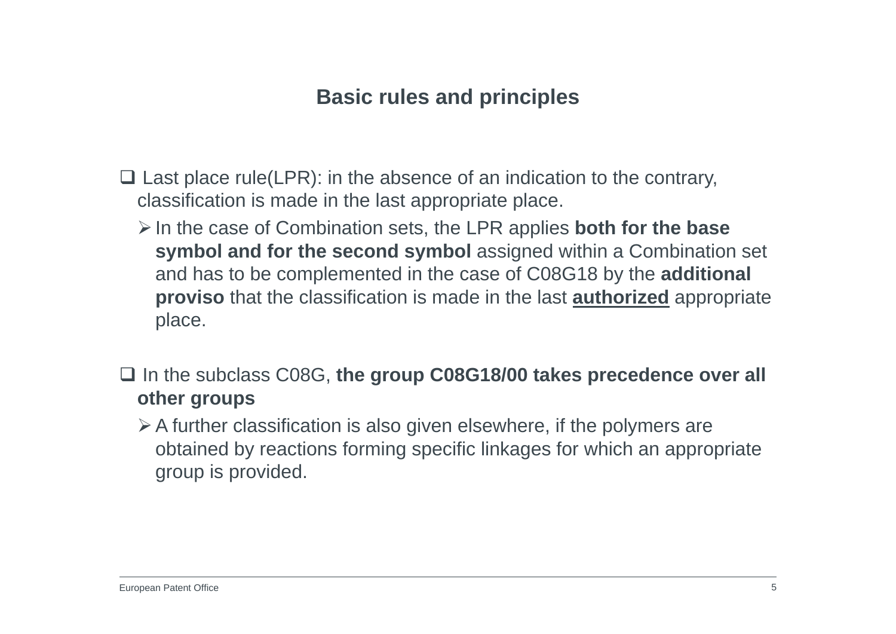## Basic rules and principles

- Last place rule(LPR): in the absence of an indication to the contrary, classification is made in the last appropriate place.
  - In the case of Combination sets, the LPR applies **both for the base symbol and for the second symbol** assigned within a Combination set and has to be complemented in the case of C08G18 by the **additional proviso** that the classification is made in the last **authorized** appropriate place.

- In the subclass C08G, **the group C08G18/00 takes precedence over all other groups**
  - A further classification is also given elsewhere, if the polymers are obtained by reactions forming specific linkages for which an appropriate group is provided.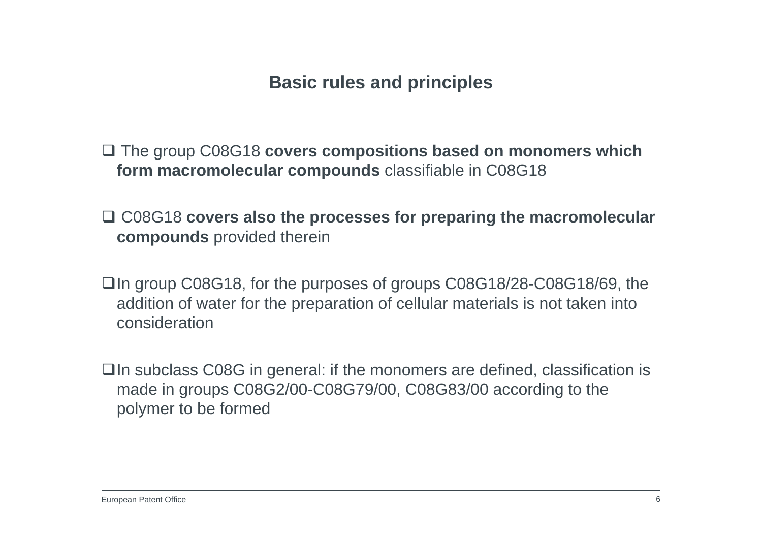## Basic rules and principles

- The group C08G18 **covers compositions based on monomers which form macromolecular compounds** classifiable in C08G18

- C08G18 **covers also the processes for preparing the macromolecular compounds** provided therein

- In group C08G18, for the purposes of groups C08G18/28-C08G18/69, the addition of water for the preparation of cellular materials is not taken into consideration

- In subclass C08G in general: if the monomers are defined, classification is made in groups C08G2/00-C08G79/00, C08G83/00 according to the polymer to be formed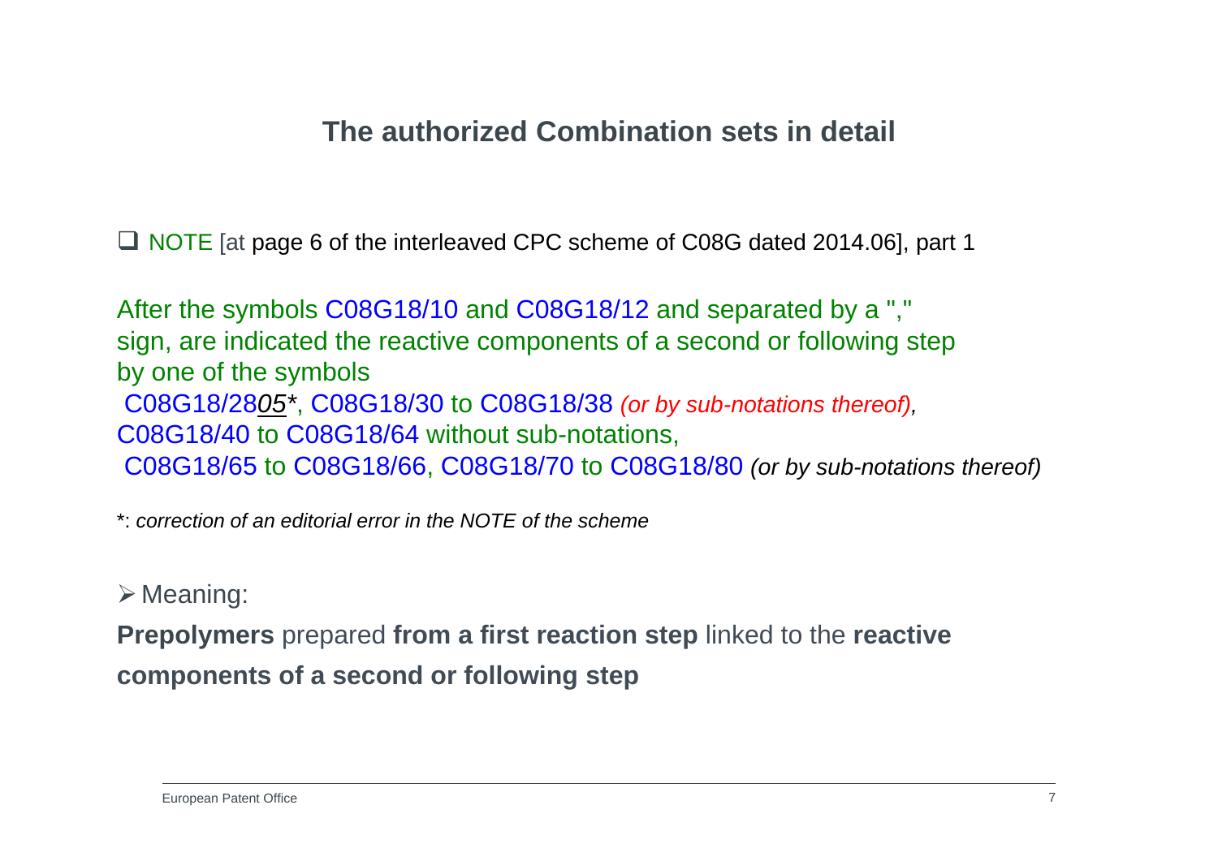# The authorized Combination sets in detail

- NOTE [at page 6 of the interleaved CPC scheme of C08G dated 2014.06], part 1

After the symbols C08G18/10 and C08G18/12 and separated by a "," sign, are indicated the reactive components of a second or following step by one of the symbols
C08G18/28*05**, C08G18/30 to C08G18/38 *(or by sub-notations thereof),*
C08G18/40 to C08G18/64 without sub-notations,
C08G18/65 to C08G18/66, C08G18/70 to C08G18/80 *(or by sub-notations thereof)*

*: *correction of an editorial error in the NOTE of the scheme*

- Meaning:

**Prepolymers** prepared **from a first reaction step** linked to the **reactive components of a second or following step**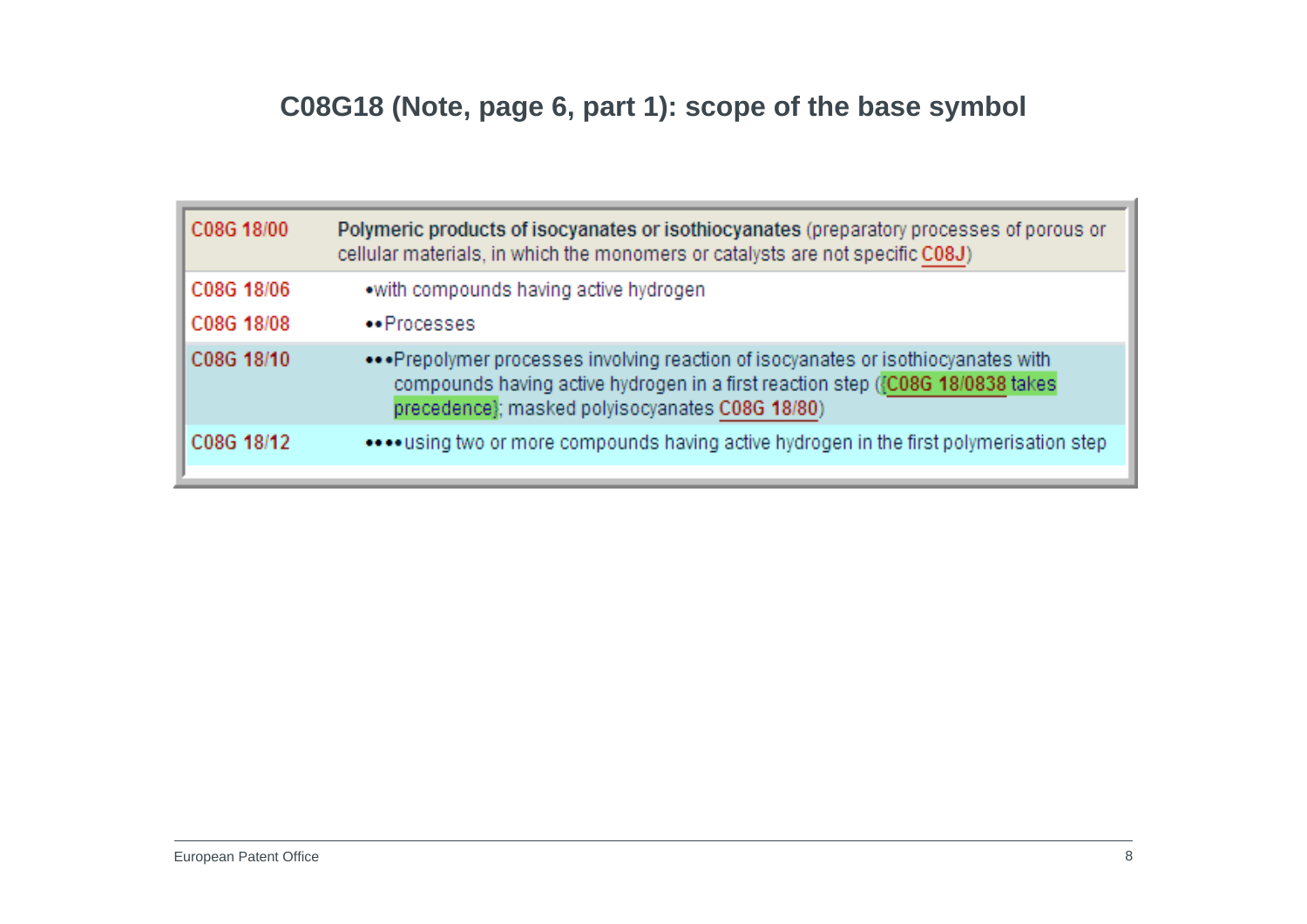# C08G18 (Note, page 6, part 1): scope of the base symbol

| Symbol | Title |
|---|---|
| C08G 18/00 | **Polymeric products of isocyanates or isothiocyanates** (preparatory processes of porous or cellular materials, in which the monomers or catalysts are not specific C08J) |
| C08G 18/06 | •with compounds having active hydrogen |
| C08G 18/08 | ••Processes |
| C08G 18/10 | •••Prepolymer processes involving reaction of isocyanates or isothiocyanates with compounds having active hydrogen in a first reaction step ({C08G 18/0838 takes precedence}; masked polyisocyanates C08G 18/80) |
| C08G 18/12 | ••••using two or more compounds having active hydrogen in the first polymerisation step |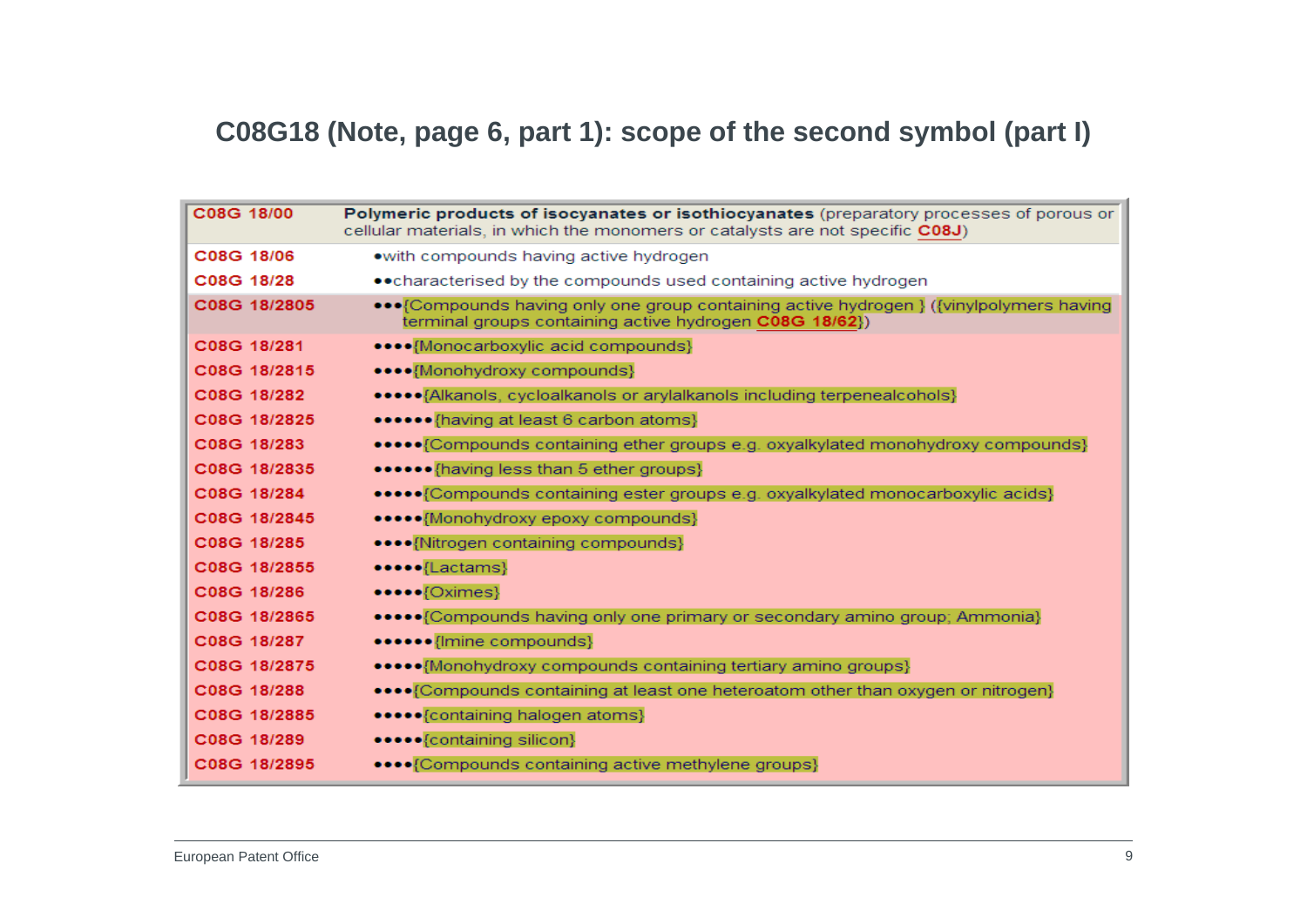## C08G18 (Note, page 6, part 1): scope of the second symbol (part I)

| | |
|---|---|
| C08G 18/00 | **Polymeric products of isocyanates or isothiocyanates** (preparatory processes of porous or cellular materials, in which the monomers or catalysts are not specific **C08J**) |
| C08G 18/06 | •with compounds having active hydrogen |
| C08G 18/28 | ••characterised by the compounds used containing active hydrogen |
| C08G 18/2805 | •••{Compounds having only one group containing active hydrogen } ({vinylpolymers having terminal groups containing active hydrogen **C08G 18/62**}) |
| C08G 18/281 | ••••{Monocarboxylic acid compounds} |
| C08G 18/2815 | ••••{Monohydroxy compounds} |
| C08G 18/282 | •••••{Alkanols, cycloalkanols or arylalkanols including terpenealcohols} |
| C08G 18/2825 | ••••••{having at least 6 carbon atoms} |
| C08G 18/283 | •••••{Compounds containing ether groups e.g. oxyalkylated monohydroxy compounds} |
| C08G 18/2835 | ••••••{having less than 5 ether groups} |
| C08G 18/284 | •••••{Compounds containing ester groups e.g. oxyalkylated monocarboxylic acids} |
| C08G 18/2845 | •••••{Monohydroxy epoxy compounds} |
| C08G 18/285 | ••••{Nitrogen containing compounds} |
| C08G 18/2855 | •••••{Lactams} |
| C08G 18/286 | •••••{Oximes} |
| C08G 18/2865 | •••••{Compounds having only one primary or secondary amino group; Ammonia} |
| C08G 18/287 | ••••••{Imine compounds} |
| C08G 18/2875 | •••••{Monohydroxy compounds containing tertiary amino groups} |
| C08G 18/288 | ••••{Compounds containing at least one heteroatom other than oxygen or nitrogen} |
| C08G 18/2885 | •••••{containing halogen atoms} |
| C08G 18/289 | •••••{containing silicon} |
| C08G 18/2895 | ••••{Compounds containing active methylene groups} |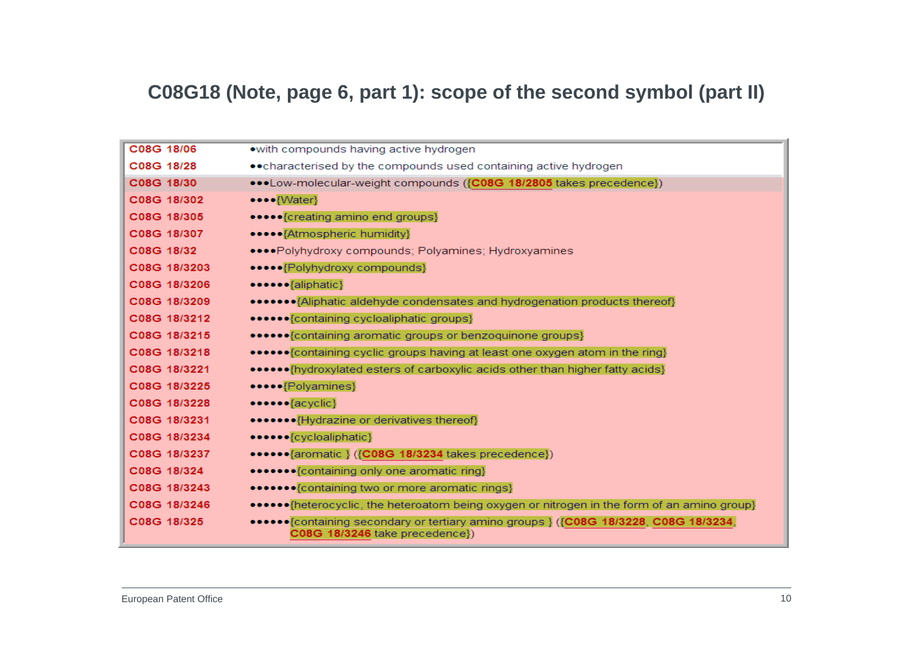## C08G18 (Note, page 6, part 1): scope of the second symbol (part II)

| | |
|---|---|
| C08G 18/06 | •with compounds having active hydrogen |
| C08G 18/28 | ••characterised by the compounds used containing active hydrogen |
| C08G 18/30 | •••Low-molecular-weight compounds ({C08G 18/2805 takes precedence}) |
| C08G 18/302 | ••••{Water} |
| C08G 18/305 | •••••{creating amino end groups} |
| C08G 18/307 | •••••{Atmospheric humidity} |
| C08G 18/32 | ••••Polyhydroxy compounds; Polyamines; Hydroxyamines |
| C08G 18/3203 | •••••{Polyhydroxy compounds} |
| C08G 18/3206 | ••••••{aliphatic} |
| C08G 18/3209 | •••••••{Aliphatic aldehyde condensates and hydrogenation products thereof} |
| C08G 18/3212 | ••••••{containing cycloaliphatic groups} |
| C08G 18/3215 | ••••••{containing aromatic groups or benzoquinone groups} |
| C08G 18/3218 | ••••••{containing cyclic groups having at least one oxygen atom in the ring} |
| C08G 18/3221 | ••••••{hydroxylated esters of carboxylic acids other than higher fatty acids} |
| C08G 18/3225 | •••••{Polyamines} |
| C08G 18/3228 | ••••••{acyclic} |
| C08G 18/3231 | •••••••{Hydrazine or derivatives thereof} |
| C08G 18/3234 | ••••••{cycloaliphatic} |
| C08G 18/3237 | ••••••{aromatic } ({C08G 18/3234 takes precedence}) |
| C08G 18/324 | •••••••{containing only one aromatic ring} |
| C08G 18/3243 | •••••••{containing two or more aromatic rings} |
| C08G 18/3246 | ••••••{heterocyclic, the heteroatom being oxygen or nitrogen in the form of an amino group} |
| C08G 18/325 | ••••••{containing secondary or tertiary amino groups } ({C08G 18/3228, C08G 18/3234, C08G 18/3246 take precedence}) |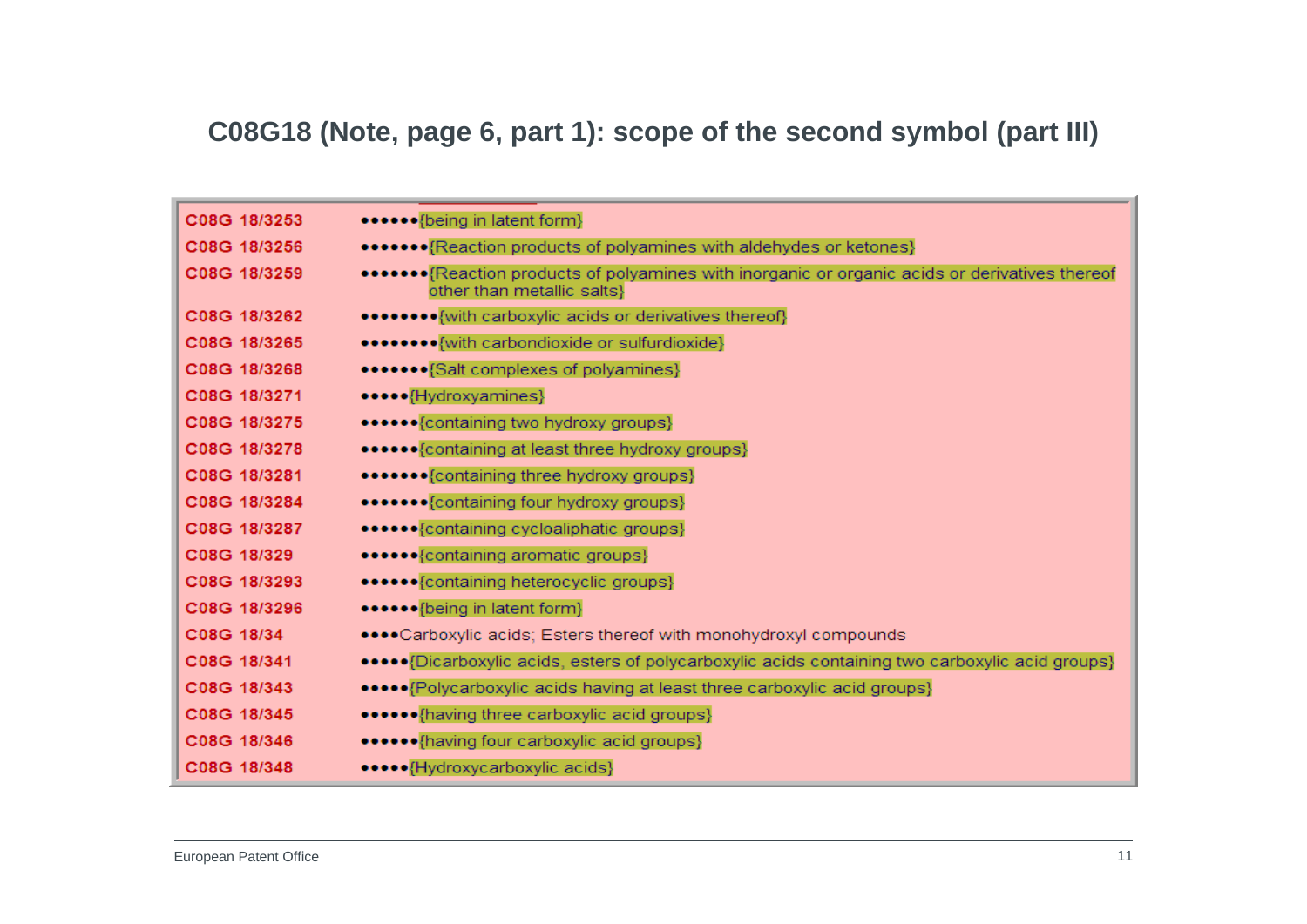# C08G18 (Note, page 6, part 1): scope of the second symbol (part III)

| | |
|---|---|
| C08G 18/3253 | ••••••{being in latent form} |
| C08G 18/3256 | •••••••{Reaction products of polyamines with aldehydes or ketones} |
| C08G 18/3259 | •••••••{Reaction products of polyamines with inorganic or organic acids or derivatives thereof other than metallic salts} |
| C08G 18/3262 | ••••••••{with carboxylic acids or derivatives thereof} |
| C08G 18/3265 | ••••••••{with carbondioxide or sulfurdioxide} |
| C08G 18/3268 | •••••••{Salt complexes of polyamines} |
| C08G 18/3271 | •••••{Hydroxyamines} |
| C08G 18/3275 | ••••••{containing two hydroxy groups} |
| C08G 18/3278 | ••••••{containing at least three hydroxy groups} |
| C08G 18/3281 | •••••••{containing three hydroxy groups} |
| C08G 18/3284 | •••••••{containing four hydroxy groups} |
| C08G 18/3287 | ••••••{containing cycloaliphatic groups} |
| C08G 18/329 | ••••••{containing aromatic groups} |
| C08G 18/3293 | ••••••{containing heterocyclic groups} |
| C08G 18/3296 | ••••••{being in latent form} |
| C08G 18/34 | ••••Carboxylic acids; Esters thereof with monohydroxyl compounds |
| C08G 18/341 | •••••{Dicarboxylic acids, esters of polycarboxylic acids containing two carboxylic acid groups} |
| C08G 18/343 | •••••{Polycarboxylic acids having at least three carboxylic acid groups} |
| C08G 18/345 | ••••••{having three carboxylic acid groups} |
| C08G 18/346 | ••••••{having four carboxylic acid groups} |
| C08G 18/348 | •••••{Hydroxycarboxylic acids} |

European Patent Office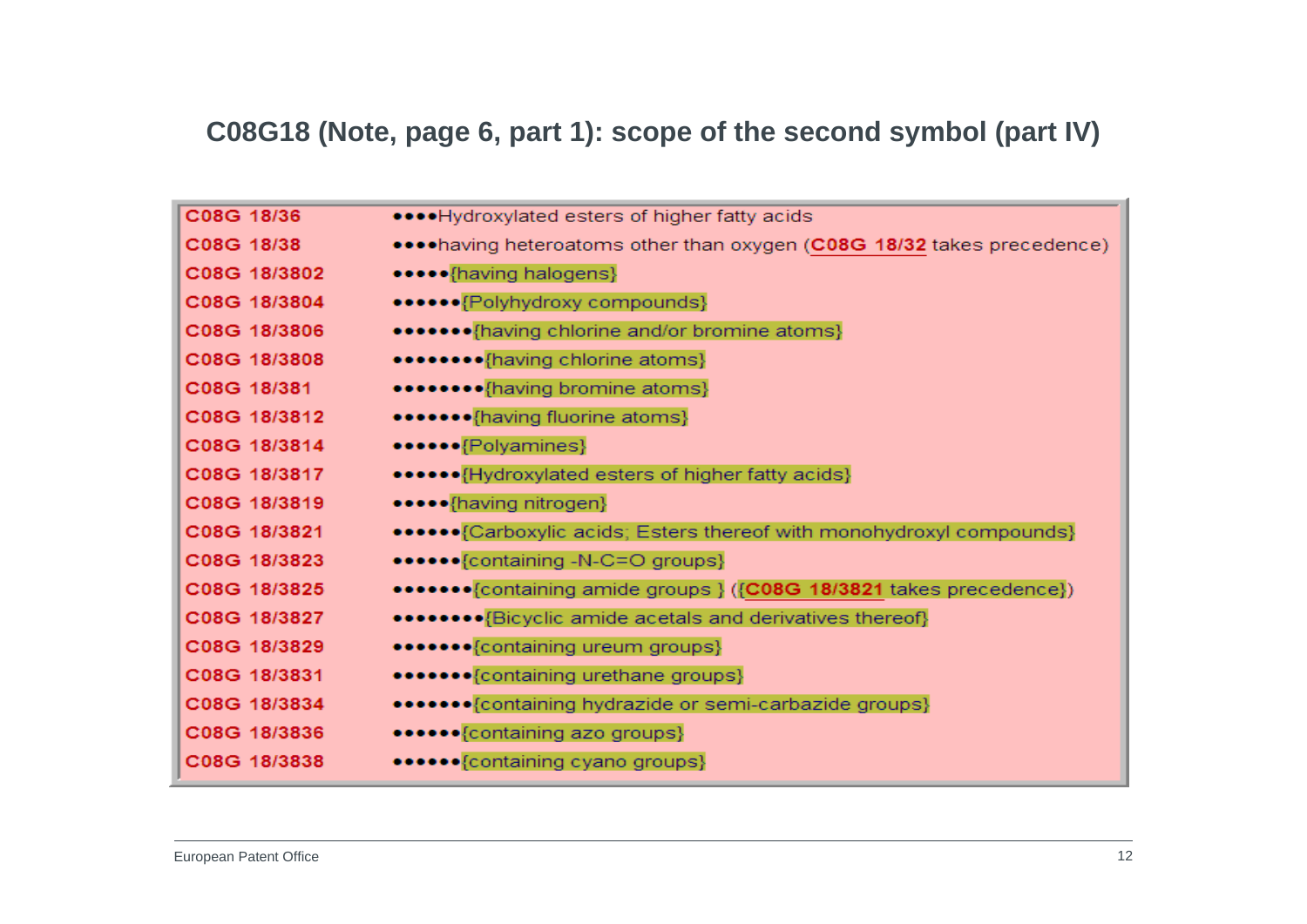## C08G18 (Note, page 6, part 1): scope of the second symbol (part IV)

| | |
|---|---|
| C08G 18/36 | ••••Hydroxylated esters of higher fatty acids |
| C08G 18/38 | ••••having heteroatoms other than oxygen (C08G 18/32 takes precedence) |
| C08G 18/3802 | •••••{having halogens} |
| C08G 18/3804 | ••••••{Polyhydroxy compounds} |
| C08G 18/3806 | •••••••{having chlorine and/or bromine atoms} |
| C08G 18/3808 | ••••••••{having chlorine atoms} |
| C08G 18/381 | ••••••••{having bromine atoms} |
| C08G 18/3812 | •••••••{having fluorine atoms} |
| C08G 18/3814 | ••••••{Polyamines} |
| C08G 18/3817 | ••••••{Hydroxylated esters of higher fatty acids} |
| C08G 18/3819 | •••••{having nitrogen} |
| C08G 18/3821 | ••••••{Carboxylic acids; Esters thereof with monohydroxyl compounds} |
| C08G 18/3823 | ••••••{containing -N-C=O groups} |
| C08G 18/3825 | •••••••{containing amide groups } ({C08G 18/3821 takes precedence}) |
| C08G 18/3827 | ••••••••{Bicyclic amide acetals and derivatives thereof} |
| C08G 18/3829 | •••••••{containing ureum groups} |
| C08G 18/3831 | •••••••{containing urethane groups} |
| C08G 18/3834 | •••••••{containing hydrazide or semi-carbazide groups} |
| C08G 18/3836 | ••••••{containing azo groups} |
| C08G 18/3838 | ••••••{containing cyano groups} |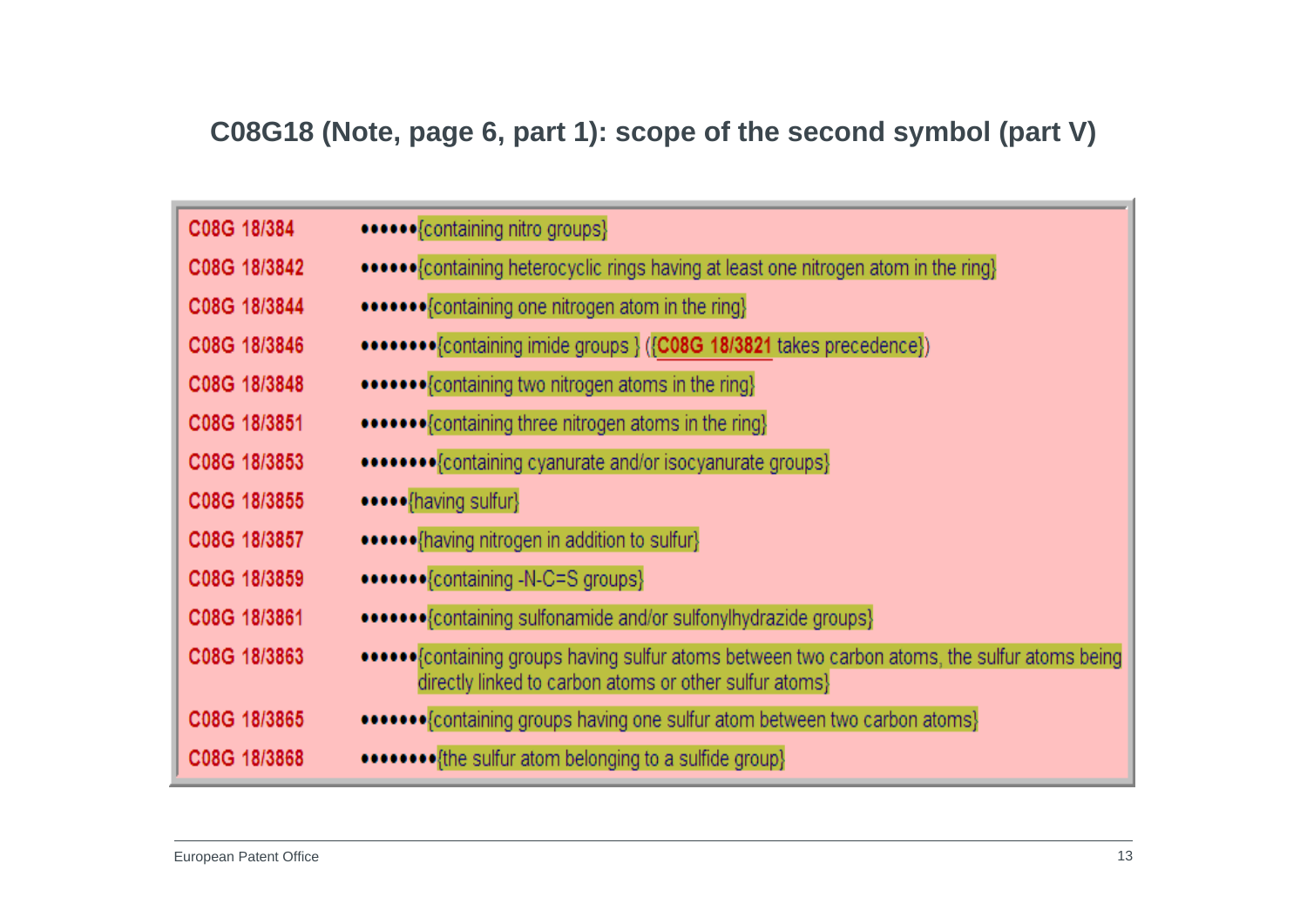## C08G18 (Note, page 6, part 1): scope of the second symbol (part V)

| | |
|---|---|
| C08G 18/384 | ••••••{containing nitro groups} |
| C08G 18/3842 | ••••••{containing heterocyclic rings having at least one nitrogen atom in the ring} |
| C08G 18/3844 | •••••••{containing one nitrogen atom in the ring} |
| C08G 18/3846 | ••••••••{containing imide groups } ({C08G 18/3821 takes precedence}) |
| C08G 18/3848 | •••••••{containing two nitrogen atoms in the ring} |
| C08G 18/3851 | •••••••{containing three nitrogen atoms in the ring} |
| C08G 18/3853 | ••••••••{containing cyanurate and/or isocyanurate groups} |
| C08G 18/3855 | •••••{having sulfur} |
| C08G 18/3857 | ••••••{having nitrogen in addition to sulfur} |
| C08G 18/3859 | •••••••{containing -N-C=S groups} |
| C08G 18/3861 | •••••••{containing sulfonamide and/or sulfonylhydrazide groups} |
| C08G 18/3863 | ••••••{containing groups having sulfur atoms between two carbon atoms, the sulfur atoms being directly linked to carbon atoms or other sulfur atoms} |
| C08G 18/3865 | •••••••{containing groups having one sulfur atom between two carbon atoms} |
| C08G 18/3868 | ••••••••{the sulfur atom belonging to a sulfide group} |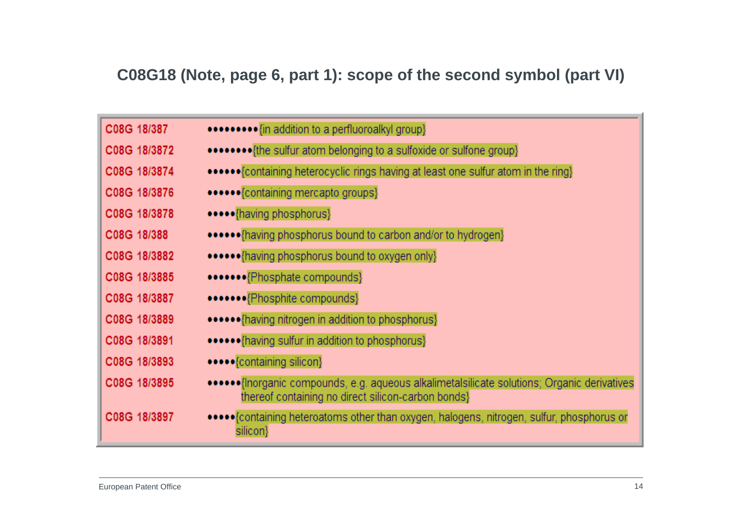## C08G18 (Note, page 6, part 1): scope of the second symbol (part VI)

| | |
|---|---|
| C08G 18/387 | •••••••••{in addition to a perfluoroalkyl group} |
| C08G 18/3872 | ••••••••{the sulfur atom belonging to a sulfoxide or sulfone group} |
| C08G 18/3874 | ••••••{containing heterocyclic rings having at least one sulfur atom in the ring} |
| C08G 18/3876 | ••••••{containing mercapto groups} |
| C08G 18/3878 | •••••{having phosphorus} |
| C08G 18/388 | ••••••{having phosphorus bound to carbon and/or to hydrogen} |
| C08G 18/3882 | ••••••{having phosphorus bound to oxygen only} |
| C08G 18/3885 | •••••••{Phosphate compounds} |
| C08G 18/3887 | •••••••{Phosphite compounds} |
| C08G 18/3889 | ••••••{having nitrogen in addition to phosphorus} |
| C08G 18/3891 | ••••••{having sulfur in addition to phosphorus} |
| C08G 18/3893 | •••••{containing silicon} |
| C08G 18/3895 | ••••••{Inorganic compounds, e.g. aqueous alkalimetalsilicate solutions; Organic derivatives thereof containing no direct silicon-carbon bonds} |
| C08G 18/3897 | •••••{containing heteroatoms other than oxygen, halogens, nitrogen, sulfur, phosphorus or silicon} |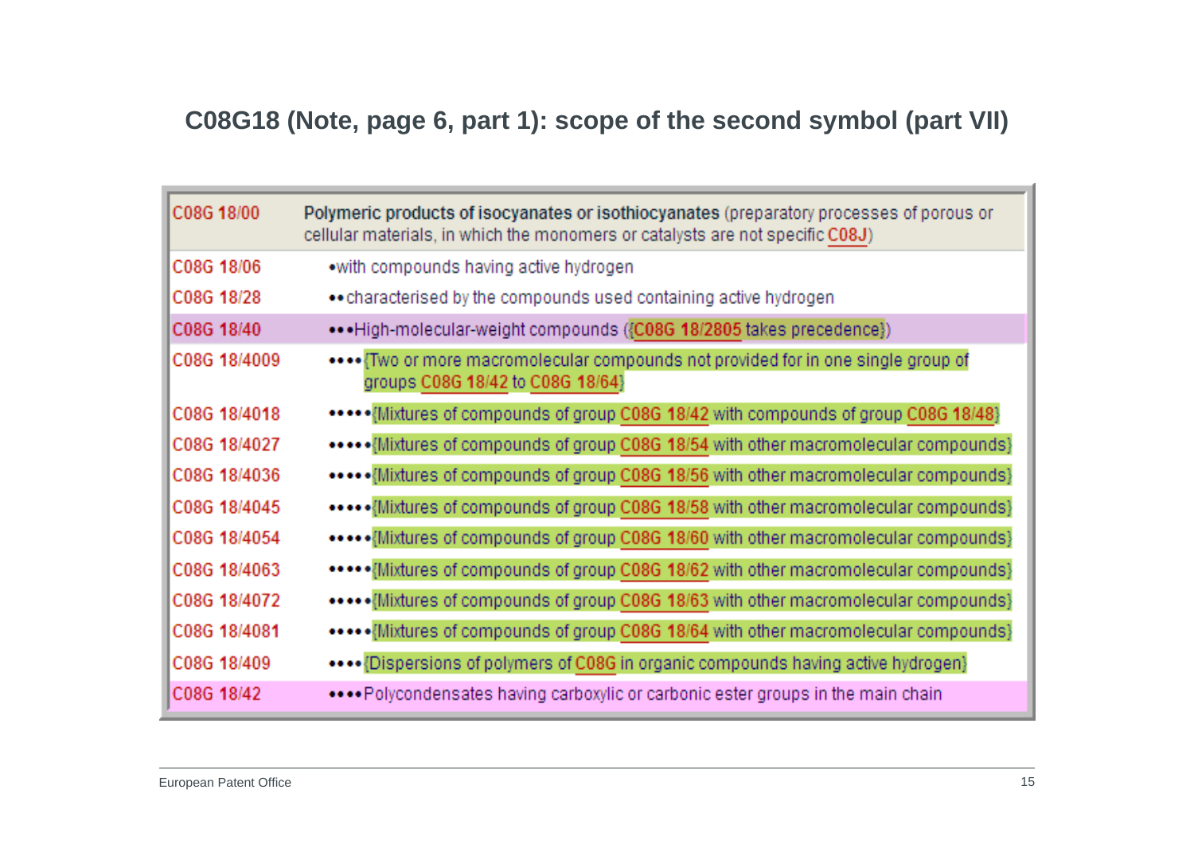## C08G18 (Note, page 6, part 1): scope of the second symbol (part VII)

| | |
|---|---|
| C08G 18/00 | **Polymeric products of isocyanates or isothiocyanates** (preparatory processes of porous or cellular materials, in which the monomers or catalysts are not specific C08J) |
| C08G 18/06 | •with compounds having active hydrogen |
| C08G 18/28 | ••characterised by the compounds used containing active hydrogen |
| C08G 18/40 | •••High-molecular-weight compounds ({C08G 18/2805 takes precedence}) |
| C08G 18/4009 | ••••{Two or more macromolecular compounds not provided for in one single group of groups C08G 18/42 to C08G 18/64} |
| C08G 18/4018 | •••••{Mixtures of compounds of group C08G 18/42 with compounds of group C08G 18/48} |
| C08G 18/4027 | •••••{Mixtures of compounds of group C08G 18/54 with other macromolecular compounds} |
| C08G 18/4036 | •••••{Mixtures of compounds of group C08G 18/56 with other macromolecular compounds} |
| C08G 18/4045 | •••••{Mixtures of compounds of group C08G 18/58 with other macromolecular compounds} |
| C08G 18/4054 | •••••{Mixtures of compounds of group C08G 18/60 with other macromolecular compounds} |
| C08G 18/4063 | •••••{Mixtures of compounds of group C08G 18/62 with other macromolecular compounds} |
| C08G 18/4072 | •••••{Mixtures of compounds of group C08G 18/63 with other macromolecular compounds} |
| C08G 18/4081 | •••••{Mixtures of compounds of group C08G 18/64 with other macromolecular compounds} |
| C08G 18/409 | ••••{Dispersions of polymers of C08G in organic compounds having active hydrogen} |
| C08G 18/42 | ••••Polycondensates having carboxylic or carbonic ester groups in the main chain |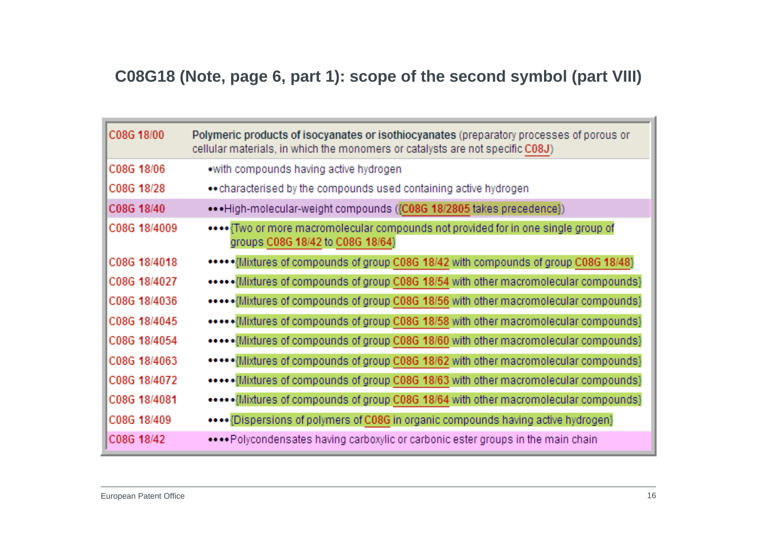## C08G18 (Note, page 6, part 1): scope of the second symbol (part VIII)

| | |
|---|---|
| C08G 18/00 | **Polymeric products of isocyanates or isothiocyanates** (preparatory processes of porous or cellular materials, in which the monomers or catalysts are not specific C08J) |
| C08G 18/06 | •with compounds having active hydrogen |
| C08G 18/28 | ••characterised by the compounds used containing active hydrogen |
| C08G 18/40 | •••High-molecular-weight compounds ({C08G 18/2805 takes precedence}) |
| C08G 18/4009 | ••••{Two or more macromolecular compounds not provided for in one single group of groups C08G 18/42 to C08G 18/64} |
| C08G 18/4018 | •••••{Mixtures of compounds of group C08G 18/42 with compounds of group C08G 18/48} |
| C08G 18/4027 | •••••{Mixtures of compounds of group C08G 18/54 with other macromolecular compounds} |
| C08G 18/4036 | •••••{Mixtures of compounds of group C08G 18/56 with other macromolecular compounds} |
| C08G 18/4045 | •••••{Mixtures of compounds of group C08G 18/58 with other macromolecular compounds} |
| C08G 18/4054 | •••••{Mixtures of compounds of group C08G 18/60 with other macromolecular compounds} |
| C08G 18/4063 | •••••{Mixtures of compounds of group C08G 18/62 with other macromolecular compounds} |
| C08G 18/4072 | •••••{Mixtures of compounds of group C08G 18/63 with other macromolecular compounds} |
| C08G 18/4081 | •••••{Mixtures of compounds of group C08G 18/64 with other macromolecular compounds} |
| C08G 18/409 | ••••{Dispersions of polymers of C08G in organic compounds having active hydrogen} |
| C08G 18/42 | ••••Polycondensates having carboxylic or carbonic ester groups in the main chain |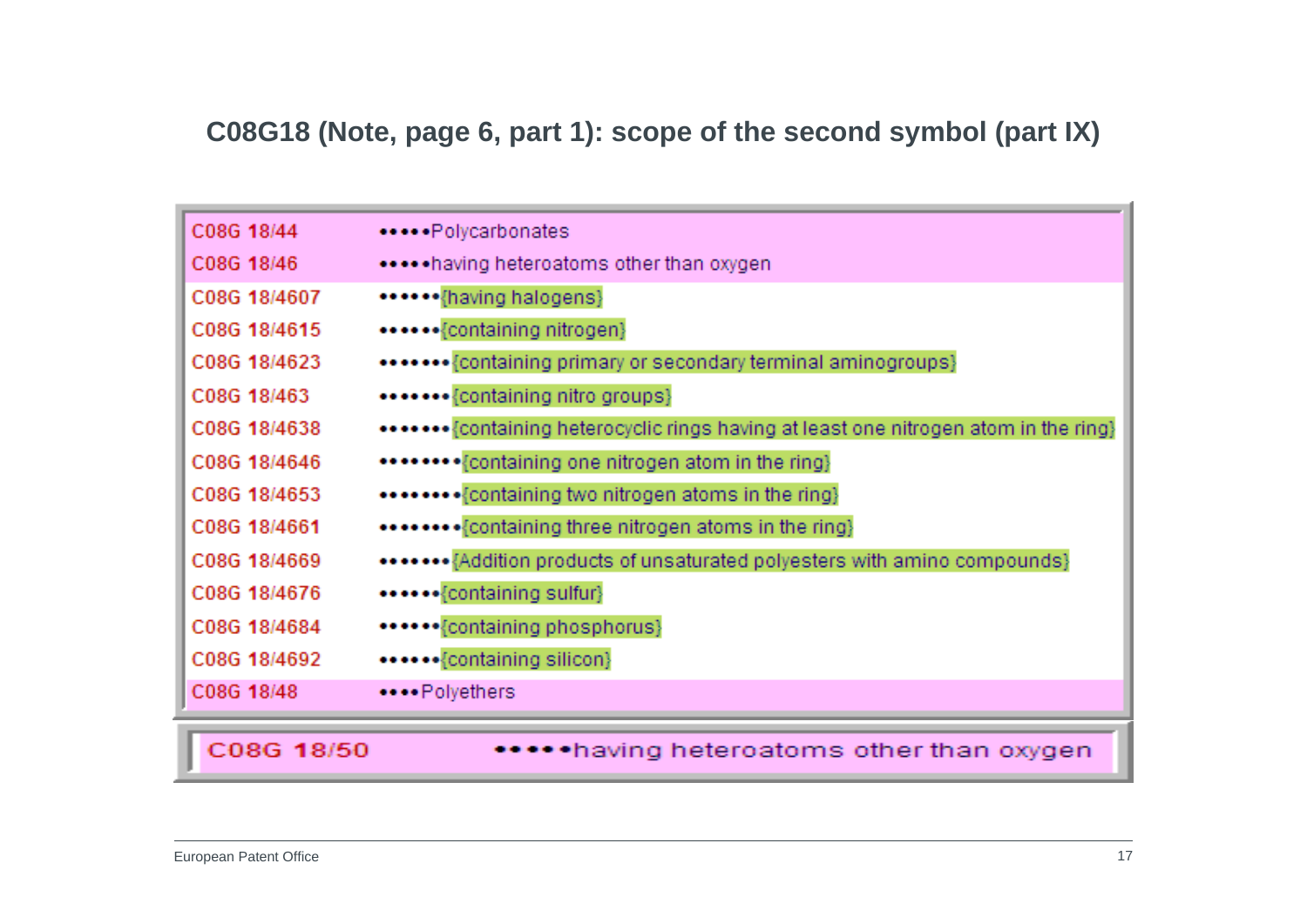## C08G18 (Note, page 6, part 1): scope of the second symbol (part IX)

| | |
|---|---|
| C08G 18/44 | •••••Polycarbonates |
| C08G 18/46 | •••••having heteroatoms other than oxygen |
| C08G 18/4607 | ••••••{having halogens} |
| C08G 18/4615 | ••••••{containing nitrogen} |
| C08G 18/4623 | •••••••{containing primary or secondary terminal aminogroups} |
| C08G 18/463 | •••••••{containing nitro groups} |
| C08G 18/4638 | •••••••{containing heterocyclic rings having at least one nitrogen atom in the ring} |
| C08G 18/4646 | ••••••••{containing one nitrogen atom in the ring} |
| C08G 18/4653 | ••••••••{containing two nitrogen atoms in the ring} |
| C08G 18/4661 | ••••••••{containing three nitrogen atoms in the ring} |
| C08G 18/4669 | •••••••{Addition products of unsaturated polyesters with amino compounds} |
| C08G 18/4676 | ••••••{containing sulfur} |
| C08G 18/4684 | ••••••{containing phosphorus} |
| C08G 18/4692 | ••••••{containing silicon} |
| C08G 18/48 | ••••Polyethers |
| C08G 18/50 | •••••having heteroatoms other than oxygen |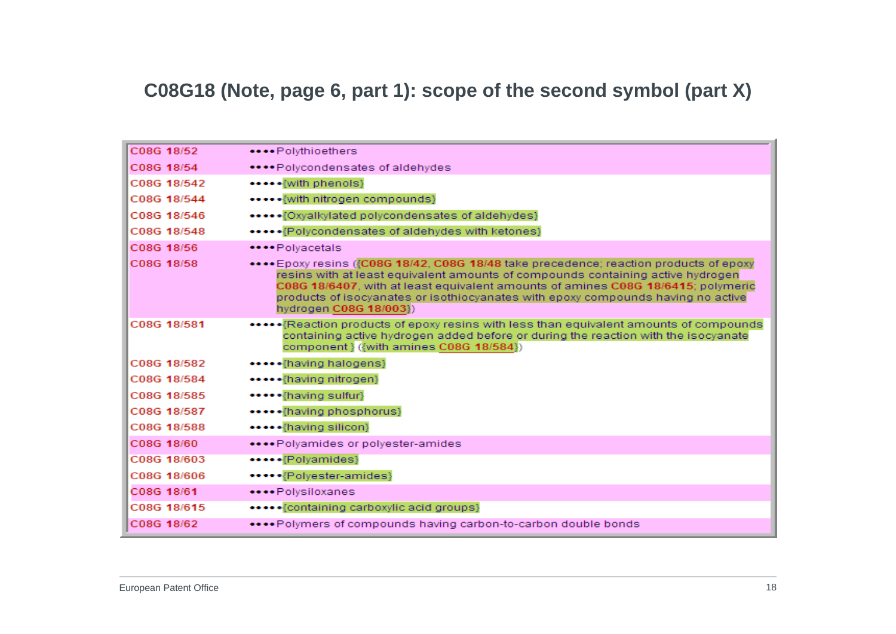# C08G18 (Note, page 6, part 1): scope of the second symbol (part X)

| | |
|---|---|
| C08G 18/52 | ••••Polythioethers |
| C08G 18/54 | ••••Polycondensates of aldehydes |
| C08G 18/542 | •••••{with phenols} |
| C08G 18/544 | •••••{with nitrogen compounds} |
| C08G 18/546 | •••••{Oxyalkylated polycondensates of aldehydes} |
| C08G 18/548 | •••••{Polycondensates of aldehydes with ketones} |
| C08G 18/56 | ••••Polyacetals |
| C08G 18/58 | ••••Epoxy resins ({C08G 18/42, C08G 18/48 take precedence; reaction products of epoxy resins with at least equivalent amounts of compounds containing active hydrogen C08G 18/6407, with at least equivalent amounts of amines C08G 18/6415; polymeric products of isocyanates or isothiocyanates with epoxy compounds having no active hydrogen C08G 18/003}) |
| C08G 18/581 | •••••{Reaction products of epoxy resins with less than equivalent amounts of compounds containing active hydrogen added before or during the reaction with the isocyanate component} ({with amines C08G 18/584}) |
| C08G 18/582 | •••••{having halogens} |
| C08G 18/584 | •••••{having nitrogen} |
| C08G 18/585 | •••••{having sulfur} |
| C08G 18/587 | •••••{having phosphorus} |
| C08G 18/588 | •••••{having silicon} |
| C08G 18/60 | ••••Polyamides or polyester-amides |
| C08G 18/603 | •••••{Polyamides} |
| C08G 18/606 | •••••{Polyester-amides} |
| C08G 18/61 | ••••Polysiloxanes |
| C08G 18/615 | •••••{containing carboxylic acid groups} |
| C08G 18/62 | ••••Polymers of compounds having carbon-to-carbon double bonds |

European Patent Office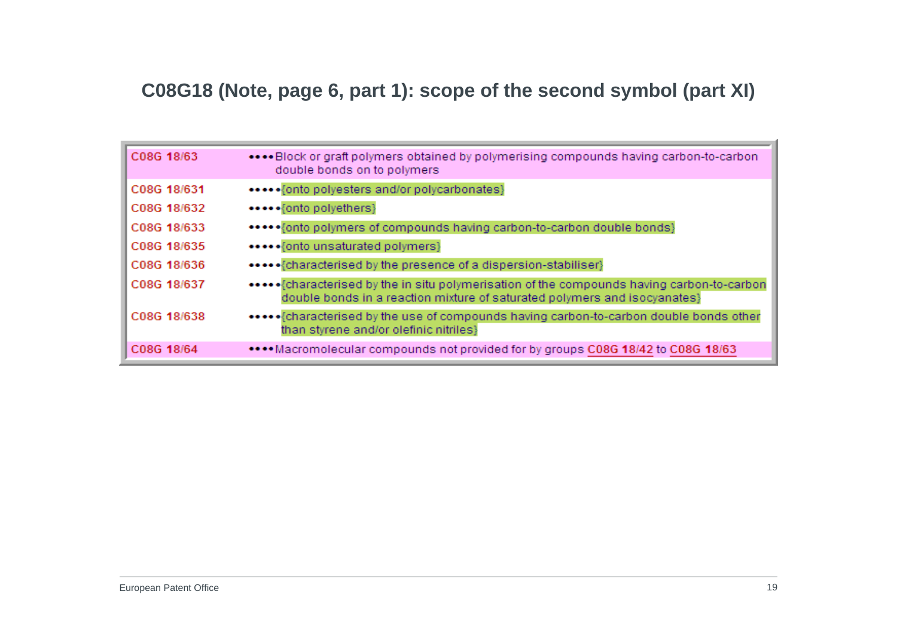## C08G18 (Note, page 6, part 1): scope of the second symbol (part XI)

| | |
|---|---|
| C08G 18/63 | ••••Block or graft polymers obtained by polymerising compounds having carbon-to-carbon double bonds on to polymers |
| C08G 18/631 | •••••{onto polyesters and/or polycarbonates} |
| C08G 18/632 | •••••{onto polyethers} |
| C08G 18/633 | •••••{onto polymers of compounds having carbon-to-carbon double bonds} |
| C08G 18/635 | •••••{onto unsaturated polymers} |
| C08G 18/636 | •••••{characterised by the presence of a dispersion-stabiliser} |
| C08G 18/637 | •••••{characterised by the in situ polymerisation of the compounds having carbon-to-carbon double bonds in a reaction mixture of saturated polymers and isocyanates} |
| C08G 18/638 | •••••{characterised by the use of compounds having carbon-to-carbon double bonds other than styrene and/or olefinic nitriles} |
| C08G 18/64 | ••••Macromolecular compounds not provided for by groups C08G 18/42 to C08G 18/63 |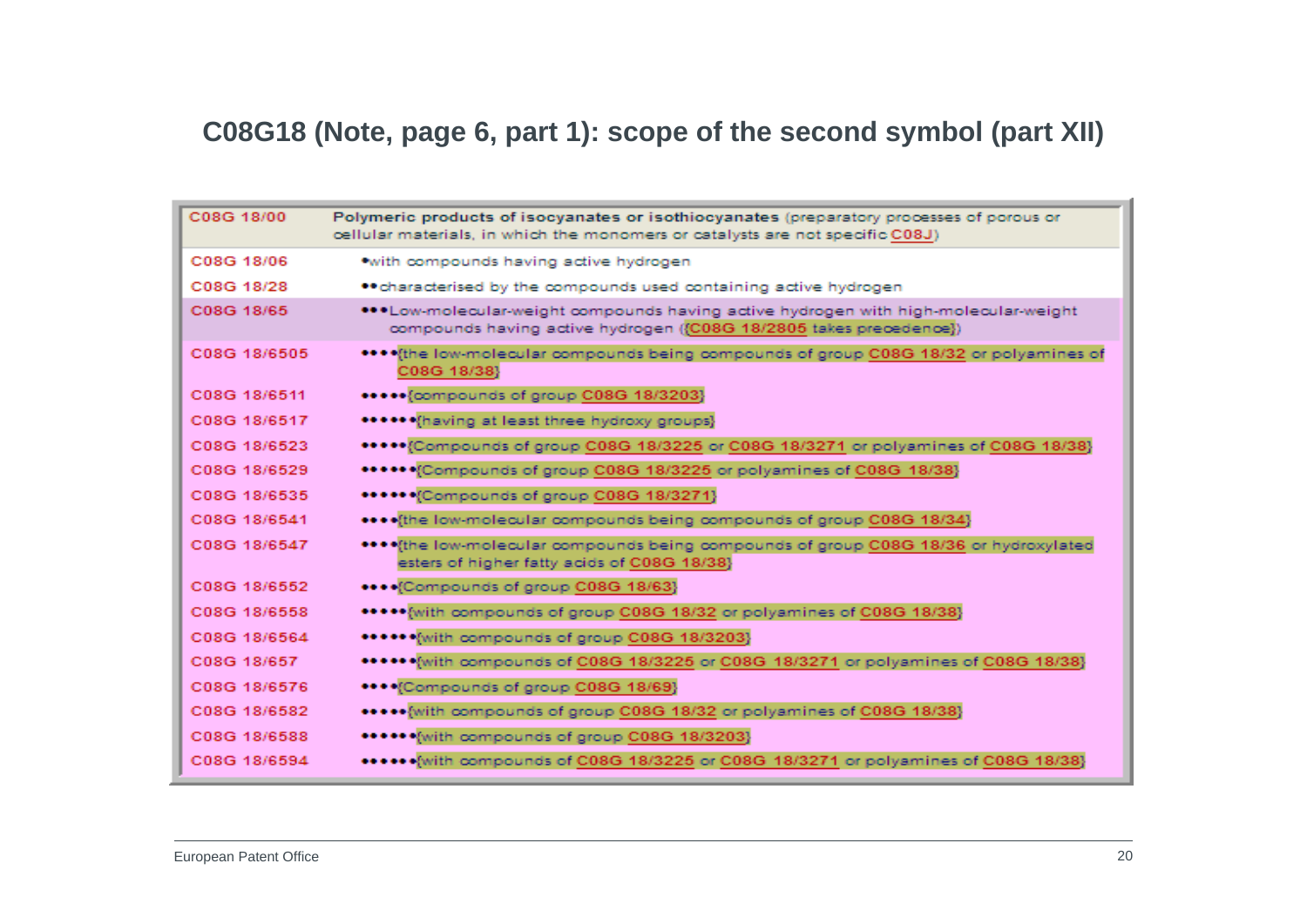## C08G18 (Note, page 6, part 1): scope of the second symbol (part XII)

| | |
|---|---|
| C08G 18/00 | **Polymeric products of isocyanates or isothiocyanates** (preparatory processes of porous or cellular materials, in which the monomers or catalysts are not specific C08J) |
| C08G 18/06 | •with compounds having active hydrogen |
| C08G 18/28 | ••characterised by the compounds used containing active hydrogen |
| C08G 18/65 | •••Low-molecular-weight compounds having active hydrogen with high-molecular-weight compounds having active hydrogen ({C08G 18/2805 takes precedence}) |
| C08G 18/6505 | ••••{the low-molecular compounds being compounds of group C08G 18/32 or polyamines of C08G 18/38} |
| C08G 18/6511 | •••••{compounds of group C08G 18/3203} |
| C08G 18/6517 | ••••••{having at least three hydroxy groups} |
| C08G 18/6523 | •••••{Compounds of group C08G 18/3225 or C08G 18/3271 or polyamines of C08G 18/38} |
| C08G 18/6529 | ••••••{Compounds of group C08G 18/3225 or polyamines of C08G 18/38} |
| C08G 18/6535 | ••••••{Compounds of group C08G 18/3271} |
| C08G 18/6541 | ••••{the low-molecular compounds being compounds of group C08G 18/34} |
| C08G 18/6547 | ••••{the low-molecular compounds being compounds of group C08G 18/36 or hydroxylated esters of higher fatty acids of C08G 18/38} |
| C08G 18/6552 | ••••{Compounds of group C08G 18/63} |
| C08G 18/6558 | •••••{with compounds of group C08G 18/32 or polyamines of C08G 18/38} |
| C08G 18/6564 | ••••••{with compounds of group C08G 18/3203} |
| C08G 18/657 | ••••••{with compounds of C08G 18/3225 or C08G 18/3271 or polyamines of C08G 18/38} |
| C08G 18/6576 | ••••{Compounds of group C08G 18/69} |
| C08G 18/6582 | •••••{with compounds of group C08G 18/32 or polyamines of C08G 18/38} |
| C08G 18/6588 | ••••••{with compounds of group C08G 18/3203} |
| C08G 18/6594 | ••••••{with compounds of C08G 18/3225 or C08G 18/3271 or polyamines of C08G 18/38} |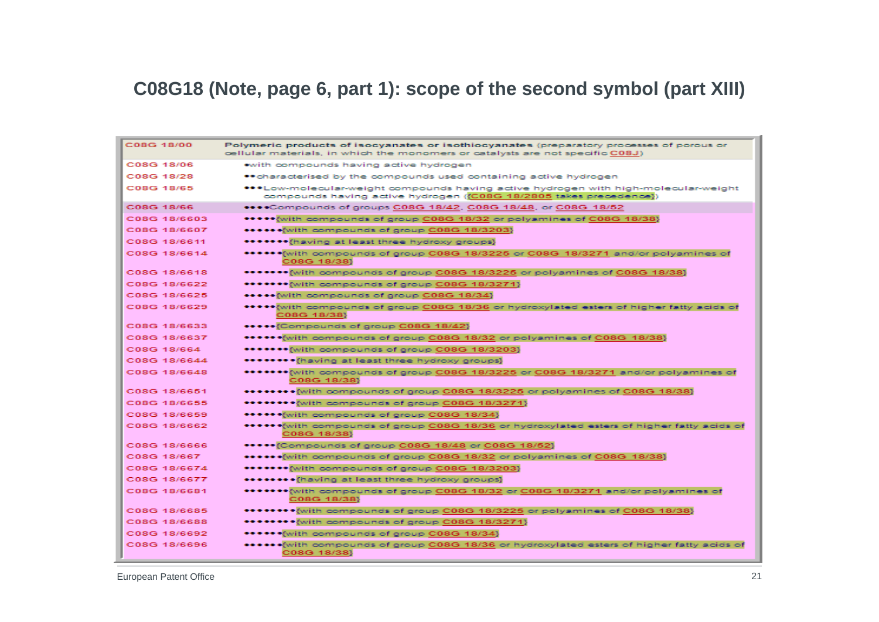# C08G18 (Note, page 6, part 1): scope of the second symbol (part XIII)

| | |
|---|---|
| C08G 18/00 | **Polymeric products of isocyanates or isothiocyanates** (preparatory processes of porous or cellular materials, in which the monomers or catalysts are not specific C08J) |
| C08G 18/06 | •with compounds having active hydrogen |
| C08G 18/28 | ••characterised by the compounds used containing active hydrogen |
| C08G 18/65 | •••Low-molecular-weight compounds having active hydrogen with high-molecular-weight compounds having active hydrogen ({C08G 18/2805 takes precedence}) |
| C08G 18/66 | ••••Compounds of groups C08G 18/42, C08G 18/48, or C08G 18/52 |
| C08G 18/6603 | •••••{with compounds of group C08G 18/32 or polyamines of C08G 18/38} |
| C08G 18/6607 | ••••••{with compounds of group C08G 18/3203} |
| C08G 18/6611 | •••••••{having at least three hydroxy groups} |
| C08G 18/6614 | ••••••{with compounds of group C08G 18/3225 or C08G 18/3271 and/or polyamines of C08G 18/38} |
| C08G 18/6618 | •••••••{with compounds of group C08G 18/3225 or polyamines of C08G 18/38} |
| C08G 18/6622 | •••••••{with compounds of group C08G 18/3271} |
| C08G 18/6625 | •••••{with compounds of group C08G 18/34} |
| C08G 18/6629 | •••••{with compounds of group C08G 18/36 or hydroxylated esters of higher fatty acids of C08G 18/38} |
| C08G 18/6633 | •••••{Compounds of group C08G 18/42} |
| C08G 18/6637 | ••••••{with compounds of group C08G 18/32 or polyamines of C08G 18/38} |
| C08G 18/664 | •••••••{with compounds of group C08G 18/3203} |
| C08G 18/6644 | ••••••••{having at least three hydroxy groups} |
| C08G 18/6648 | •••••••{with compounds of group C08G 18/3225 or C08G 18/3271 and/or polyamines of C08G 18/38} |
| C08G 18/6651 | ••••••••{with compounds of group C08G 18/3225 or polyamines of C08G 18/38} |
| C08G 18/6655 | ••••••••{with compounds of group C08G 18/3271} |
| C08G 18/6659 | ••••••{with compounds of group C08G 18/34} |
| C08G 18/6662 | ••••••{with compounds of group C08G 18/36 or hydroxylated esters of higher fatty acids of C08G 18/38} |
| C08G 18/6666 | •••••{Compounds of group C08G 18/48 or C08G 18/52} |
| C08G 18/667 | ••••••{with compounds of group C08G 18/32 or polyamines of C08G 18/38} |
| C08G 18/6674 | •••••••{with compounds of group C08G 18/3203} |
| C08G 18/6677 | ••••••••{having at least three hydroxy groups} |
| C08G 18/6681 | •••••••{with compounds of group C08G 18/32 or C08G 18/3271 and/or polyamines of C08G 18/38} |
| C08G 18/6685 | ••••••••{with compounds of group C08G 18/3225 or polyamines of C08G 18/38} |
| C08G 18/6688 | ••••••••{with compounds of group C08G 18/3271} |
| C08G 18/6692 | ••••••{with compounds of group C08G 18/34} |
| C08G 18/6696 | ••••••{with compounds of group C08G 18/36 or hydroxylated esters of higher fatty acids of C08G 18/38} |

European Patent Office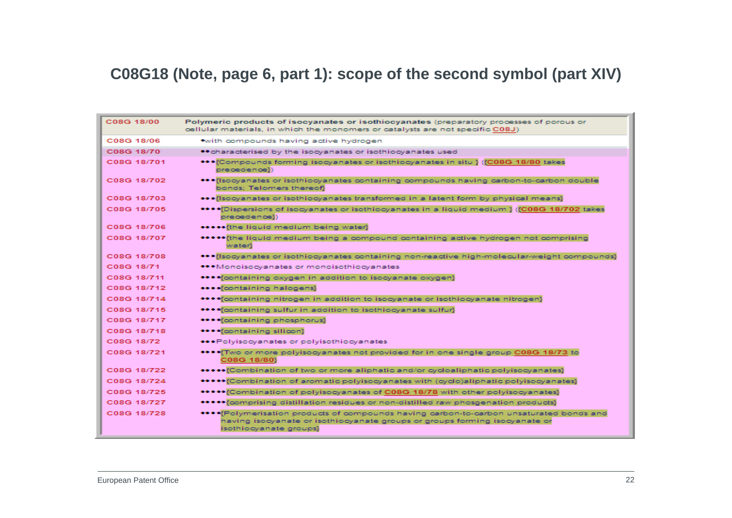## C08G18 (Note, page 6, part 1): scope of the second symbol (part XIV)

| | |
|---|---|
| C08G 18/00 | **Polymeric products of isocyanates or isothiocyanates** (preparatory processes of porous or cellular materials, in which the monomers or catalysts are not specific C08J) |
| C08G 18/06 | •with compounds having active hydrogen |
| C08G 18/70 | ••characterised by the isocyanates or isothiocyanates used |
| C08G 18/701 | •••{Compounds forming isocyanates or isothiocyanates in situ } ({C08G 18/80 takes precedence}) |
| C08G 18/702 | •••{Isocyanates or isothiocyanates containing compounds having carbon-to-carbon double bonds; Telomers thereof} |
| C08G 18/703 | •••{Isocyanates or isothiocyanates transformed in a latent form by physical means} |
| C08G 18/705 | ••••{Dispersions of isocyanates or isothiocyanates in a liquid medium } ({C08G 18/702 takes precedence}) |
| C08G 18/706 | •••••{the liquid medium being water} |
| C08G 18/707 | •••••{the liquid medium being a compound containing active hydrogen not comprising water} |
| C08G 18/708 | •••{Isocyanates or isothiocyanates containing non-reactive high-molecular-weight compounds} |
| C08G 18/71 | •••Monoisocyanates or monoisothiocyanates |
| C08G 18/711 | ••••{containing oxygen in addition to isocyanate oxygen} |
| C08G 18/712 | ••••{containing halogens} |
| C08G 18/714 | ••••{containing nitrogen in addition to isocyanate or isothiocyanate nitrogen} |
| C08G 18/715 | ••••{containing sulfur in addition to isothiocyanate sulfur} |
| C08G 18/717 | ••••{containing phosphorus} |
| C08G 18/718 | ••••{containing silicon} |
| C08G 18/72 | •••Polyisocyanates or polyisothiocyanates |
| C08G 18/721 | ••••{Two or more polyisocyanates not provided for in one single group C08G 18/73 to C08G 18/80} |
| C08G 18/722 | •••••{Combination of two or more aliphatic and/or cycloaliphatic polyisocyanates} |
| C08G 18/724 | •••••{Combination of aromatic polyisocyanates with (cyclo)aliphatic polyisocyanates} |
| C08G 18/725 | •••••{Combination of polyisocyanates of C08G 18/78 with other polyisocyanates} |
| C08G 18/727 | •••••{comprising distillation residues or non-distilled raw phosgenation products} |
| C08G 18/728 | ••••{Polymerisation products of compounds having carbon-to-carbon unsaturated bonds and having isocyanate or isothiocyanate groups or groups forming isocyanate or isothiocyanate groups} |

European Patent Office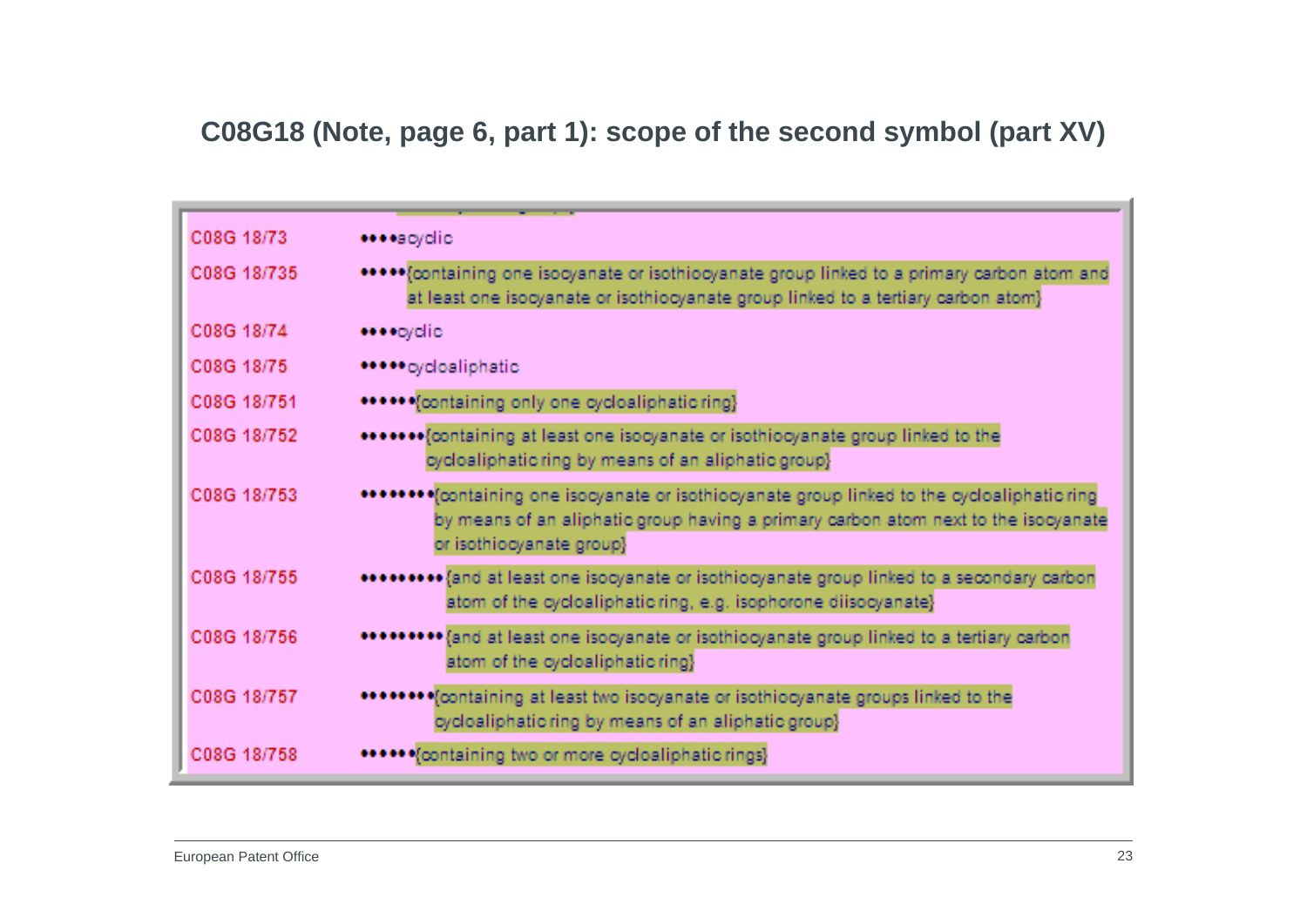## C08G18 (Note, page 6, part 1): scope of the second symbol (part XV)

| | |
|---|---|
| C08G 18/73 | ••••acyclic |
| C08G 18/735 | •••••{containing one isocyanate or isothiocyanate group linked to a primary carbon atom and at least one isocyanate or isothiocyanate group linked to a tertiary carbon atom} |
| C08G 18/74 | ••••cyclic |
| C08G 18/75 | •••••cycloaliphatic |
| C08G 18/751 | ••••••{containing only one cycloaliphatic ring} |
| C08G 18/752 | •••••••{containing at least one isocyanate or isothiocyanate group linked to the cycloaliphatic ring by means of an aliphatic group} |
| C08G 18/753 | ••••••••{containing one isocyanate or isothiocyanate group linked to the cycloaliphatic ring by means of an aliphatic group having a primary carbon atom next to the isocyanate or isothiocyanate group} |
| C08G 18/755 | •••••••••{and at least one isocyanate or isothiocyanate group linked to a secondary carbon atom of the cycloaliphatic ring, e.g. isophorone diisocyanate} |
| C08G 18/756 | •••••••••{and at least one isocyanate or isothiocyanate group linked to a tertiary carbon atom of the cycloaliphatic ring} |
| C08G 18/757 | ••••••••{containing at least two isocyanate or isothiocyanate groups linked to the cycloaliphatic ring by means of an aliphatic group} |
| C08G 18/758 | ••••••{containing two or more cycloaliphatic rings} |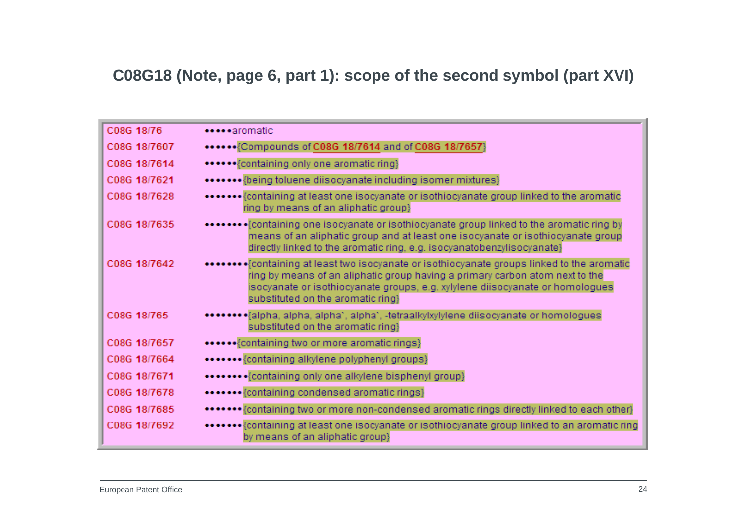## C08G18 (Note, page 6, part 1): scope of the second symbol (part XVI)

| Symbol | Title |
|---|---|
| C08G 18/76 | •••••aromatic |
| C08G 18/7607 | ••••••{Compounds of C08G 18/7614 and of C08G 18/7657} |
| C08G 18/7614 | ••••••{containing only one aromatic ring} |
| C08G 18/7621 | •••••••{being toluene diisocyanate including isomer mixtures} |
| C08G 18/7628 | •••••••{containing at least one isocyanate or isothiocyanate group linked to the aromatic ring by means of an aliphatic group} |
| C08G 18/7635 | ••••••••{containing one isocyanate or isothiocyanate group linked to the aromatic ring by means of an aliphatic group and at least one isocyanate or isothiocyanate group directly linked to the aromatic ring, e.g. isocyanatobenzylisocyanate} |
| C08G 18/7642 | ••••••••{containing at least two isocyanate or isothiocyanate groups linked to the aromatic ring by means of an aliphatic group having a primary carbon atom next to the isocyanate or isothiocyanate groups, e.g. xylylene diisocyanate or homologues substituted on the aromatic ring} |
| C08G 18/765 | ••••••••{alpha, alpha, alpha`, alpha`, -tetraalkylxylylene diisocyanate or homologues substituted on the aromatic ring} |
| C08G 18/7657 | ••••••{containing two or more aromatic rings} |
| C08G 18/7664 | •••••••{containing alkylene polyphenyl groups} |
| C08G 18/7671 | ••••••••{containing only one alkylene bisphenyl group} |
| C08G 18/7678 | •••••••{containing condensed aromatic rings} |
| C08G 18/7685 | •••••••{containing two or more non-condensed aromatic rings directly linked to each other} |
| C08G 18/7692 | •••••••{containing at least one isocyanate or isothiocyanate group linked to an aromatic ring by means of an aliphatic group} |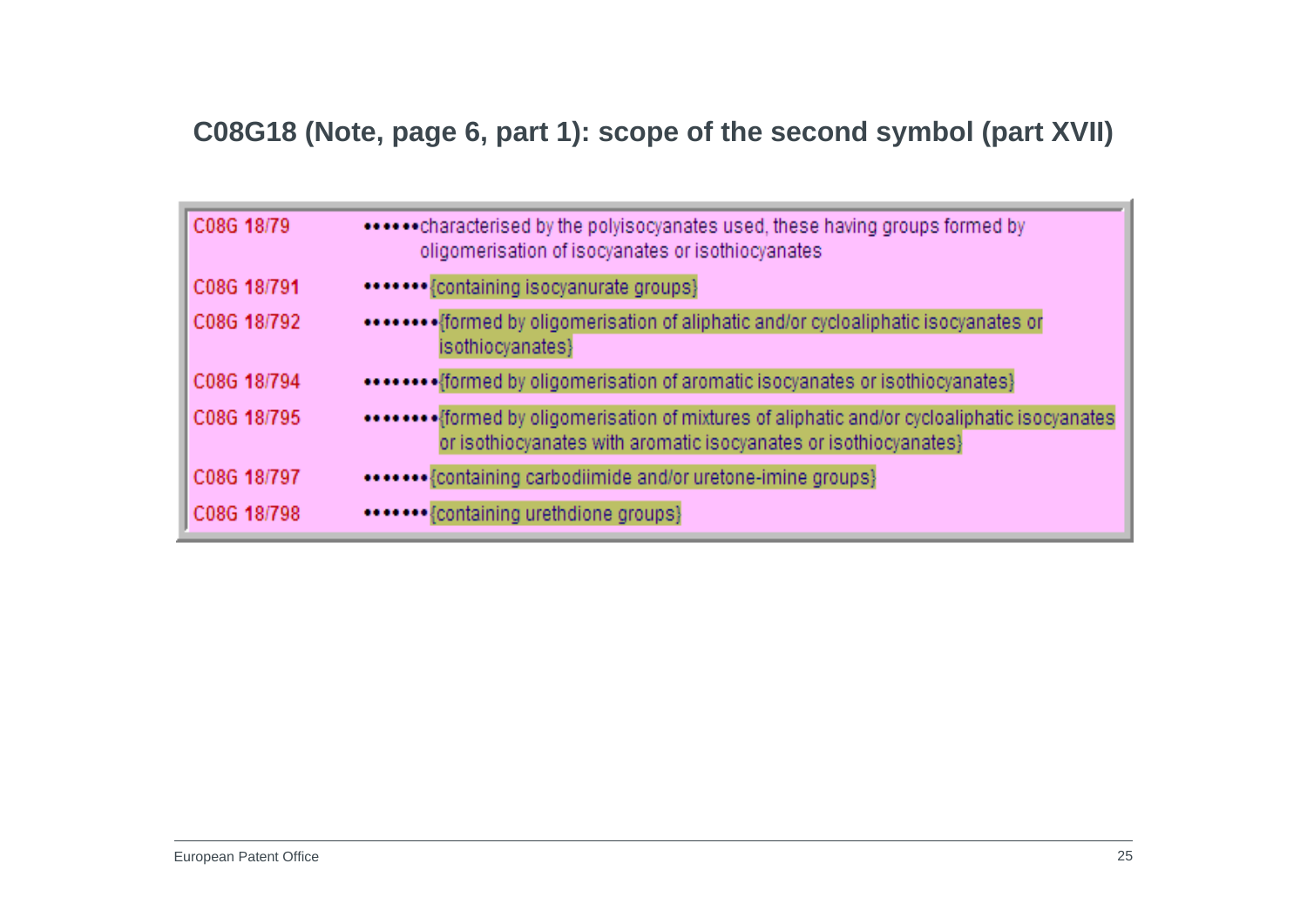# C08G18 (Note, page 6, part 1): scope of the second symbol (part XVII)

| | |
|---|---|
| C08G 18/79 | ••••••characterised by the polyisocyanates used, these having groups formed by oligomerisation of isocyanates or isothiocyanates |
| C08G 18/791 | •••••••{containing isocyanurate groups} |
| C08G 18/792 | ••••••••{formed by oligomerisation of aliphatic and/or cycloaliphatic isocyanates or isothiocyanates} |
| C08G 18/794 | ••••••••{formed by oligomerisation of aromatic isocyanates or isothiocyanates} |
| C08G 18/795 | ••••••••{formed by oligomerisation of mixtures of aliphatic and/or cycloaliphatic isocyanates or isothiocyanates with aromatic isocyanates or isothiocyanates} |
| C08G 18/797 | •••••••{containing carbodiimide and/or uretone-imine groups} |
| C08G 18/798 | •••••••{containing urethdione groups} |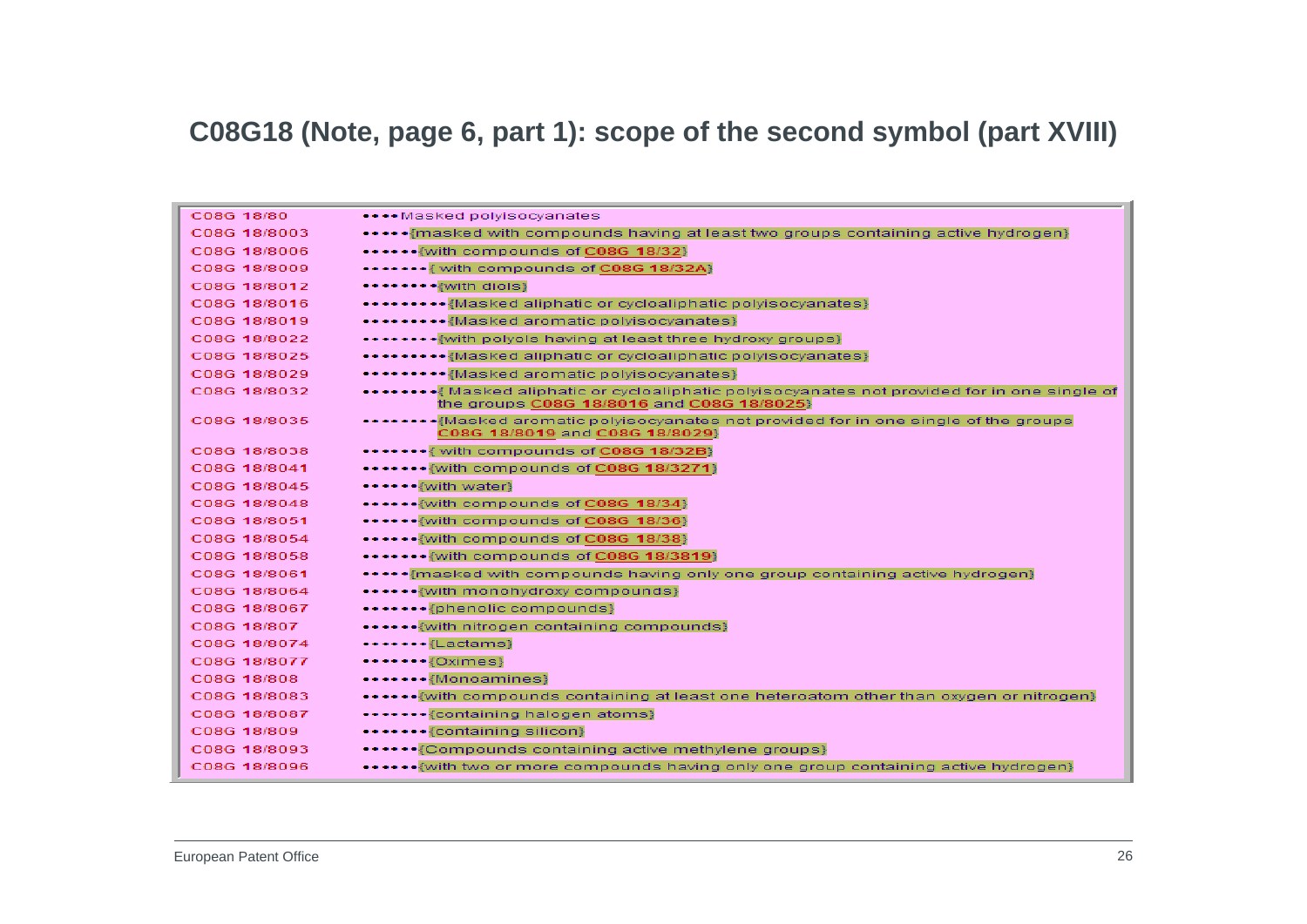# C08G18 (Note, page 6, part 1): scope of the second symbol (part XVIII)

| | |
|---|---|
| C08G 18/80 | ••••Masked polyisocyanates |
| C08G 18/8003 | •••••{masked with compounds having at least two groups containing active hydrogen} |
| C08G 18/8006 | ••••••{with compounds of C08G 18/32} |
| C08G 18/8009 | •••••••{ with compounds of C08G 18/32A} |
| C08G 18/8012 | ••••••••{with diols} |
| C08G 18/8016 | •••••••••{Masked aliphatic or cycloaliphatic polyisocyanates} |
| C08G 18/8019 | •••••••••{Masked aromatic polyisocyanates} |
| C08G 18/8022 | ••••••••{with polyols having at least three hydroxy groups} |
| C08G 18/8025 | •••••••••{Masked aliphatic or cycloaliphatic polyisocyanates} |
| C08G 18/8029 | •••••••••{Masked aromatic polyisocyanates} |
| C08G 18/8032 | ••••••••{ Masked aliphatic or cycloaliphatic polyisocyanates not provided for in one single of the groups C08G 18/8016 and C08G 18/8025} |
| C08G 18/8035 | ••••••••{Masked aromatic polyisocyanates not provided for in one single of the groups C08G 18/8019 and C08G 18/8029} |
| C08G 18/8038 | •••••••{ with compounds of C08G 18/32B} |
| C08G 18/8041 | •••••••{with compounds of C08G 18/3271} |
| C08G 18/8045 | ••••••{with water} |
| C08G 18/8048 | ••••••{with compounds of C08G 18/34} |
| C08G 18/8051 | ••••••{with compounds of C08G 18/36} |
| C08G 18/8054 | ••••••{with compounds of C08G 18/38} |
| C08G 18/8058 | •••••••{with compounds of C08G 18/3819} |
| C08G 18/8061 | •••••{masked with compounds having only one group containing active hydrogen} |
| C08G 18/8064 | ••••••{with monohydroxy compounds} |
| C08G 18/8067 | •••••••{phenolic compounds} |
| C08G 18/807 | ••••••{with nitrogen containing compounds} |
| C08G 18/8074 | •••••••{Lactams} |
| C08G 18/8077 | •••••••{Oximes} |
| C08G 18/808 | •••••••{Monoamines} |
| C08G 18/8083 | ••••••{with compounds containing at least one heteroatom other than oxygen or nitrogen} |
| C08G 18/8087 | •••••••{containing halogen atoms} |
| C08G 18/809 | •••••••{containing silicon} |
| C08G 18/8093 | ••••••{Compounds containing active methylene groups} |
| C08G 18/8096 | ••••••{with two or more compounds having only one group containing active hydrogen} |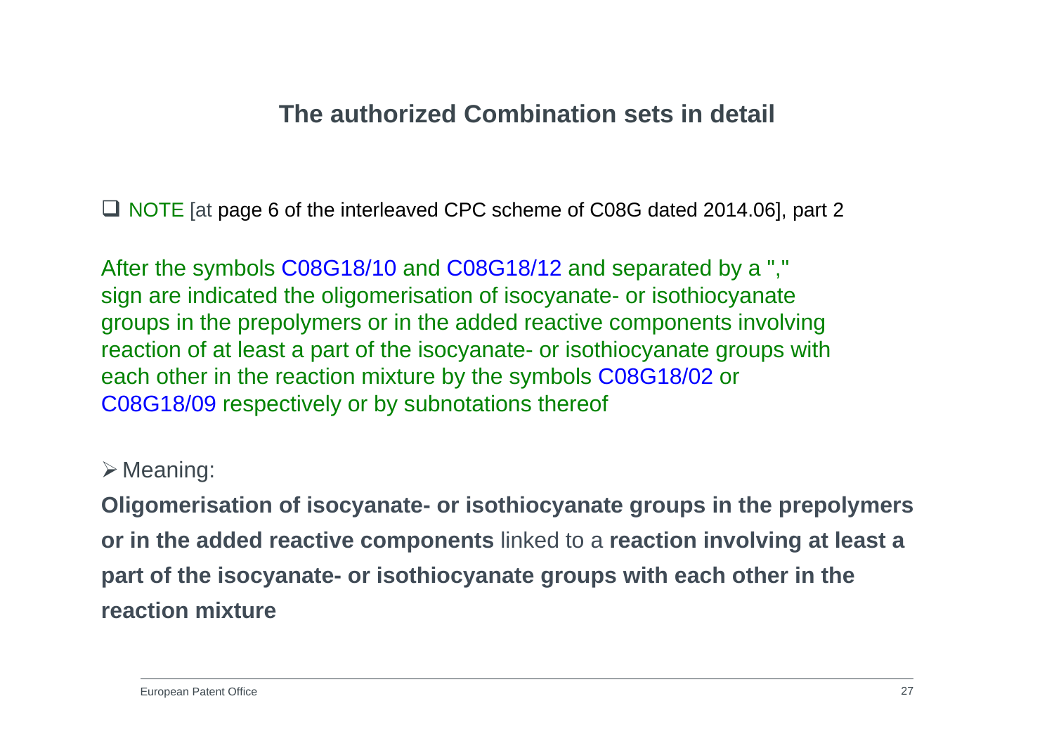# The authorized Combination sets in detail

- NOTE [at page 6 of the interleaved CPC scheme of C08G dated 2014.06], part 2

After the symbols C08G18/10 and C08G18/12 and separated by a "," sign are indicated the oligomerisation of isocyanate- or isothiocyanate groups in the prepolymers or in the added reactive components involving reaction of at least a part of the isocyanate- or isothiocyanate groups with each other in the reaction mixture by the symbols C08G18/02 or C08G18/09 respectively or by subnotations thereof

- Meaning:

**Oligomerisation of isocyanate- or isothiocyanate groups in the prepolymers or in the added reactive components** linked to a **reaction involving at least a part of the isocyanate- or isothiocyanate groups with each other in the reaction mixture**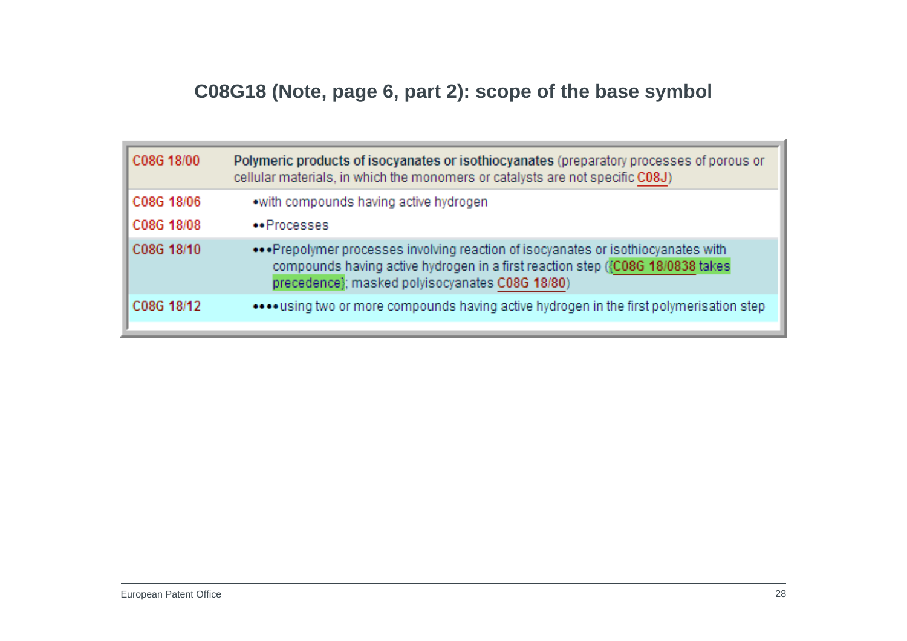## C08G18 (Note, page 6, part 2): scope of the base symbol

| | |
|---|---|
| C08G 18/00 | **Polymeric products of isocyanates or isothiocyanates** (preparatory processes of porous or cellular materials, in which the monomers or catalysts are not specific C08J) |
| C08G 18/06 | •with compounds having active hydrogen |
| C08G 18/08 | ••Processes |
| C08G 18/10 | •••Prepolymer processes involving reaction of isocyanates or isothiocyanates with compounds having active hydrogen in a first reaction step ({C08G 18/0838 takes precedence}; masked polyisocyanates C08G 18/80) |
| C08G 18/12 | ••••using two or more compounds having active hydrogen in the first polymerisation step |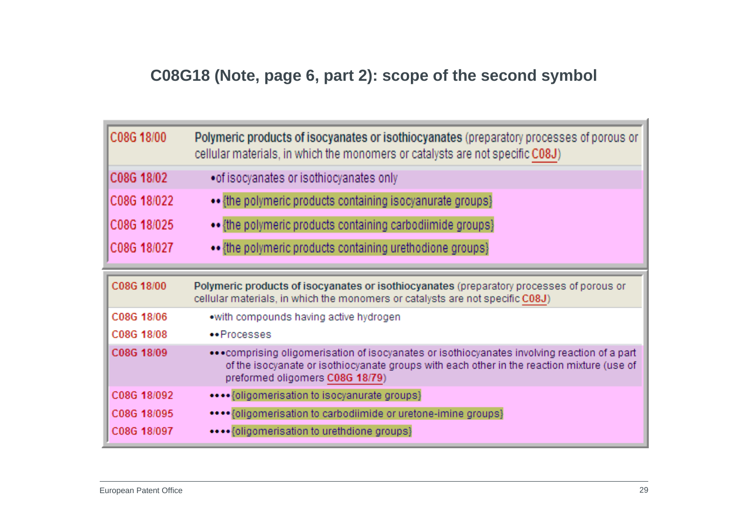## C08G18 (Note, page 6, part 2): scope of the second symbol

| | |
|---|---|
| C08G 18/00 | **Polymeric products of isocyanates or isothiocyanates** (preparatory processes of porous or cellular materials, in which the monomers or catalysts are not specific C08J) |
| C08G 18/02 | •of isocyanates or isothiocyanates only |
| C08G 18/022 | •• {the polymeric products containing isocyanurate groups} |
| C08G 18/025 | •• {the polymeric products containing carbodiimide groups} |
| C08G 18/027 | •• {the polymeric products containing urethodione groups} |

| | |
|---|---|
| C08G 18/00 | **Polymeric products of isocyanates or isothiocyanates** (preparatory processes of porous or cellular materials, in which the monomers or catalysts are not specific C08J) |
| C08G 18/06 | •with compounds having active hydrogen |
| C08G 18/08 | ••Processes |
| C08G 18/09 | •••comprising oligomerisation of isocyanates or isothiocyanates involving reaction of a part of the isocyanate or isothiocyanate groups with each other in the reaction mixture (use of preformed oligomers C08G 18/79) |
| C08G 18/092 | ••••{oligomerisation to isocyanurate groups} |
| C08G 18/095 | ••••{oligomerisation to carbodiimide or uretone-imine groups} |
| C08G 18/097 | ••••{oligomerisation to urethdione groups} |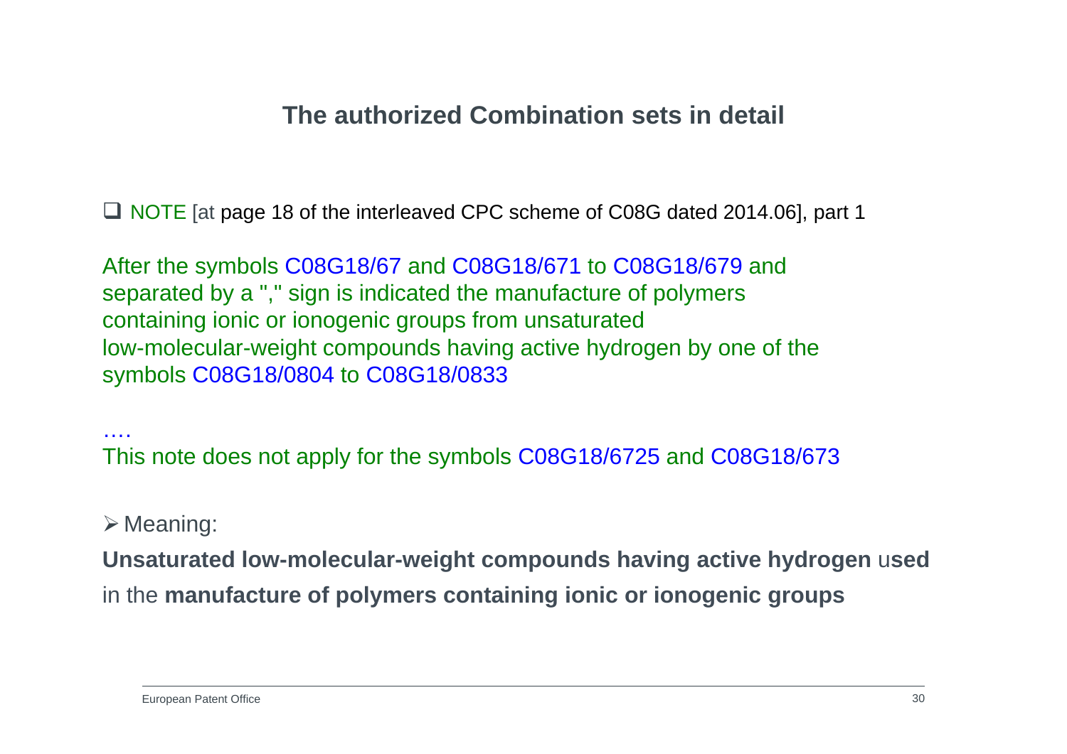## The authorized Combination sets in detail

- NOTE [at page 18 of the interleaved CPC scheme of C08G dated 2014.06], part 1

After the symbols C08G18/67 and C08G18/671 to C08G18/679 and separated by a "," sign is indicated the manufacture of polymers containing ionic or ionogenic groups from unsaturated low-molecular-weight compounds having active hydrogen by one of the symbols C08G18/0804 to C08G18/0833

….

This note does not apply for the symbols C08G18/6725 and C08G18/673

- Meaning:

**Unsaturated low-molecular-weight compounds having active hydrogen** u**sed** in the **manufacture of polymers containing ionic or ionogenic groups**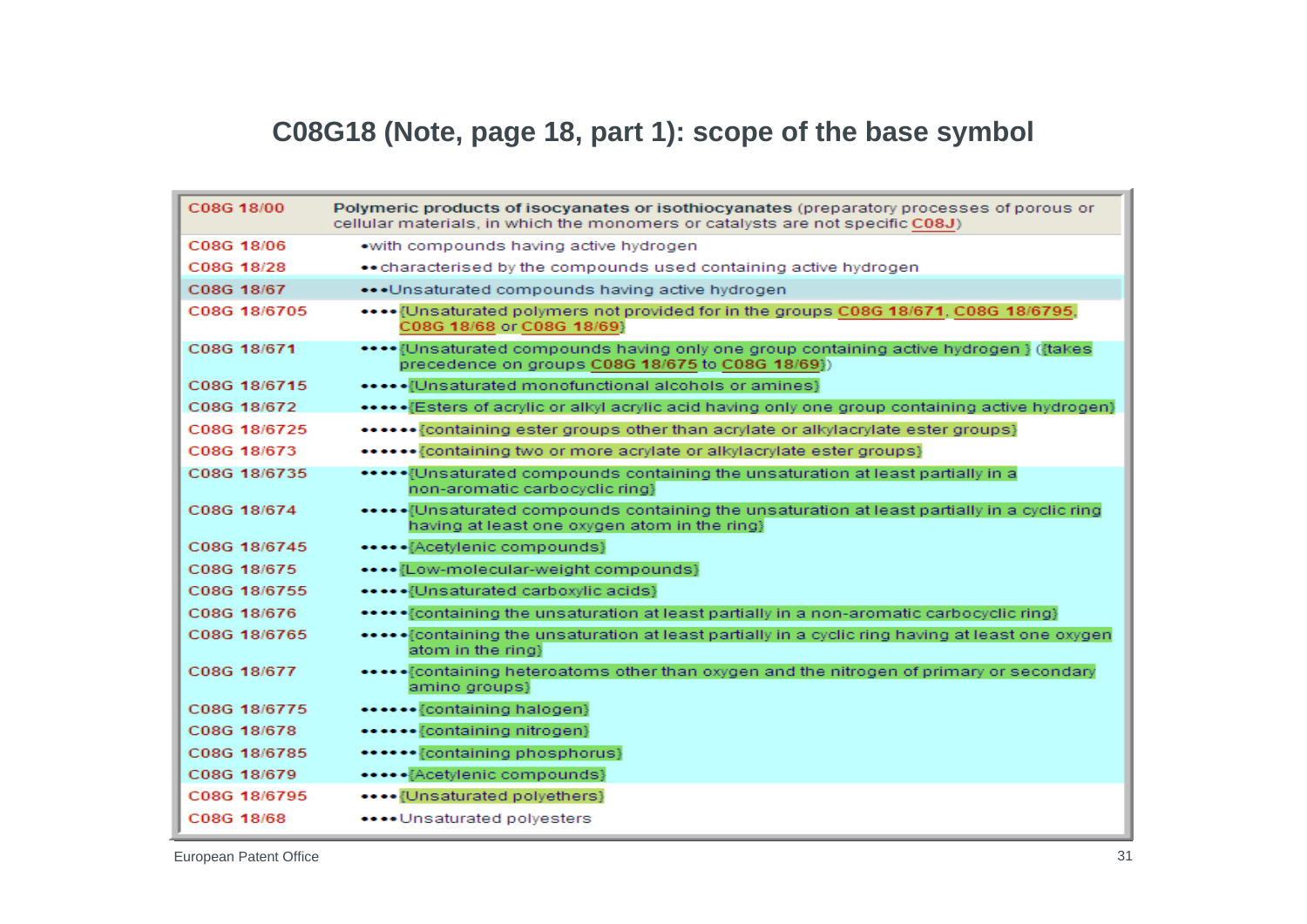# C08G18 (Note, page 18, part 1): scope of the base symbol

| | |
|---|---|
| C08G 18/00 | **Polymeric products of isocyanates or isothiocyanates** (preparatory processes of porous or cellular materials, in which the monomers or catalysts are not specific C08J) |
| C08G 18/06 | •with compounds having active hydrogen |
| C08G 18/28 | ••characterised by the compounds used containing active hydrogen |
| C08G 18/67 | •••Unsaturated compounds having active hydrogen |
| C08G 18/6705 | ••••{Unsaturated polymers not provided for in the groups C08G 18/671, C08G 18/6795, C08G 18/68 or C08G 18/69} |
| C08G 18/671 | ••••{Unsaturated compounds having only one group containing active hydrogen } ({takes precedence on groups C08G 18/675 to C08G 18/69}) |
| C08G 18/6715 | •••••{Unsaturated monofunctional alcohols or amines} |
| C08G 18/672 | •••••{Esters of acrylic or alkyl acrylic acid having only one group containing active hydrogen} |
| C08G 18/6725 | ••••••{containing ester groups other than acrylate or alkylacrylate ester groups} |
| C08G 18/673 | ••••••{containing two or more acrylate or alkylacrylate ester groups} |
| C08G 18/6735 | •••••{Unsaturated compounds containing the unsaturation at least partially in a non-aromatic carbocyclic ring} |
| C08G 18/674 | •••••{Unsaturated compounds containing the unsaturation at least partially in a cyclic ring having at least one oxygen atom in the ring} |
| C08G 18/6745 | •••••{Acetylenic compounds} |
| C08G 18/675 | ••••{Low-molecular-weight compounds} |
| C08G 18/6755 | •••••{Unsaturated carboxylic acids} |
| C08G 18/676 | •••••{containing the unsaturation at least partially in a non-aromatic carbocyclic ring} |
| C08G 18/6765 | •••••{containing the unsaturation at least partially in a cyclic ring having at least one oxygen atom in the ring} |
| C08G 18/677 | •••••{containing heteroatoms other than oxygen and the nitrogen of primary or secondary amino groups} |
| C08G 18/6775 | ••••••{containing halogen} |
| C08G 18/678 | ••••••{containing nitrogen} |
| C08G 18/6785 | ••••••{containing phosphorus} |
| C08G 18/679 | •••••{Acetylenic compounds} |
| C08G 18/6795 | ••••{Unsaturated polyethers} |
| C08G 18/68 | ••••Unsaturated polyesters |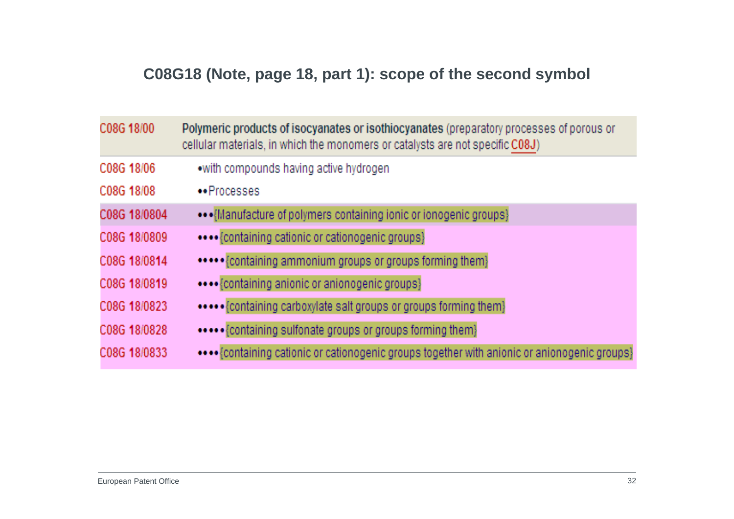# C08G18 (Note, page 18, part 1): scope of the second symbol

| | |
|---|---|
| C08G 18/00 | **Polymeric products of isocyanates or isothiocyanates** (preparatory processes of porous or cellular materials, in which the monomers or catalysts are not specific C08J) |
| C08G 18/06 | •with compounds having active hydrogen |
| C08G 18/08 | ••Processes |
| C08G 18/0804 | •••{Manufacture of polymers containing ionic or ionogenic groups} |
| C08G 18/0809 | ••••{containing cationic or cationogenic groups} |
| C08G 18/0814 | •••••{containing ammonium groups or groups forming them} |
| C08G 18/0819 | ••••{containing anionic or anionogenic groups} |
| C08G 18/0823 | •••••{containing carboxylate salt groups or groups forming them} |
| C08G 18/0828 | •••••{containing sulfonate groups or groups forming them} |
| C08G 18/0833 | ••••{containing cationic or cationogenic groups together with anionic or anionogenic groups} |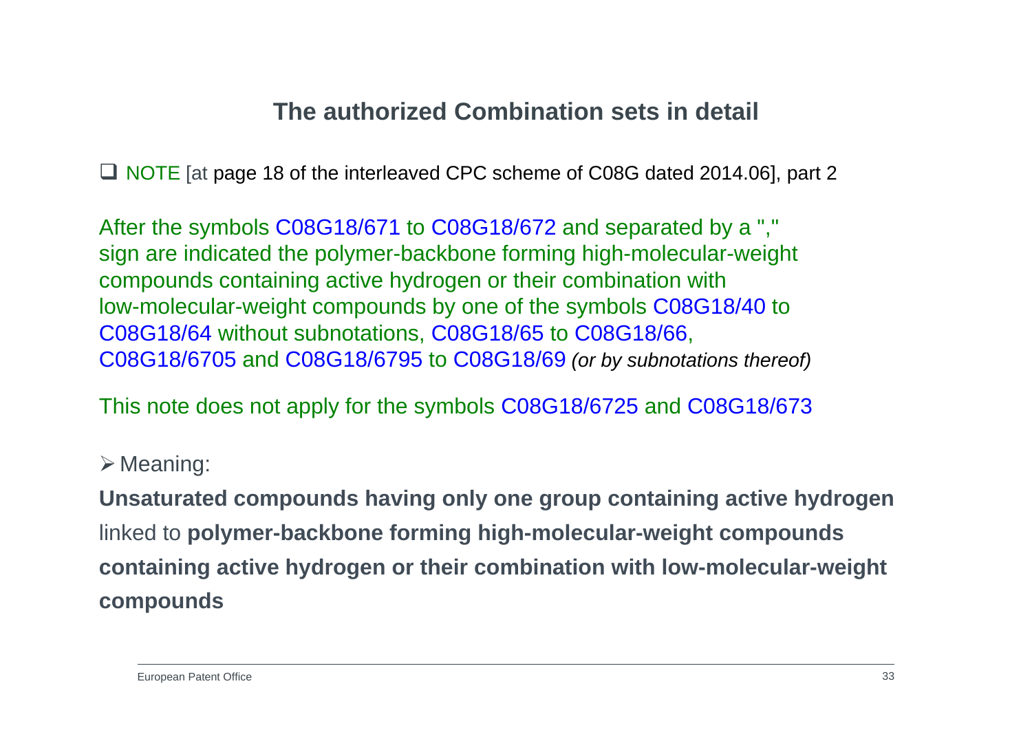## The authorized Combination sets in detail

- NOTE [at page 18 of the interleaved CPC scheme of C08G dated 2014.06], part 2

After the symbols C08G18/671 to C08G18/672 and separated by a "," sign are indicated the polymer-backbone forming high-molecular-weight compounds containing active hydrogen or their combination with low-molecular-weight compounds by one of the symbols C08G18/40 to C08G18/64 without subnotations, C08G18/65 to C08G18/66, C08G18/6705 and C08G18/6795 to C08G18/69 *(or by subnotations thereof)*

This note does not apply for the symbols C08G18/6725 and C08G18/673

- Meaning:

**Unsaturated compounds having only one group containing active hydrogen** linked to **polymer-backbone forming high-molecular-weight compounds containing active hydrogen or their combination with low-molecular-weight compounds**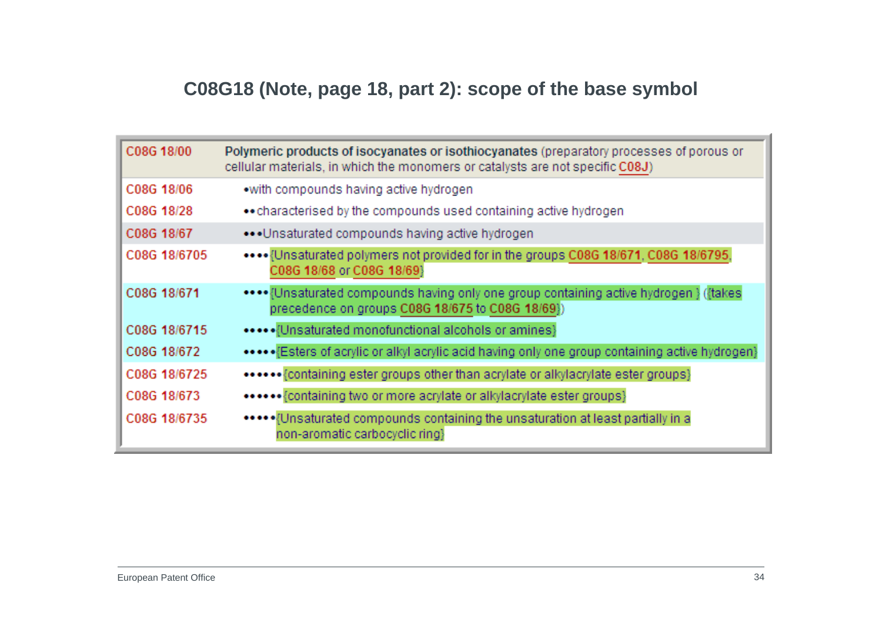## C08G18 (Note, page 18, part 2): scope of the base symbol

| | |
|---|---|
| C08G 18/00 | **Polymeric products of isocyanates or isothiocyanates** (preparatory processes of porous or cellular materials, in which the monomers or catalysts are not specific C08J) |
| C08G 18/06 | •with compounds having active hydrogen |
| C08G 18/28 | ••characterised by the compounds used containing active hydrogen |
| C08G 18/67 | •••Unsaturated compounds having active hydrogen |
| C08G 18/6705 | ••••{Unsaturated polymers not provided for in the groups C08G 18/671, C08G 18/6795, C08G 18/68 or C08G 18/69} |
| C08G 18/671 | ••••{Unsaturated compounds having only one group containing active hydrogen } ({takes precedence on groups C08G 18/675 to C08G 18/69}) |
| C08G 18/6715 | •••••{Unsaturated monofunctional alcohols or amines} |
| C08G 18/672 | •••••{Esters of acrylic or alkyl acrylic acid having only one group containing active hydrogen} |
| C08G 18/6725 | ••••••{containing ester groups other than acrylate or alkylacrylate ester groups} |
| C08G 18/673 | ••••••{containing two or more acrylate or alkylacrylate ester groups} |
| C08G 18/6735 | •••••{Unsaturated compounds containing the unsaturation at least partially in a non-aromatic carbocyclic ring} |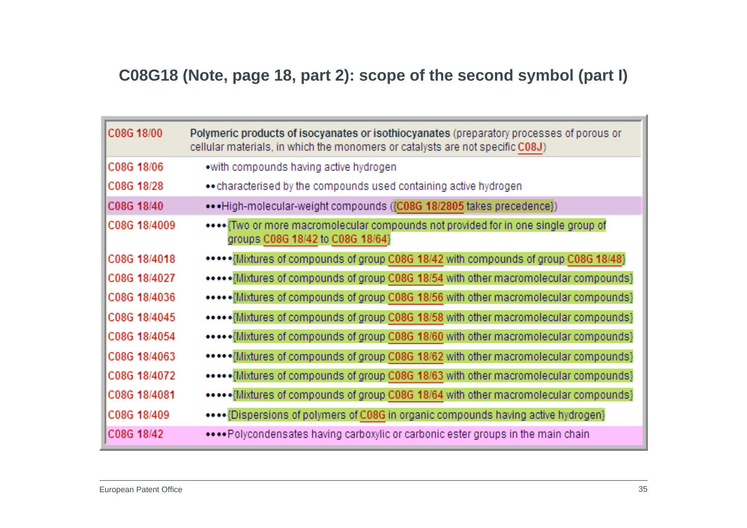## C08G18 (Note, page 18, part 2): scope of the second symbol (part I)

| | |
|---|---|
| C08G 18/00 | **Polymeric products of isocyanates or isothiocyanates** (preparatory processes of porous or cellular materials, in which the monomers or catalysts are not specific C08J) |
| C08G 18/06 | •with compounds having active hydrogen |
| C08G 18/28 | ••characterised by the compounds used containing active hydrogen |
| C08G 18/40 | •••High-molecular-weight compounds ({C08G 18/2805 takes precedence}) |
| C08G 18/4009 | ••••{Two or more macromolecular compounds not provided for in one single group of groups C08G 18/42 to C08G 18/64} |
| C08G 18/4018 | •••••{Mixtures of compounds of group C08G 18/42 with compounds of group C08G 18/48} |
| C08G 18/4027 | •••••{Mixtures of compounds of group C08G 18/54 with other macromolecular compounds} |
| C08G 18/4036 | •••••{Mixtures of compounds of group C08G 18/56 with other macromolecular compounds} |
| C08G 18/4045 | •••••{Mixtures of compounds of group C08G 18/58 with other macromolecular compounds} |
| C08G 18/4054 | •••••{Mixtures of compounds of group C08G 18/60 with other macromolecular compounds} |
| C08G 18/4063 | •••••{Mixtures of compounds of group C08G 18/62 with other macromolecular compounds} |
| C08G 18/4072 | •••••{Mixtures of compounds of group C08G 18/63 with other macromolecular compounds} |
| C08G 18/4081 | •••••{Mixtures of compounds of group C08G 18/64 with other macromolecular compounds} |
| C08G 18/409 | ••••{Dispersions of polymers of C08G in organic compounds having active hydrogen} |
| C08G 18/42 | ••••Polycondensates having carboxylic or carbonic ester groups in the main chain |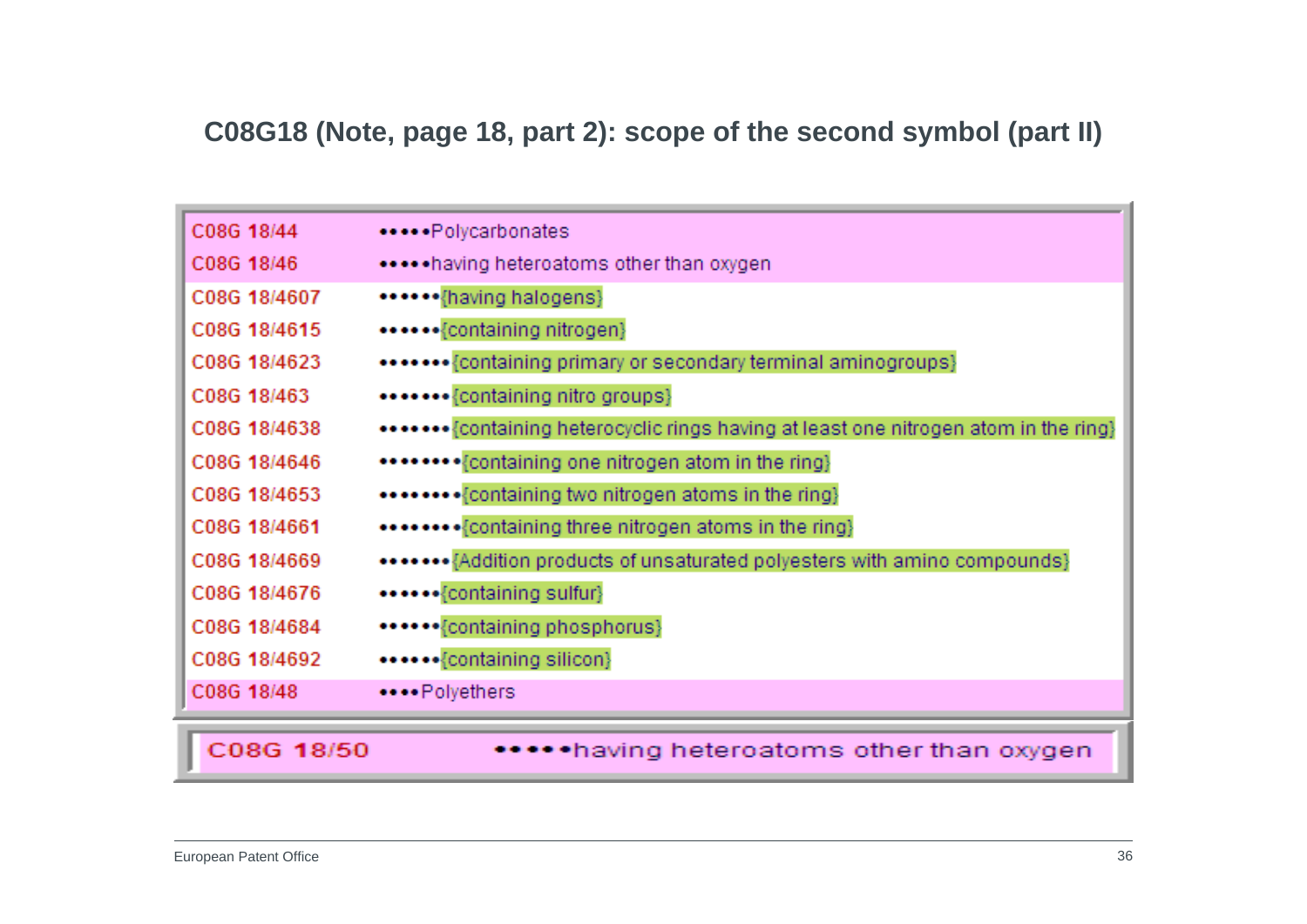## C08G18 (Note, page 18, part 2): scope of the second symbol (part II)

| | |
|---|---|
| C08G 18/44 | •••••Polycarbonates |
| C08G 18/46 | •••••having heteroatoms other than oxygen |
| C08G 18/4607 | ••••••{having halogens} |
| C08G 18/4615 | ••••••{containing nitrogen} |
| C08G 18/4623 | •••••••{containing primary or secondary terminal aminogroups} |
| C08G 18/463 | •••••••{containing nitro groups} |
| C08G 18/4638 | •••••••{containing heterocyclic rings having at least one nitrogen atom in the ring} |
| C08G 18/4646 | ••••••••{containing one nitrogen atom in the ring} |
| C08G 18/4653 | ••••••••{containing two nitrogen atoms in the ring} |
| C08G 18/4661 | ••••••••{containing three nitrogen atoms in the ring} |
| C08G 18/4669 | •••••••{Addition products of unsaturated polyesters with amino compounds} |
| C08G 18/4676 | ••••••{containing sulfur} |
| C08G 18/4684 | ••••••{containing phosphorus} |
| C08G 18/4692 | ••••••{containing silicon} |
| C08G 18/48 | ••••Polyethers |

| | |
|---|---|
| C08G 18/50 | •••••having heteroatoms other than oxygen |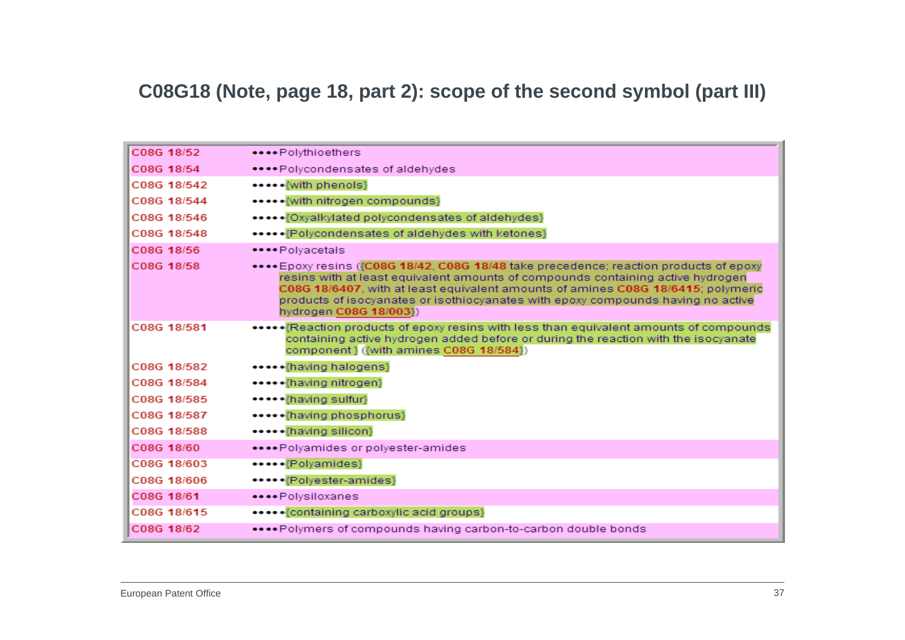## C08G18 (Note, page 18, part 2): scope of the second symbol (part III)

| | |
|---|---|
| C08G 18/52 | ••••Polythioethers |
| C08G 18/54 | ••••Polycondensates of aldehydes |
| C08G 18/542 | •••••{with phenols} |
| C08G 18/544 | •••••{with nitrogen compounds} |
| C08G 18/546 | •••••{Oxyalkylated polycondensates of aldehydes} |
| C08G 18/548 | •••••{Polycondensates of aldehydes with ketones} |
| C08G 18/56 | ••••Polyacetals |
| C08G 18/58 | ••••Epoxy resins ({C08G 18/42, C08G 18/48 take precedence; reaction products of epoxy resins with at least equivalent amounts of compounds containing active hydrogen C08G 18/6407, with at least equivalent amounts of amines C08G 18/6415; polymeric products of isocyanates or isothiocyanates with epoxy compounds having no active hydrogen C08G 18/003}) |
| C08G 18/581 | •••••{Reaction products of epoxy resins with less than equivalent amounts of compounds containing active hydrogen added before or during the reaction with the isocyanate component} ({with amines C08G 18/584}) |
| C08G 18/582 | •••••{having halogens} |
| C08G 18/584 | •••••{having nitrogen} |
| C08G 18/585 | •••••{having sulfur} |
| C08G 18/587 | •••••{having phosphorus} |
| C08G 18/588 | •••••{having silicon} |
| C08G 18/60 | ••••Polyamides or polyester-amides |
| C08G 18/603 | •••••{Polyamides} |
| C08G 18/606 | •••••{Polyester-amides} |
| C08G 18/61 | ••••Polysiloxanes |
| C08G 18/615 | •••••{containing carboxylic acid groups} |
| C08G 18/62 | ••••Polymers of compounds having carbon-to-carbon double bonds |

European Patent Office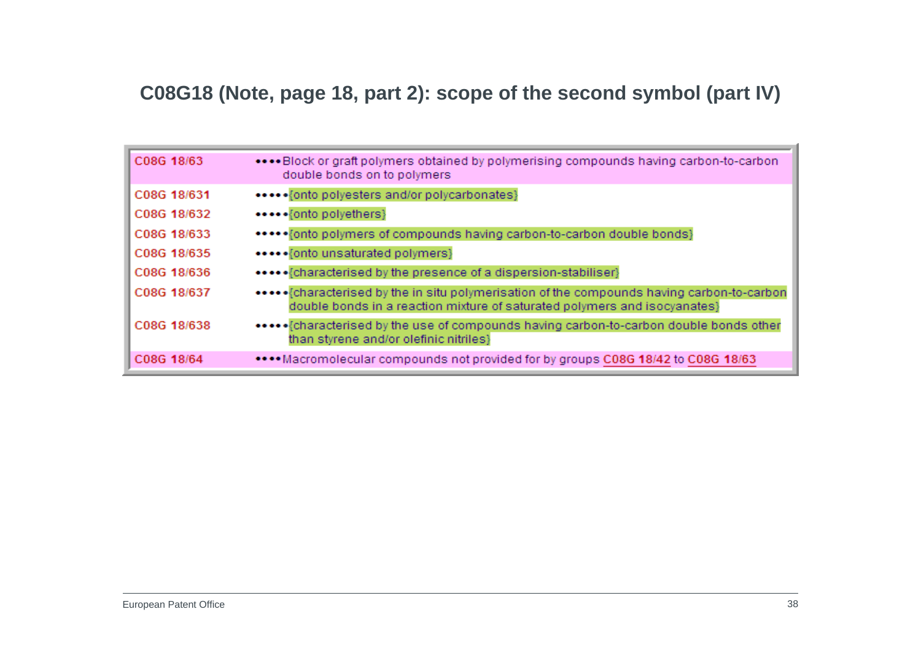## C08G18 (Note, page 18, part 2): scope of the second symbol (part IV)

| | |
|---|---|
| C08G 18/63 | ••••Block or graft polymers obtained by polymerising compounds having carbon-to-carbon double bonds on to polymers |
| C08G 18/631 | •••••{onto polyesters and/or polycarbonates} |
| C08G 18/632 | •••••{onto polyethers} |
| C08G 18/633 | •••••{onto polymers of compounds having carbon-to-carbon double bonds} |
| C08G 18/635 | •••••{onto unsaturated polymers} |
| C08G 18/636 | •••••{characterised by the presence of a dispersion-stabiliser} |
| C08G 18/637 | •••••{characterised by the in situ polymerisation of the compounds having carbon-to-carbon double bonds in a reaction mixture of saturated polymers and isocyanates} |
| C08G 18/638 | •••••{characterised by the use of compounds having carbon-to-carbon double bonds other than styrene and/or olefinic nitriles} |
| C08G 18/64 | ••••Macromolecular compounds not provided for by groups C08G 18/42 to C08G 18/63 |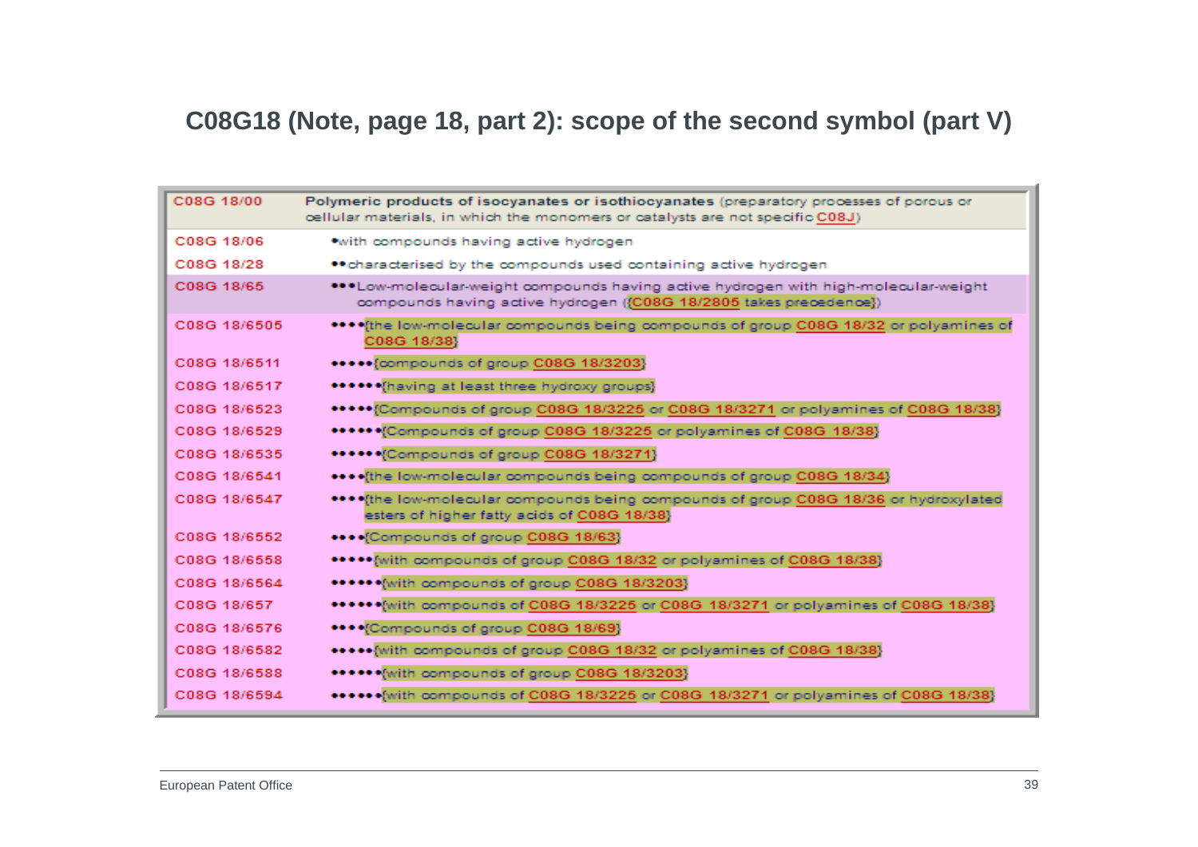## C08G18 (Note, page 18, part 2): scope of the second symbol (part V)

| | |
|---|---|
| C08G 18/00 | **Polymeric products of isocyanates or isothiocyanates** (preparatory processes of porous or cellular materials, in which the monomers or catalysts are not specific C08J) |
| C08G 18/06 | •with compounds having active hydrogen |
| C08G 18/28 | ••characterised by the compounds used containing active hydrogen |
| C08G 18/65 | •••Low-molecular-weight compounds having active hydrogen with high-molecular-weight compounds having active hydrogen ({C08G 18/2805 takes precedence}) |
| C08G 18/6505 | ••••{the low-molecular compounds being compounds of group C08G 18/32 or polyamines of C08G 18/38} |
| C08G 18/6511 | •••••{compounds of group C08G 18/3203} |
| C08G 18/6517 | ••••••{having at least three hydroxy groups} |
| C08G 18/6523 | •••••{Compounds of group C08G 18/3225 or C08G 18/3271 or polyamines of C08G 18/38} |
| C08G 18/6529 | ••••••{Compounds of group C08G 18/3225 or polyamines of C08G 18/38} |
| C08G 18/6535 | ••••••{Compounds of group C08G 18/3271} |
| C08G 18/6541 | ••••{the low-molecular compounds being compounds of group C08G 18/34} |
| C08G 18/6547 | ••••{the low-molecular compounds being compounds of group C08G 18/36 or hydroxylated esters of higher fatty acids of C08G 18/38} |
| C08G 18/6552 | ••••{Compounds of group C08G 18/63} |
| C08G 18/6558 | •••••{with compounds of group C08G 18/32 or polyamines of C08G 18/38} |
| C08G 18/6564 | ••••••{with compounds of group C08G 18/3203} |
| C08G 18/657 | ••••••{with compounds of C08G 18/3225 or C08G 18/3271 or polyamines of C08G 18/38} |
| C08G 18/6576 | ••••{Compounds of group C08G 18/69} |
| C08G 18/6582 | •••••{with compounds of group C08G 18/32 or polyamines of C08G 18/38} |
| C08G 18/6588 | ••••••{with compounds of group C08G 18/3203} |
| C08G 18/6594 | ••••••{with compounds of C08G 18/3225 or C08G 18/3271 or polyamines of C08G 18/38} |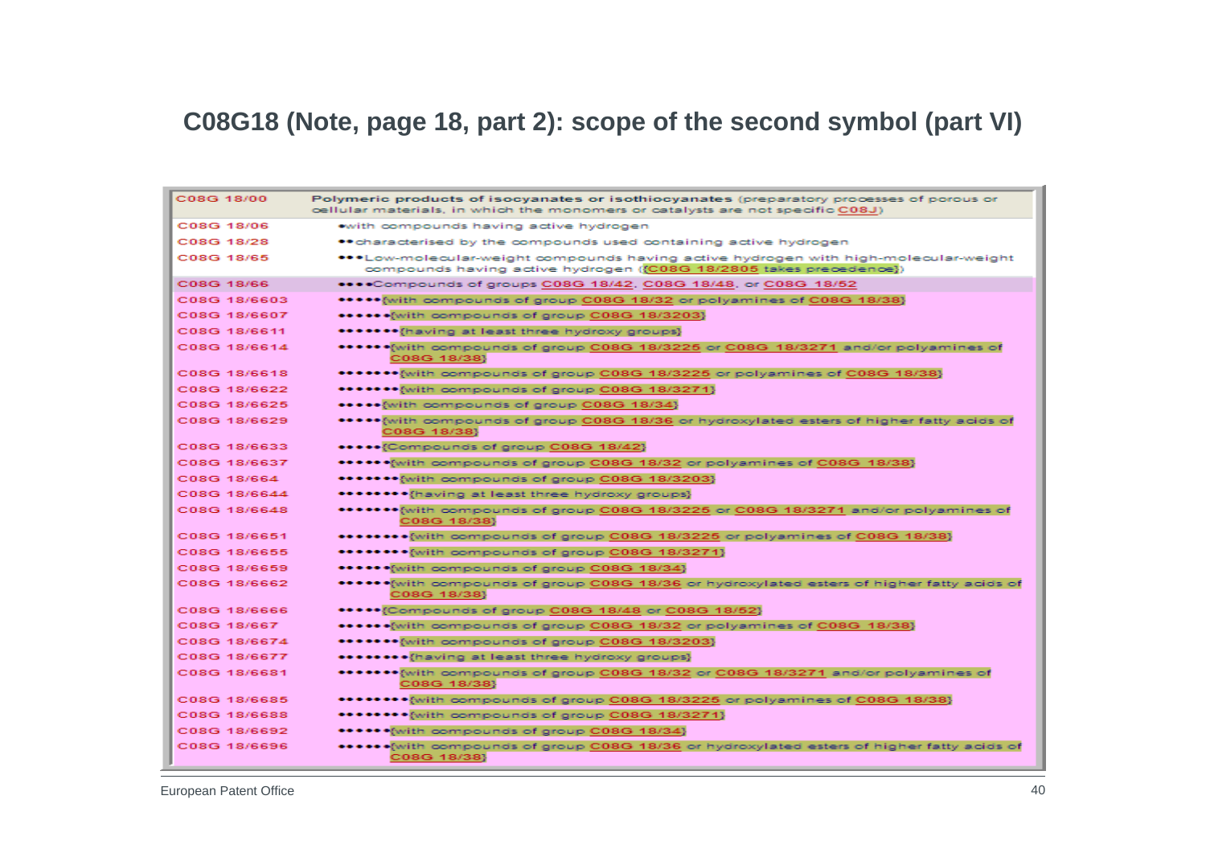# C08G18 (Note, page 18, part 2): scope of the second symbol (part VI)

| | |
|---|---|
| C08G 18/00 | **Polymeric products of isocyanates or isothiocyanates** (preparatory processes of porous or cellular materials, in which the monomers or catalysts are not specific C08J) |
| C08G 18/06 | •with compounds having active hydrogen |
| C08G 18/28 | ••characterised by the compounds used containing active hydrogen |
| C08G 18/65 | •••Low-molecular-weight compounds having active hydrogen with high-molecular-weight compounds having active hydrogen ({C08G 18/2805 takes precedence}) |
| C08G 18/66 | ••••Compounds of groups C08G 18/42, C08G 18/48, or C08G 18/52 |
| C08G 18/6603 | •••••{with compounds of group C08G 18/32 or polyamines of C08G 18/38} |
| C08G 18/6607 | ••••••{with compounds of group C08G 18/3203} |
| C08G 18/6611 | •••••••{having at least three hydroxy groups} |
| C08G 18/6614 | ••••••{with compounds of group C08G 18/3225 or C08G 18/3271 and/or polyamines of C08G 18/38} |
| C08G 18/6618 | •••••••{with compounds of group C08G 18/3225 or polyamines of C08G 18/38} |
| C08G 18/6622 | •••••••{with compounds of group C08G 18/3271} |
| C08G 18/6625 | •••••{with compounds of group C08G 18/34} |
| C08G 18/6629 | •••••{with compounds of group C08G 18/36 or hydroxylated esters of higher fatty acids of C08G 18/38} |
| C08G 18/6633 | •••••{Compounds of group C08G 18/42} |
| C08G 18/6637 | ••••••{with compounds of group C08G 18/32 or polyamines of C08G 18/38} |
| C08G 18/664 | •••••••{with compounds of group C08G 18/3203} |
| C08G 18/6644 | ••••••••{having at least three hydroxy groups} |
| C08G 18/6648 | •••••••{with compounds of group C08G 18/3225 or C08G 18/3271 and/or polyamines of C08G 18/38} |
| C08G 18/6651 | ••••••••{with compounds of group C08G 18/3225 or polyamines of C08G 18/38} |
| C08G 18/6655 | ••••••••{with compounds of group C08G 18/3271} |
| C08G 18/6659 | ••••••{with compounds of group C08G 18/34} |
| C08G 18/6662 | ••••••{with compounds of group C08G 18/36 or hydroxylated esters of higher fatty acids of C08G 18/38} |
| C08G 18/6666 | •••••{Compounds of group C08G 18/48 or C08G 18/52} |
| C08G 18/667 | ••••••{with compounds of group C08G 18/32 or polyamines of C08G 18/38} |
| C08G 18/6674 | •••••••{with compounds of group C08G 18/3203} |
| C08G 18/6677 | ••••••••{having at least three hydroxy groups} |
| C08G 18/6681 | •••••••{with compounds of group C08G 18/32 or C08G 18/3271 and/or polyamines of C08G 18/38} |
| C08G 18/6685 | ••••••••{with compounds of group C08G 18/3225 or polyamines of C08G 18/38} |
| C08G 18/6688 | ••••••••{with compounds of group C08G 18/3271} |
| C08G 18/6692 | ••••••{with compounds of group C08G 18/34} |
| C08G 18/6696 | ••••••{with compounds of group C08G 18/36 or hydroxylated esters of higher fatty acids of C08G 18/38} |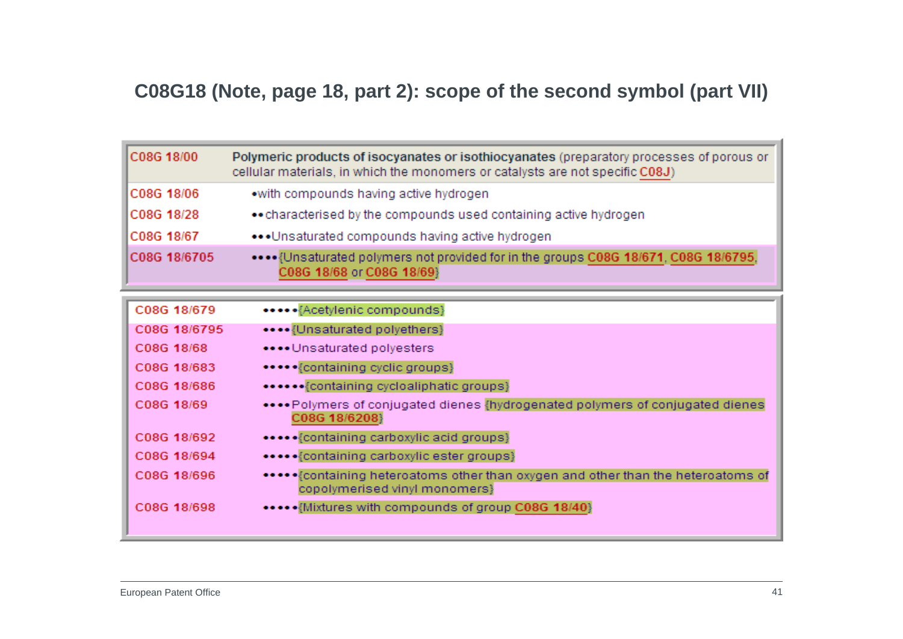# C08G18 (Note, page 18, part 2): scope of the second symbol (part VII)

| | |
|---|---|
| C08G 18/00 | **Polymeric products of isocyanates or isothiocyanates** (preparatory processes of porous or cellular materials, in which the monomers or catalysts are not specific C08J) |
| C08G 18/06 | •with compounds having active hydrogen |
| C08G 18/28 | ••characterised by the compounds used containing active hydrogen |
| C08G 18/67 | •••Unsaturated compounds having active hydrogen |
| C08G 18/6705 | ••••{Unsaturated polymers not provided for in the groups C08G 18/671, C08G 18/6795, C08G 18/68 or C08G 18/69} |

| | |
|---|---|
| C08G 18/679 | •••••{Acetylenic compounds} |
| C08G 18/6795 | ••••{Unsaturated polyethers} |
| C08G 18/68 | ••••Unsaturated polyesters |
| C08G 18/683 | •••••{containing cyclic groups} |
| C08G 18/686 | ••••••{containing cycloaliphatic groups} |
| C08G 18/69 | ••••Polymers of conjugated dienes {hydrogenated polymers of conjugated dienes C08G 18/6208} |
| C08G 18/692 | •••••{containing carboxylic acid groups} |
| C08G 18/694 | •••••{containing carboxylic ester groups} |
| C08G 18/696 | •••••{containing heteroatoms other than oxygen and other than the heteroatoms of copolymerised vinyl monomers} |
| C08G 18/698 | •••••{Mixtures with compounds of group C08G 18/40} |

European Patent Office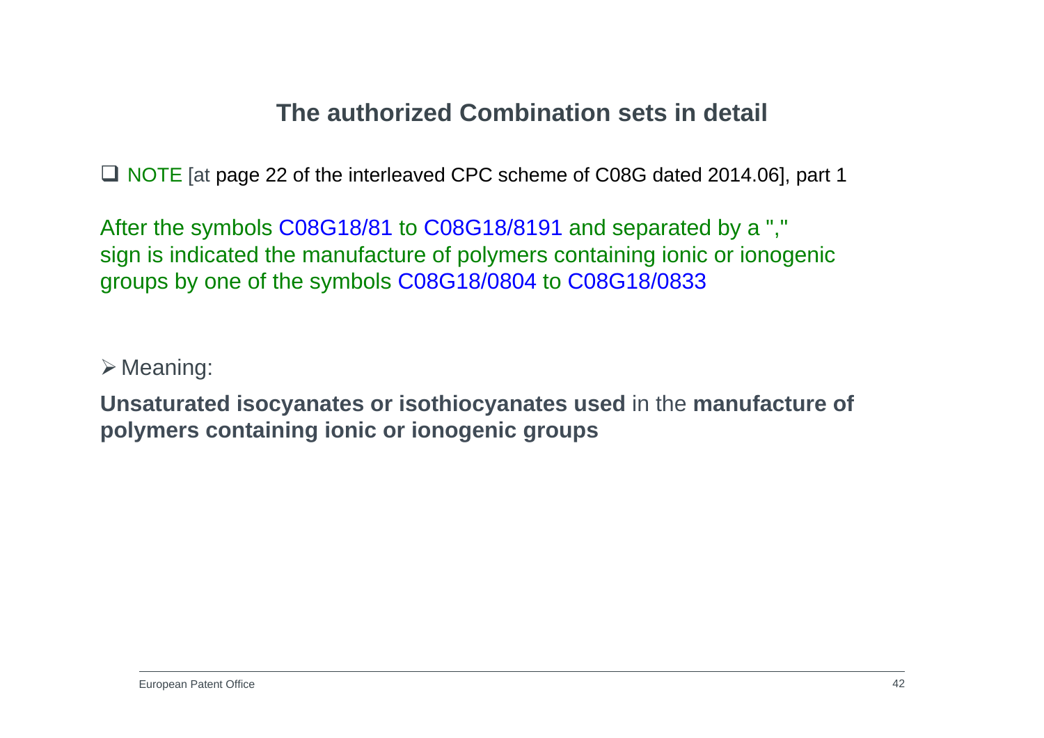# The authorized Combination sets in detail

- NOTE [at page 22 of the interleaved CPC scheme of C08G dated 2014.06], part 1

After the symbols C08G18/81 to C08G18/8191 and separated by a "," sign is indicated the manufacture of polymers containing ionic or ionogenic groups by one of the symbols C08G18/0804 to C08G18/0833

- Meaning:

**Unsaturated isocyanates or isothiocyanates used** in the **manufacture of polymers containing ionic or ionogenic groups**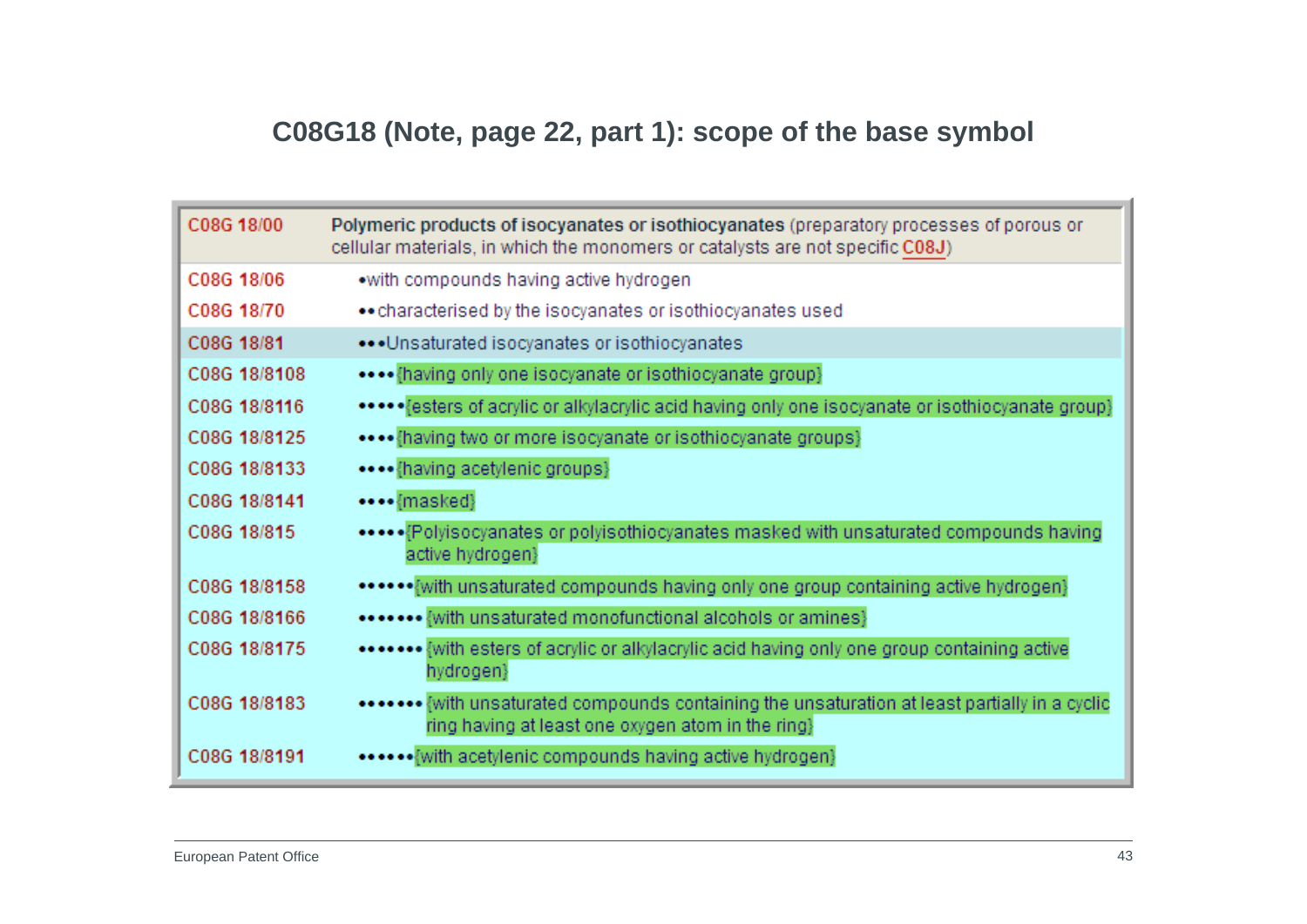## C08G18 (Note, page 22, part 1): scope of the base symbol

| | |
|---|---|
| C08G 18/00 | **Polymeric products of isocyanates or isothiocyanates** (preparatory processes of porous or cellular materials, in which the monomers or catalysts are not specific C08J) |
| C08G 18/06 | •with compounds having active hydrogen |
| C08G 18/70 | •• characterised by the isocyanates or isothiocyanates used |
| C08G 18/81 | •••Unsaturated isocyanates or isothiocyanates |
| C08G 18/8108 | •••• {having only one isocyanate or isothiocyanate group} |
| C08G 18/8116 | ••••• {esters of acrylic or alkylacrylic acid having only one isocyanate or isothiocyanate group} |
| C08G 18/8125 | •••• {having two or more isocyanate or isothiocyanate groups} |
| C08G 18/8133 | •••• {having acetylenic groups} |
| C08G 18/8141 | •••• {masked} |
| C08G 18/815 | ••••• {Polyisocyanates or polyisothiocyanates masked with unsaturated compounds having active hydrogen} |
| C08G 18/8158 | •••••• {with unsaturated compounds having only one group containing active hydrogen} |
| C08G 18/8166 | ••••••• {with unsaturated monofunctional alcohols or amines} |
| C08G 18/8175 | ••••••• {with esters of acrylic or alkylacrylic acid having only one group containing active hydrogen} |
| C08G 18/8183 | ••••••• {with unsaturated compounds containing the unsaturation at least partially in a cyclic ring having at least one oxygen atom in the ring} |
| C08G 18/8191 | •••••• {with acetylenic compounds having active hydrogen} |

European Patent Office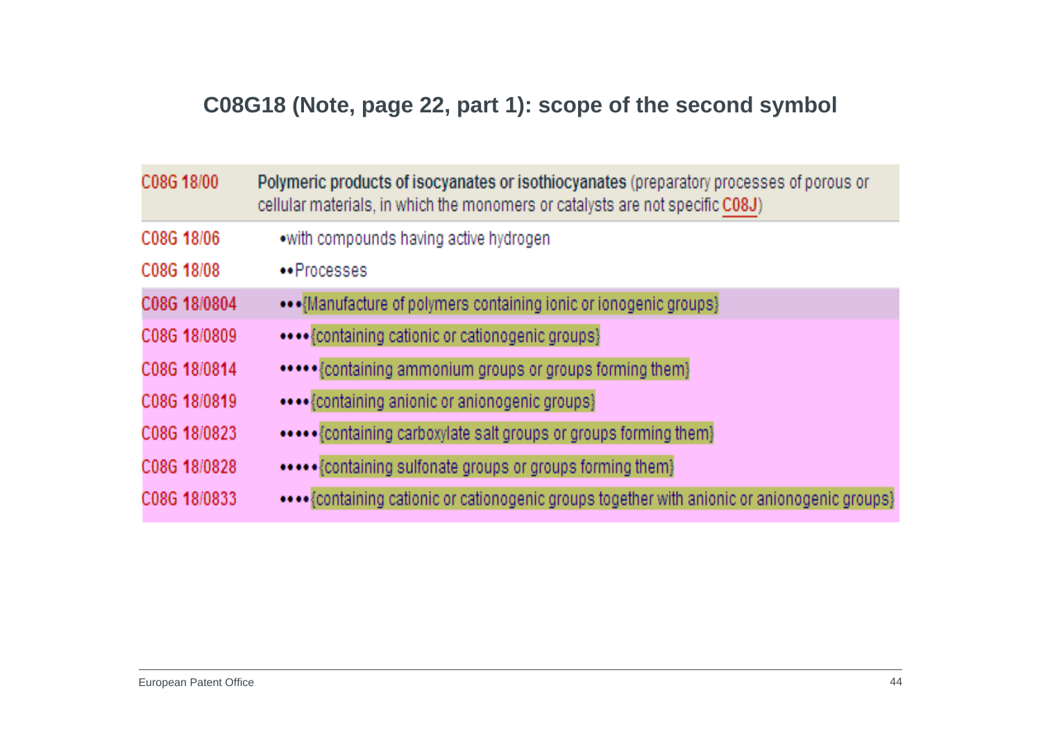# C08G18 (Note, page 22, part 1): scope of the second symbol

| | |
|---|---|
| C08G 18/00 | **Polymeric products of isocyanates or isothiocyanates** (preparatory processes of porous or cellular materials, in which the monomers or catalysts are not specific C08J) |
| C08G 18/06 | •with compounds having active hydrogen |
| C08G 18/08 | ••Processes |
| C08G 18/0804 | •••{Manufacture of polymers containing ionic or ionogenic groups} |
| C08G 18/0809 | ••••{containing cationic or cationogenic groups} |
| C08G 18/0814 | •••••{containing ammonium groups or groups forming them} |
| C08G 18/0819 | ••••{containing anionic or anionogenic groups} |
| C08G 18/0823 | •••••{containing carboxylate salt groups or groups forming them} |
| C08G 18/0828 | •••••{containing sulfonate groups or groups forming them} |
| C08G 18/0833 | ••••{containing cationic or cationogenic groups together with anionic or anionogenic groups} |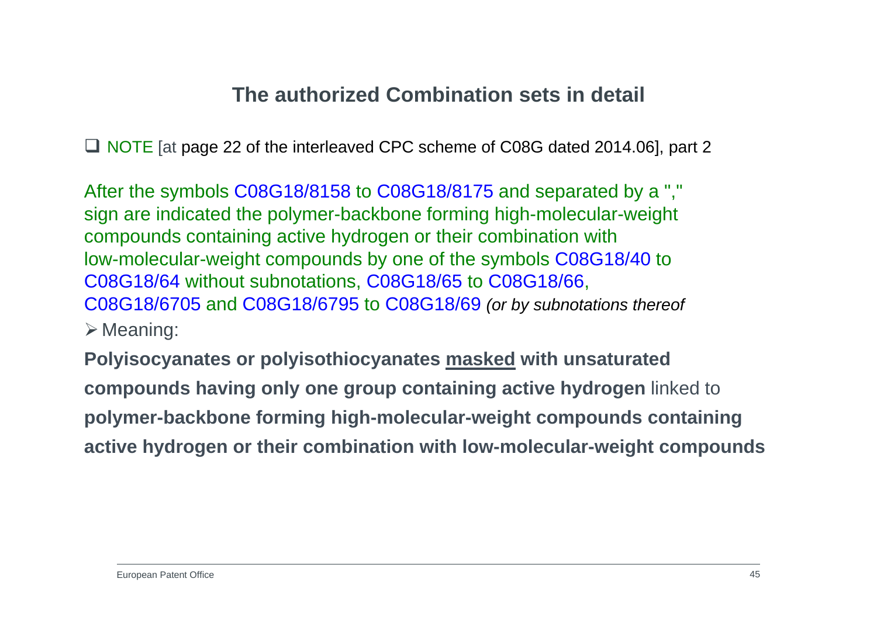# The authorized Combination sets in detail

- NOTE [at page 22 of the interleaved CPC scheme of C08G dated 2014.06], part 2

After the symbols C08G18/8158 to C08G18/8175 and separated by a "," sign are indicated the polymer-backbone forming high-molecular-weight compounds containing active hydrogen or their combination with low-molecular-weight compounds by one of the symbols C08G18/40 to C08G18/64 without subnotations, C08G18/65 to C08G18/66, C08G18/6705 and C08G18/6795 to C08G18/69 *(or by subnotations thereof*

- Meaning:

**Polyisocyanates or polyisothiocyanates <u>masked</u> with unsaturated compounds having only one group containing active hydrogen** linked to **polymer-backbone forming high-molecular-weight compounds containing active hydrogen or their combination with low-molecular-weight compounds**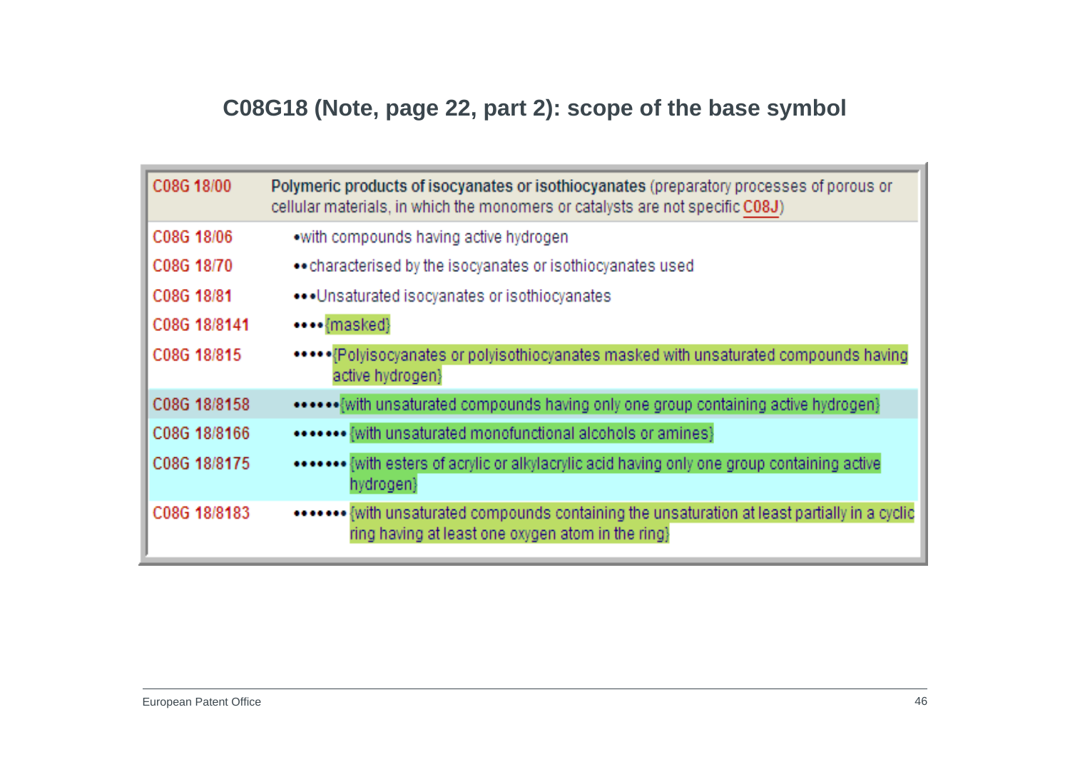# C08G18 (Note, page 22, part 2): scope of the base symbol

| | |
|---|---|
| C08G 18/00 | **Polymeric products of isocyanates or isothiocyanates** (preparatory processes of porous or cellular materials, in which the monomers or catalysts are not specific C08J) |
| C08G 18/06 | •with compounds having active hydrogen |
| C08G 18/70 | ••characterised by the isocyanates or isothiocyanates used |
| C08G 18/81 | •••Unsaturated isocyanates or isothiocyanates |
| C08G 18/8141 | ••••{masked} |
| C08G 18/815 | •••••{Polyisocyanates or polyisothiocyanates masked with unsaturated compounds having active hydrogen} |
| C08G 18/8158 | ••••••{with unsaturated compounds having only one group containing active hydrogen} |
| C08G 18/8166 | ••••••• {with unsaturated monofunctional alcohols or amines} |
| C08G 18/8175 | ••••••• {with esters of acrylic or alkylacrylic acid having only one group containing active hydrogen} |
| C08G 18/8183 | ••••••• {with unsaturated compounds containing the unsaturation at least partially in a cyclic ring having at least one oxygen atom in the ring} |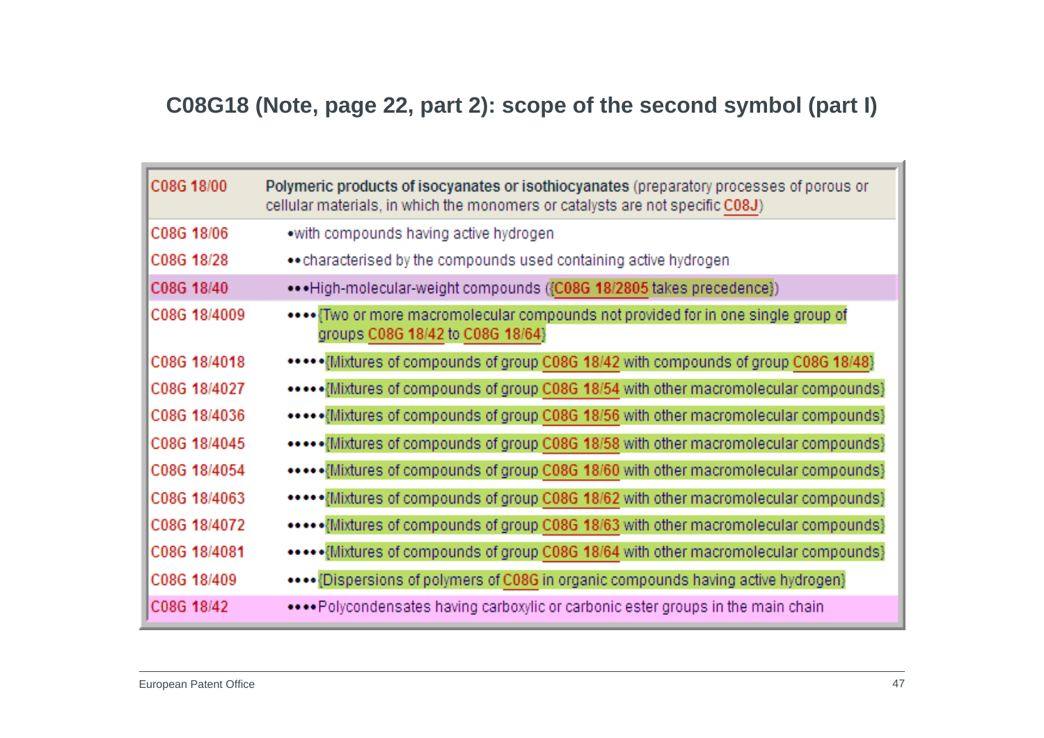## C08G18 (Note, page 22, part 2): scope of the second symbol (part I)

| | |
|---|---|
| C08G 18/00 | **Polymeric products of isocyanates or isothiocyanates** (preparatory processes of porous or cellular materials, in which the monomers or catalysts are not specific C08J) |
| C08G 18/06 | •with compounds having active hydrogen |
| C08G 18/28 | ••characterised by the compounds used containing active hydrogen |
| C08G 18/40 | •••High-molecular-weight compounds ({C08G 18/2805 takes precedence}) |
| C08G 18/4009 | ••••{Two or more macromolecular compounds not provided for in one single group of groups C08G 18/42 to C08G 18/64} |
| C08G 18/4018 | •••••{Mixtures of compounds of group C08G 18/42 with compounds of group C08G 18/48} |
| C08G 18/4027 | •••••{Mixtures of compounds of group C08G 18/54 with other macromolecular compounds} |
| C08G 18/4036 | •••••{Mixtures of compounds of group C08G 18/56 with other macromolecular compounds} |
| C08G 18/4045 | •••••{Mixtures of compounds of group C08G 18/58 with other macromolecular compounds} |
| C08G 18/4054 | •••••{Mixtures of compounds of group C08G 18/60 with other macromolecular compounds} |
| C08G 18/4063 | •••••{Mixtures of compounds of group C08G 18/62 with other macromolecular compounds} |
| C08G 18/4072 | •••••{Mixtures of compounds of group C08G 18/63 with other macromolecular compounds} |
| C08G 18/4081 | •••••{Mixtures of compounds of group C08G 18/64 with other macromolecular compounds} |
| C08G 18/409 | ••••{Dispersions of polymers of C08G in organic compounds having active hydrogen} |
| C08G 18/42 | ••••Polycondensates having carboxylic or carbonic ester groups in the main chain |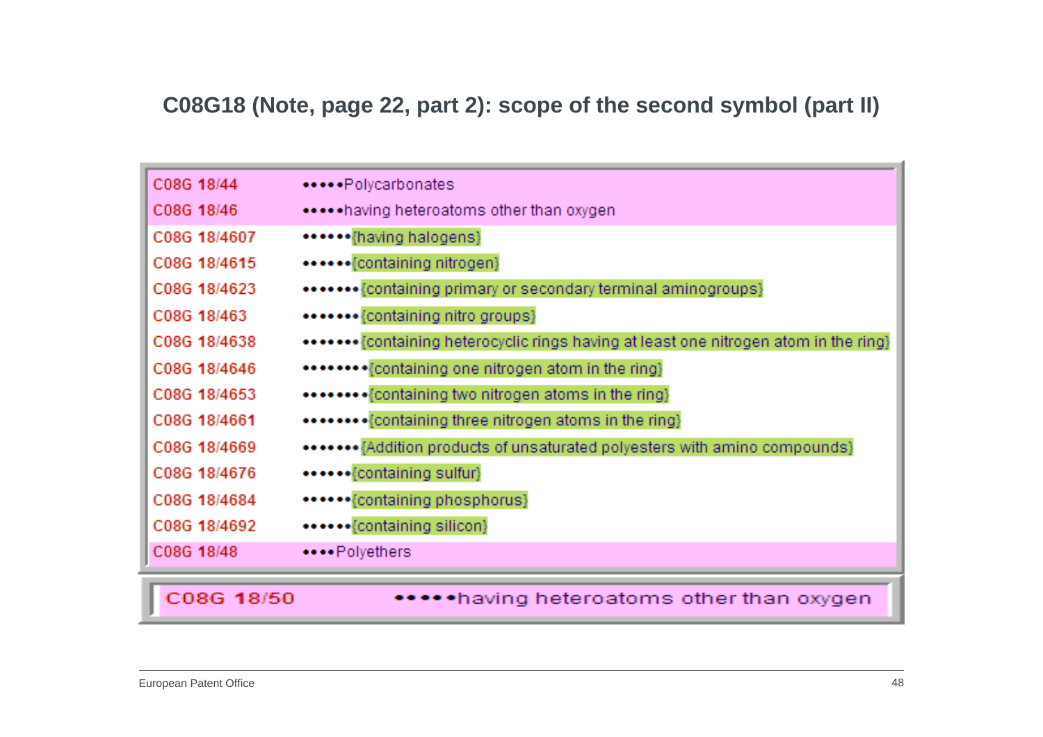## C08G18 (Note, page 22, part 2): scope of the second symbol (part II)

| | |
|---|---|
| C08G 18/44 | •••••Polycarbonates |
| C08G 18/46 | •••••having heteroatoms other than oxygen |
| C08G 18/4607 | ••••••{having halogens} |
| C08G 18/4615 | ••••••{containing nitrogen} |
| C08G 18/4623 | •••••••{containing primary or secondary terminal aminogroups} |
| C08G 18/463 | •••••••{containing nitro groups} |
| C08G 18/4638 | •••••••{containing heterocyclic rings having at least one nitrogen atom in the ring} |
| C08G 18/4646 | ••••••••{containing one nitrogen atom in the ring} |
| C08G 18/4653 | ••••••••{containing two nitrogen atoms in the ring} |
| C08G 18/4661 | ••••••••{containing three nitrogen atoms in the ring} |
| C08G 18/4669 | •••••••{Addition products of unsaturated polyesters with amino compounds} |
| C08G 18/4676 | ••••••{containing sulfur} |
| C08G 18/4684 | ••••••{containing phosphorus} |
| C08G 18/4692 | ••••••{containing silicon} |
| C08G 18/48 | ••••Polyethers |
| C08G 18/50 | •••••having heteroatoms other than oxygen |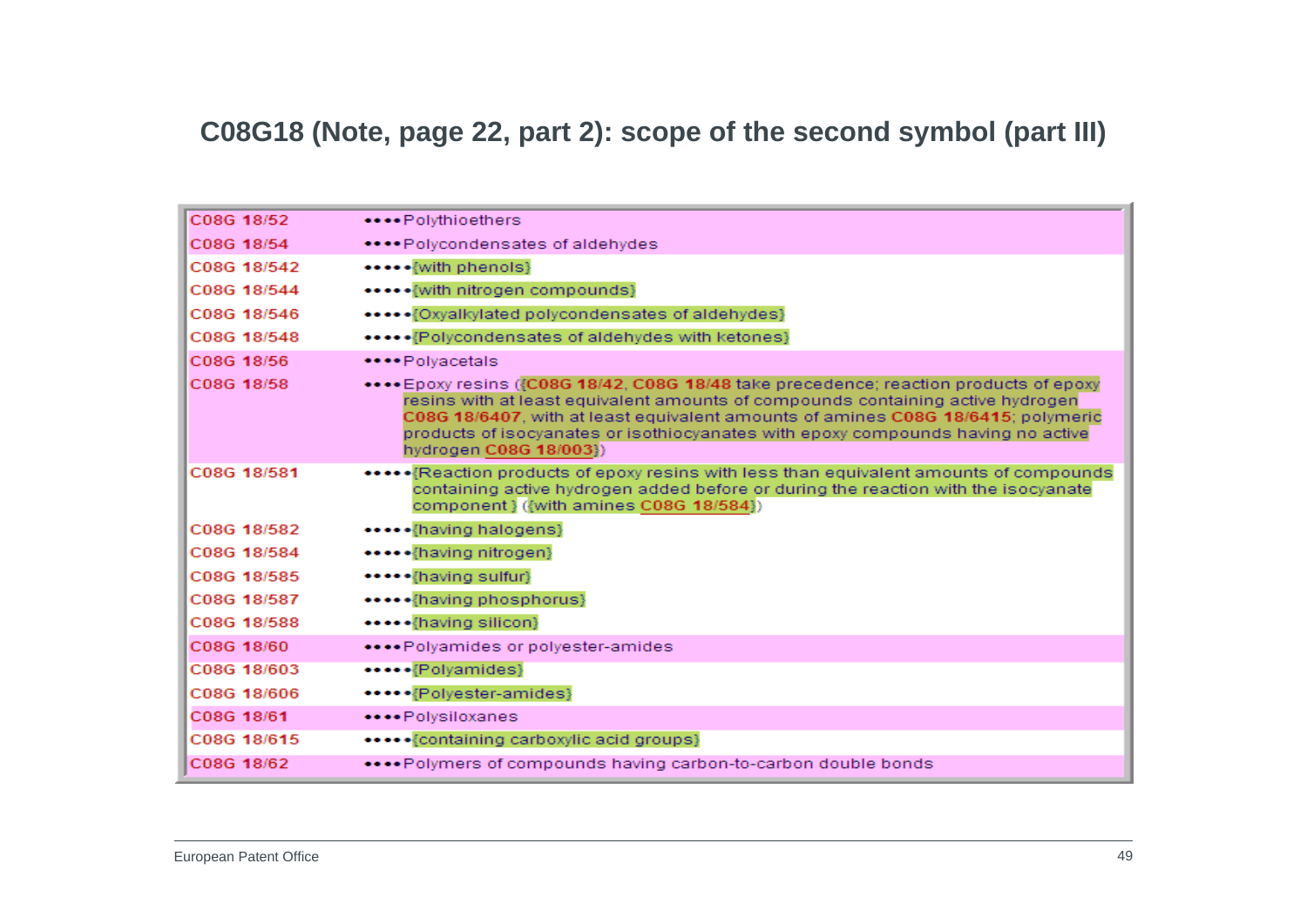## C08G18 (Note, page 22, part 2): scope of the second symbol (part III)

| | |
|---|---|
| C08G 18/52 | ••••Polythioethers |
| C08G 18/54 | ••••Polycondensates of aldehydes |
| C08G 18/542 | •••••{with phenols} |
| C08G 18/544 | •••••{with nitrogen compounds} |
| C08G 18/546 | •••••{Oxyalkylated polycondensates of aldehydes} |
| C08G 18/548 | •••••{Polycondensates of aldehydes with ketones} |
| C08G 18/56 | ••••Polyacetals |
| C08G 18/58 | ••••Epoxy resins ({C08G 18/42, C08G 18/48 take precedence; reaction products of epoxy resins with at least equivalent amounts of compounds containing active hydrogen C08G 18/6407, with at least equivalent amounts of amines C08G 18/6415; polymeric products of isocyanates or isothiocyanates with epoxy compounds having no active hydrogen C08G 18/003}) |
| C08G 18/581 | •••••{Reaction products of epoxy resins with less than equivalent amounts of compounds containing active hydrogen added before or during the reaction with the isocyanate component} ({with amines C08G 18/584}) |
| C08G 18/582 | •••••{having halogens} |
| C08G 18/584 | •••••{having nitrogen} |
| C08G 18/585 | •••••{having sulfur} |
| C08G 18/587 | •••••{having phosphorus} |
| C08G 18/588 | •••••{having silicon} |
| C08G 18/60 | ••••Polyamides or polyester-amides |
| C08G 18/603 | •••••{Polyamides} |
| C08G 18/606 | •••••{Polyester-amides} |
| C08G 18/61 | ••••Polysiloxanes |
| C08G 18/615 | •••••{containing carboxylic acid groups} |
| C08G 18/62 | ••••Polymers of compounds having carbon-to-carbon double bonds |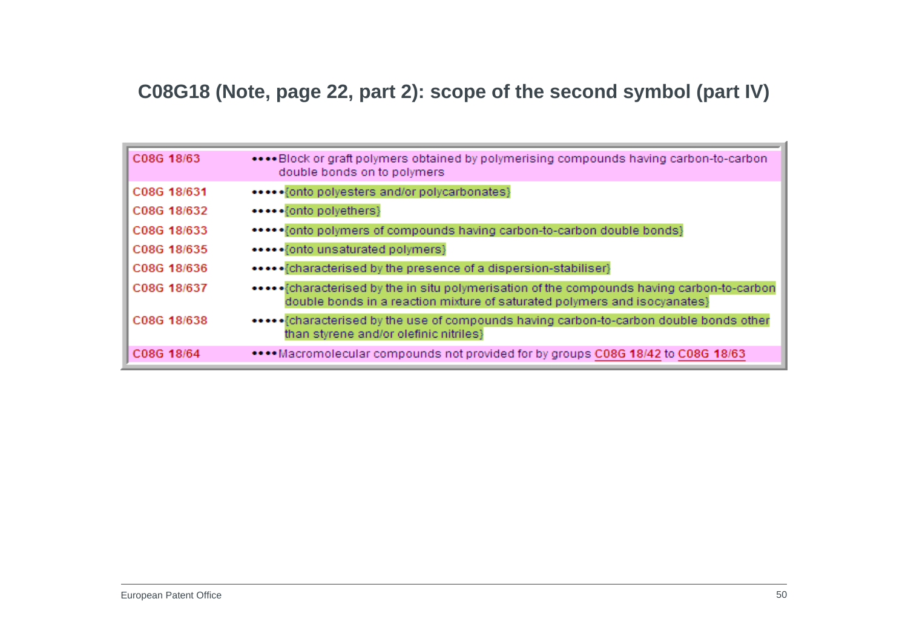## C08G18 (Note, page 22, part 2): scope of the second symbol (part IV)

| | |
|---|---|
| C08G 18/63 | ••••Block or graft polymers obtained by polymerising compounds having carbon-to-carbon double bonds on to polymers |
| C08G 18/631 | •••••{onto polyesters and/or polycarbonates} |
| C08G 18/632 | •••••{onto polyethers} |
| C08G 18/633 | •••••{onto polymers of compounds having carbon-to-carbon double bonds} |
| C08G 18/635 | •••••{onto unsaturated polymers} |
| C08G 18/636 | •••••{characterised by the presence of a dispersion-stabiliser} |
| C08G 18/637 | •••••{characterised by the in situ polymerisation of the compounds having carbon-to-carbon double bonds in a reaction mixture of saturated polymers and isocyanates} |
| C08G 18/638 | •••••{characterised by the use of compounds having carbon-to-carbon double bonds other than styrene and/or olefinic nitriles} |
| C08G 18/64 | ••••Macromolecular compounds not provided for by groups C08G 18/42 to C08G 18/63 |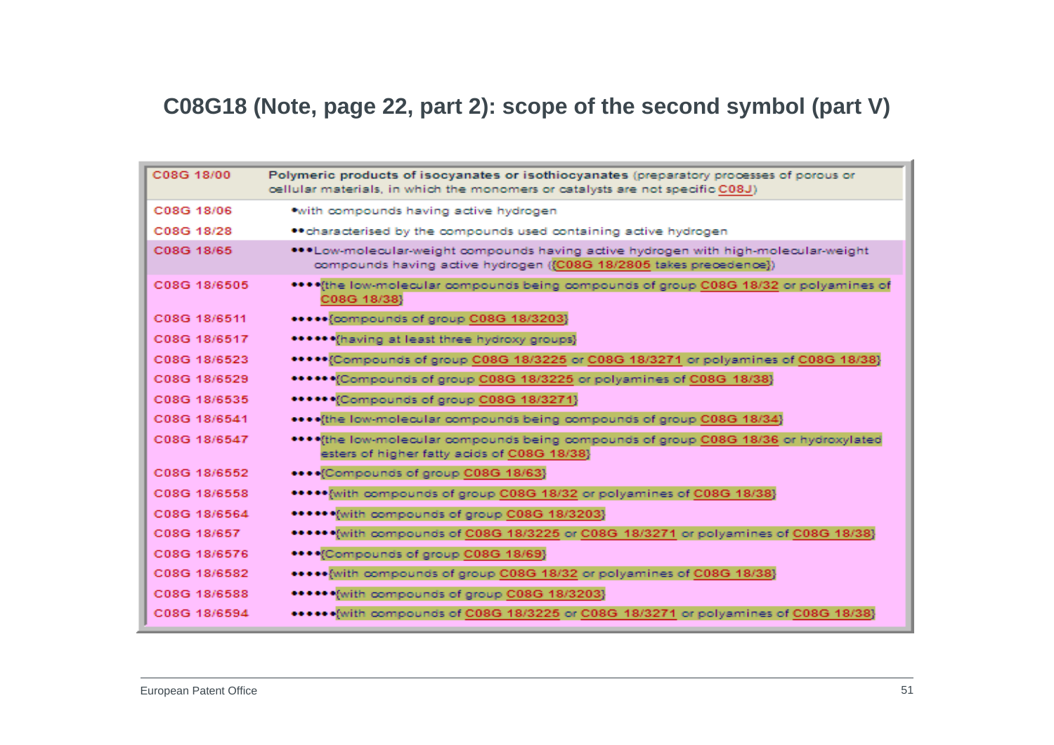# C08G18 (Note, page 22, part 2): scope of the second symbol (part V)

| | |
|---|---|
| C08G 18/00 | **Polymeric products of isocyanates or isothiocyanates** (preparatory processes of porous or cellular materials, in which the monomers or catalysts are not specific C08J) |
| C08G 18/06 | •with compounds having active hydrogen |
| C08G 18/28 | ••characterised by the compounds used containing active hydrogen |
| C08G 18/65 | •••Low-molecular-weight compounds having active hydrogen with high-molecular-weight compounds having active hydrogen ({C08G 18/2805 takes precedence}) |
| C08G 18/6505 | ••••{the low-molecular compounds being compounds of group C08G 18/32 or polyamines of C08G 18/38} |
| C08G 18/6511 | •••••{compounds of group C08G 18/3203} |
| C08G 18/6517 | ••••••{having at least three hydroxy groups} |
| C08G 18/6523 | •••••{Compounds of group C08G 18/3225 or C08G 18/3271 or polyamines of C08G 18/38} |
| C08G 18/6529 | ••••••{Compounds of group C08G 18/3225 or polyamines of C08G 18/38} |
| C08G 18/6535 | ••••••{Compounds of group C08G 18/3271} |
| C08G 18/6541 | ••••{the low-molecular compounds being compounds of group C08G 18/34} |
| C08G 18/6547 | ••••{the low-molecular compounds being compounds of group C08G 18/36 or hydroxylated esters of higher fatty acids of C08G 18/38} |
| C08G 18/6552 | ••••{Compounds of group C08G 18/63} |
| C08G 18/6558 | •••••{with compounds of group C08G 18/32 or polyamines of C08G 18/38} |
| C08G 18/6564 | ••••••{with compounds of group C08G 18/3203} |
| C08G 18/657 | ••••••{with compounds of C08G 18/3225 or C08G 18/3271 or polyamines of C08G 18/38} |
| C08G 18/6576 | ••••{Compounds of group C08G 18/69} |
| C08G 18/6582 | •••••{with compounds of group C08G 18/32 or polyamines of C08G 18/38} |
| C08G 18/6588 | ••••••{with compounds of group C08G 18/3203} |
| C08G 18/6594 | ••••••{with compounds of C08G 18/3225 or C08G 18/3271 or polyamines of C08G 18/38} |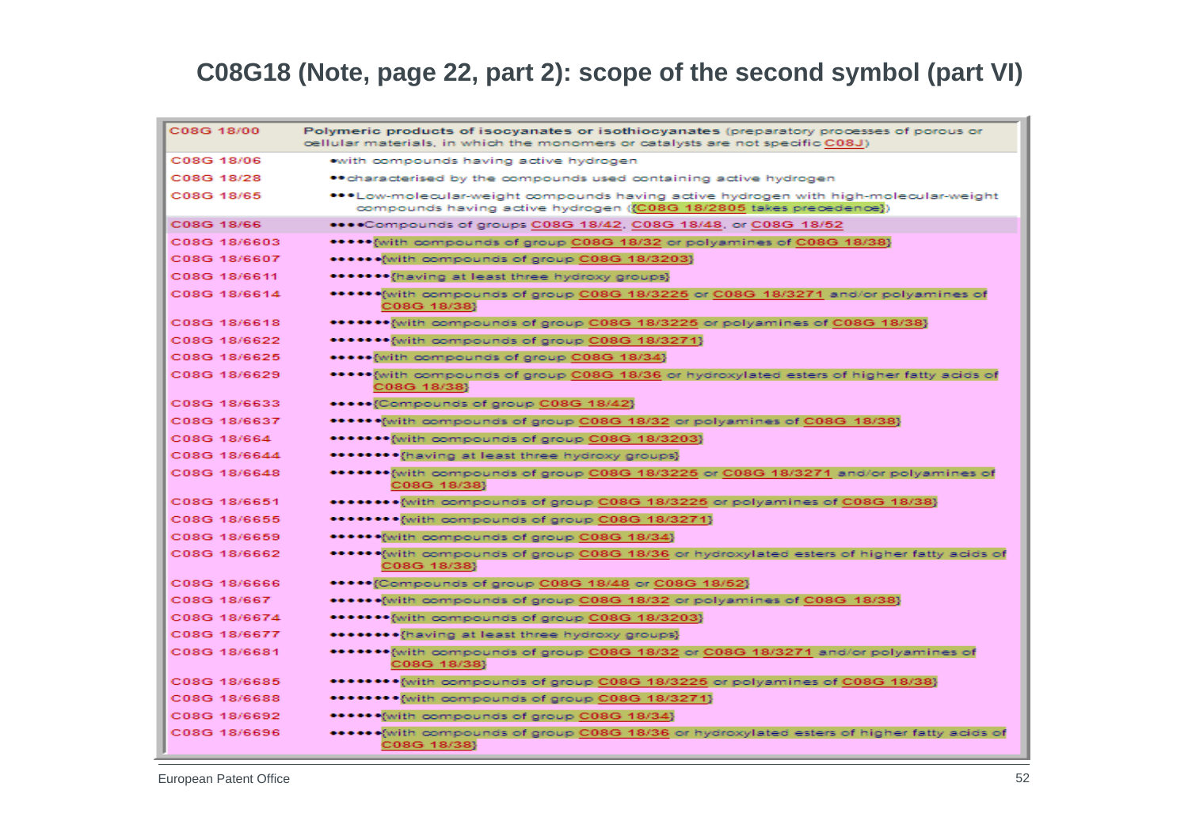## C08G18 (Note, page 22, part 2): scope of the second symbol (part VI)

| | |
|---|---|
| C08G 18/00 | **Polymeric products of isocyanates or isothiocyanates** (preparatory processes of porous or cellular materials, in which the monomers or catalysts are not specific C08J) |
| C08G 18/06 | •with compounds having active hydrogen |
| C08G 18/28 | ••characterised by the compounds used containing active hydrogen |
| C08G 18/65 | •••Low-molecular-weight compounds having active hydrogen with high-molecular-weight compounds having active hydrogen ({C08G 18/2805 takes precedence}) |
| C08G 18/66 | ••••Compounds of groups C08G 18/42, C08G 18/48, or C08G 18/52 |
| C08G 18/6603 | •••••{with compounds of group C08G 18/32 or polyamines of C08G 18/38} |
| C08G 18/6607 | ••••••{with compounds of group C08G 18/3203} |
| C08G 18/6611 | •••••••{having at least three hydroxy groups} |
| C08G 18/6614 | ••••••{with compounds of group C08G 18/3225 or C08G 18/3271 and/or polyamines of C08G 18/38} |
| C08G 18/6618 | •••••••{with compounds of group C08G 18/3225 or polyamines of C08G 18/38} |
| C08G 18/6622 | •••••••{with compounds of group C08G 18/3271} |
| C08G 18/6625 | •••••{with compounds of group C08G 18/34} |
| C08G 18/6629 | •••••{with compounds of group C08G 18/36 or hydroxylated esters of higher fatty acids of C08G 18/38} |
| C08G 18/6633 | •••••{Compounds of group C08G 18/42} |
| C08G 18/6637 | ••••••{with compounds of group C08G 18/32 or polyamines of C08G 18/38} |
| C08G 18/664 | •••••••{with compounds of group C08G 18/3203} |
| C08G 18/6644 | ••••••••{having at least three hydroxy groups} |
| C08G 18/6648 | •••••••{with compounds of group C08G 18/3225 or C08G 18/3271 and/or polyamines of C08G 18/38} |
| C08G 18/6651 | ••••••••{with compounds of group C08G 18/3225 or polyamines of C08G 18/38} |
| C08G 18/6655 | ••••••••{with compounds of group C08G 18/3271} |
| C08G 18/6659 | ••••••{with compounds of group C08G 18/34} |
| C08G 18/6662 | ••••••{with compounds of group C08G 18/36 or hydroxylated esters of higher fatty acids of C08G 18/38} |
| C08G 18/6666 | •••••{Compounds of group C08G 18/48 or C08G 18/52} |
| C08G 18/667 | ••••••{with compounds of group C08G 18/32 or polyamines of C08G 18/38} |
| C08G 18/6674 | •••••••{with compounds of group C08G 18/3203} |
| C08G 18/6677 | ••••••••{having at least three hydroxy groups} |
| C08G 18/6681 | •••••••{with compounds of group C08G 18/32 or C08G 18/3271 and/or polyamines of C08G 18/38} |
| C08G 18/6685 | ••••••••{with compounds of group C08G 18/3225 or polyamines of C08G 18/38} |
| C08G 18/6688 | ••••••••{with compounds of group C08G 18/3271} |
| C08G 18/6692 | ••••••{with compounds of group C08G 18/34} |
| C08G 18/6696 | ••••••{with compounds of group C08G 18/36 or hydroxylated esters of higher fatty acids of C08G 18/38} |

European Patent Office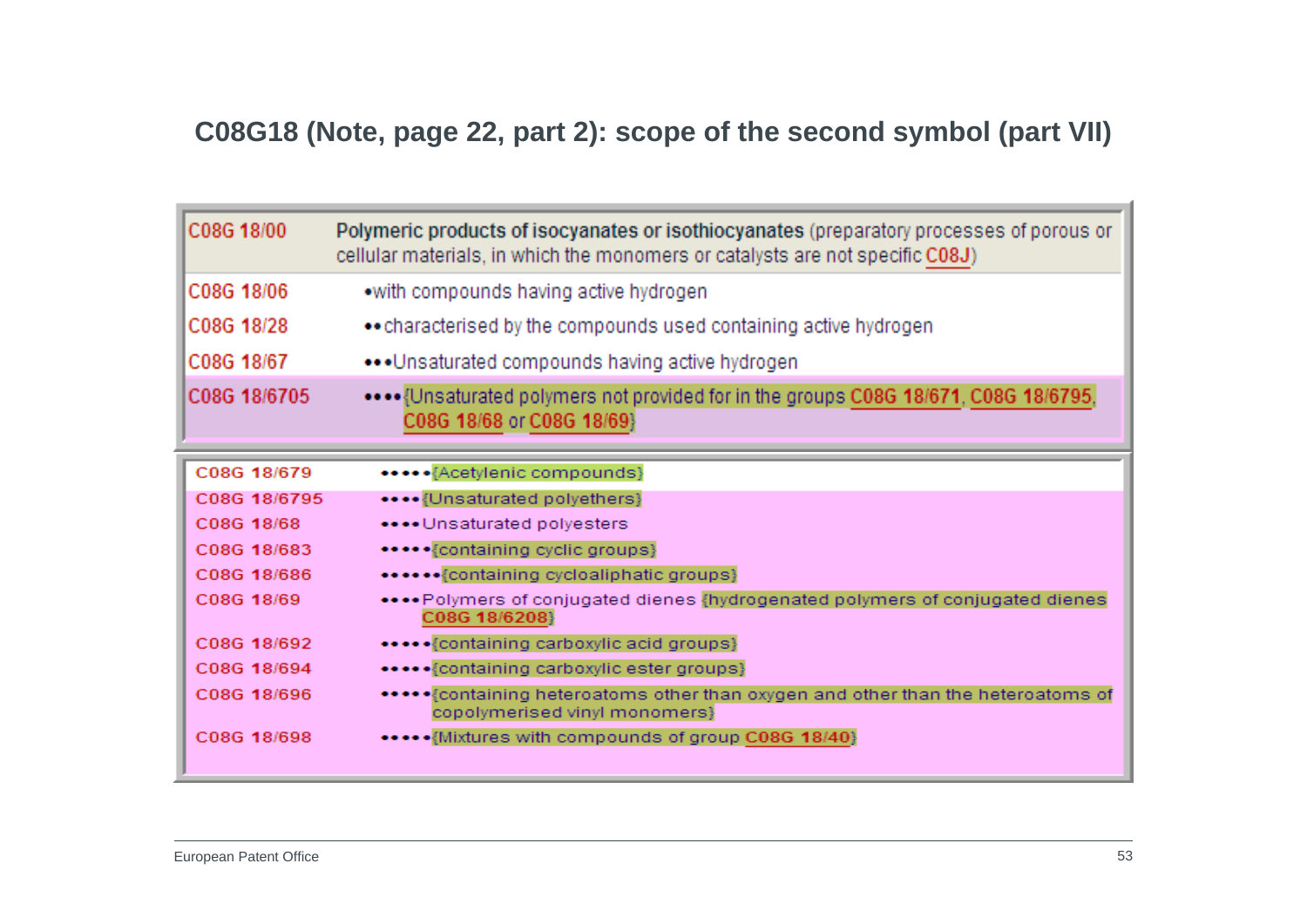## C08G18 (Note, page 22, part 2): scope of the second symbol (part VII)

| Code | Description |
|---|---|
| C08G 18/00 | **Polymeric products of isocyanates or isothiocyanates** (preparatory processes of porous or cellular materials, in which the monomers or catalysts are not specific C08J) |
| C08G 18/06 | •with compounds having active hydrogen |
| C08G 18/28 | ••characterised by the compounds used containing active hydrogen |
| C08G 18/67 | •••Unsaturated compounds having active hydrogen |
| C08G 18/6705 | ••••{Unsaturated polymers not provided for in the groups C08G 18/671, C08G 18/6795, C08G 18/68 or C08G 18/69} |

| Code | Description |
|---|---|
| C08G 18/679 | •••••{Acetylenic compounds} |
| C08G 18/6795 | ••••{Unsaturated polyethers} |
| C08G 18/68 | ••••Unsaturated polyesters |
| C08G 18/683 | •••••{containing cyclic groups} |
| C08G 18/686 | ••••••{containing cycloaliphatic groups} |
| C08G 18/69 | ••••Polymers of conjugated dienes {hydrogenated polymers of conjugated dienes C08G 18/6208} |
| C08G 18/692 | •••••{containing carboxylic acid groups} |
| C08G 18/694 | •••••{containing carboxylic ester groups} |
| C08G 18/696 | •••••{containing heteroatoms other than oxygen and other than the heteroatoms of copolymerised vinyl monomers} |
| C08G 18/698 | •••••{Mixtures with compounds of group C08G 18/40} |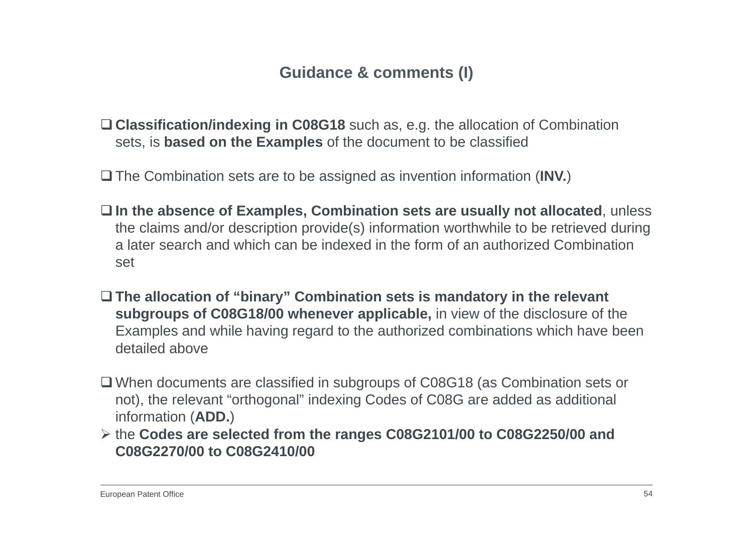## Guidance & comments (I)

- **Classification/indexing in C08G18** such as, e.g. the allocation of Combination sets, is **based on the Examples** of the document to be classified

- The Combination sets are to be assigned as invention information (**INV.**)

- **In the absence of Examples, Combination sets are usually not allocated**, unless the claims and/or description provide(s) information worthwhile to be retrieved during a later search and which can be indexed in the form of an authorized Combination set

- **The allocation of "binary" Combination sets is mandatory in the relevant subgroups of C08G18/00 whenever applicable,** in view of the disclosure of the Examples and while having regard to the authorized combinations which have been detailed above

- When documents are classified in subgroups of C08G18 (as Combination sets or not), the relevant "orthogonal" indexing Codes of C08G are added as additional information (**ADD.**)
  - the **Codes are selected from the ranges C08G2101/00 to C08G2250/00 and C08G2270/00 to C08G2410/00**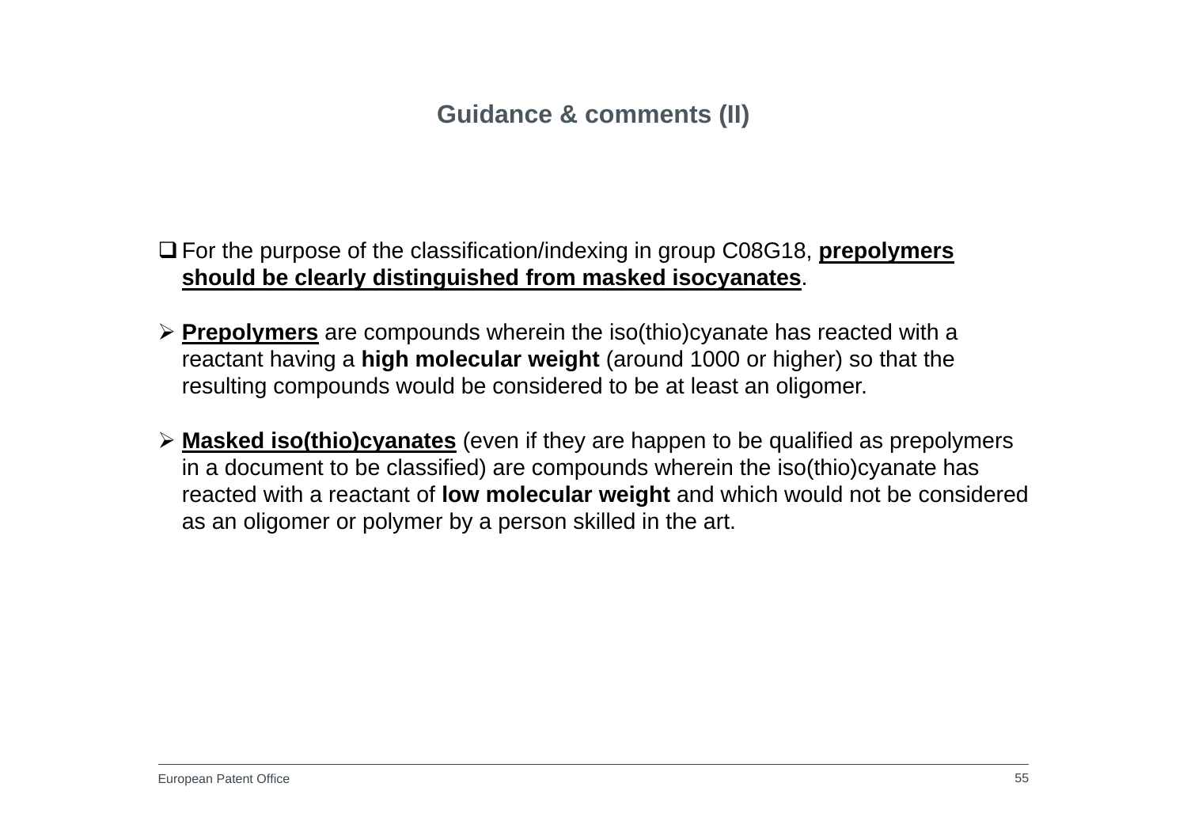## Guidance & comments (II)

- For the purpose of the classification/indexing in group C08G18, **prepolymers should be clearly distinguished from masked isocyanates**.

- **Prepolymers** are compounds wherein the iso(thio)cyanate has reacted with a reactant having a **high molecular weight** (around 1000 or higher) so that the resulting compounds would be considered to be at least an oligomer.

- **Masked iso(thio)cyanates** (even if they are happen to be qualified as prepolymers in a document to be classified) are compounds wherein the iso(thio)cyanate has reacted with a reactant of **low molecular weight** and which would not be considered as an oligomer or polymer by a person skilled in the art.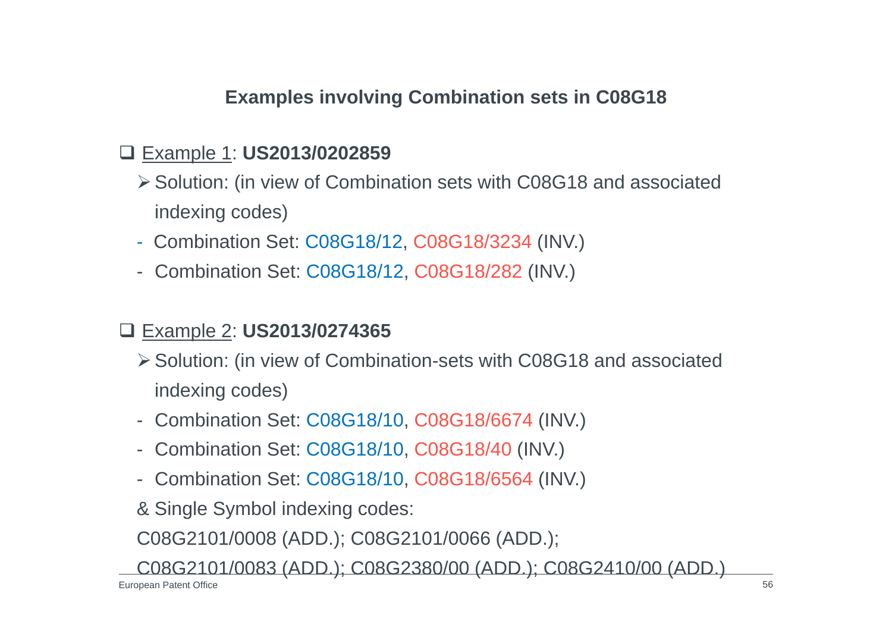## Examples involving Combination sets in C08G18

- Example 1: **US2013/0202859**
  - Solution: (in view of Combination sets with C08G18 and associated indexing codes)
  - Combination Set: C08G18/12, C08G18/3234 (INV.)
  - Combination Set: C08G18/12, C08G18/282 (INV.)

- Example 2: **US2013/0274365**
  - Solution: (in view of Combination-sets with C08G18 and associated indexing codes)
  - Combination Set: C08G18/10, C08G18/6674 (INV.)
  - Combination Set: C08G18/10, C08G18/40 (INV.)
  - Combination Set: C08G18/10, C08G18/6564 (INV.)

  & Single Symbol indexing codes:

  C08G2101/0008 (ADD.); C08G2101/0066 (ADD.);

  C08G2101/0083 (ADD.); C08G2380/00 (ADD.); C08G2410/00 (ADD.)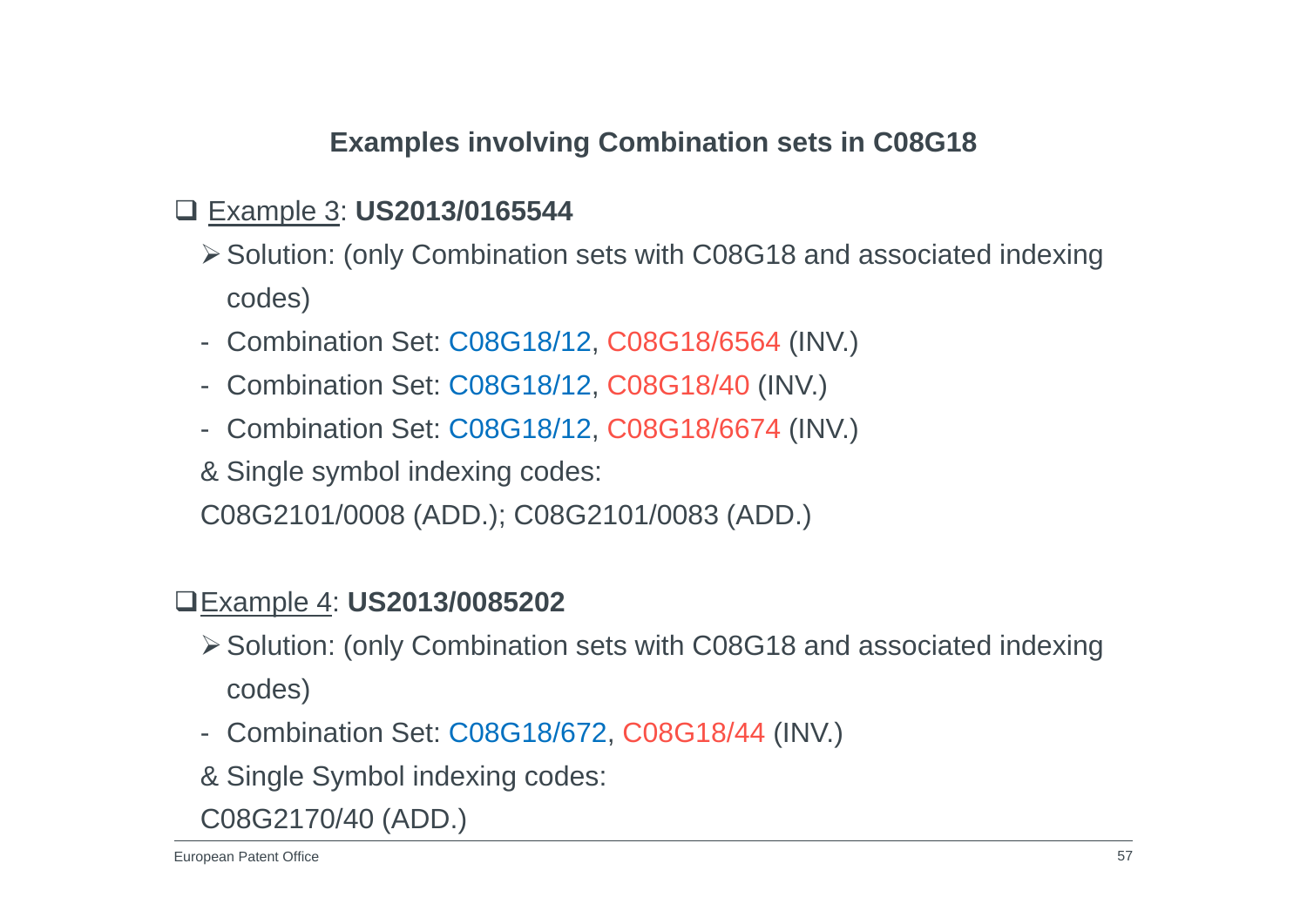## Examples involving Combination sets in C08G18

- Example 3: **US2013/0165544**
  - Solution: (only Combination sets with C08G18 and associated indexing codes)

  - Combination Set: C08G18/12, C08G18/6564 (INV.)
  - Combination Set: C08G18/12, C08G18/40 (INV.)
  - Combination Set: C08G18/12, C08G18/6674 (INV.)

  & Single symbol indexing codes:

  C08G2101/0008 (ADD.); C08G2101/0083 (ADD.)

- Example 4: **US2013/0085202**
  - Solution: (only Combination sets with C08G18 and associated indexing codes)

  - Combination Set: C08G18/672, C08G18/44 (INV.)

  & Single Symbol indexing codes:

  C08G2170/40 (ADD.)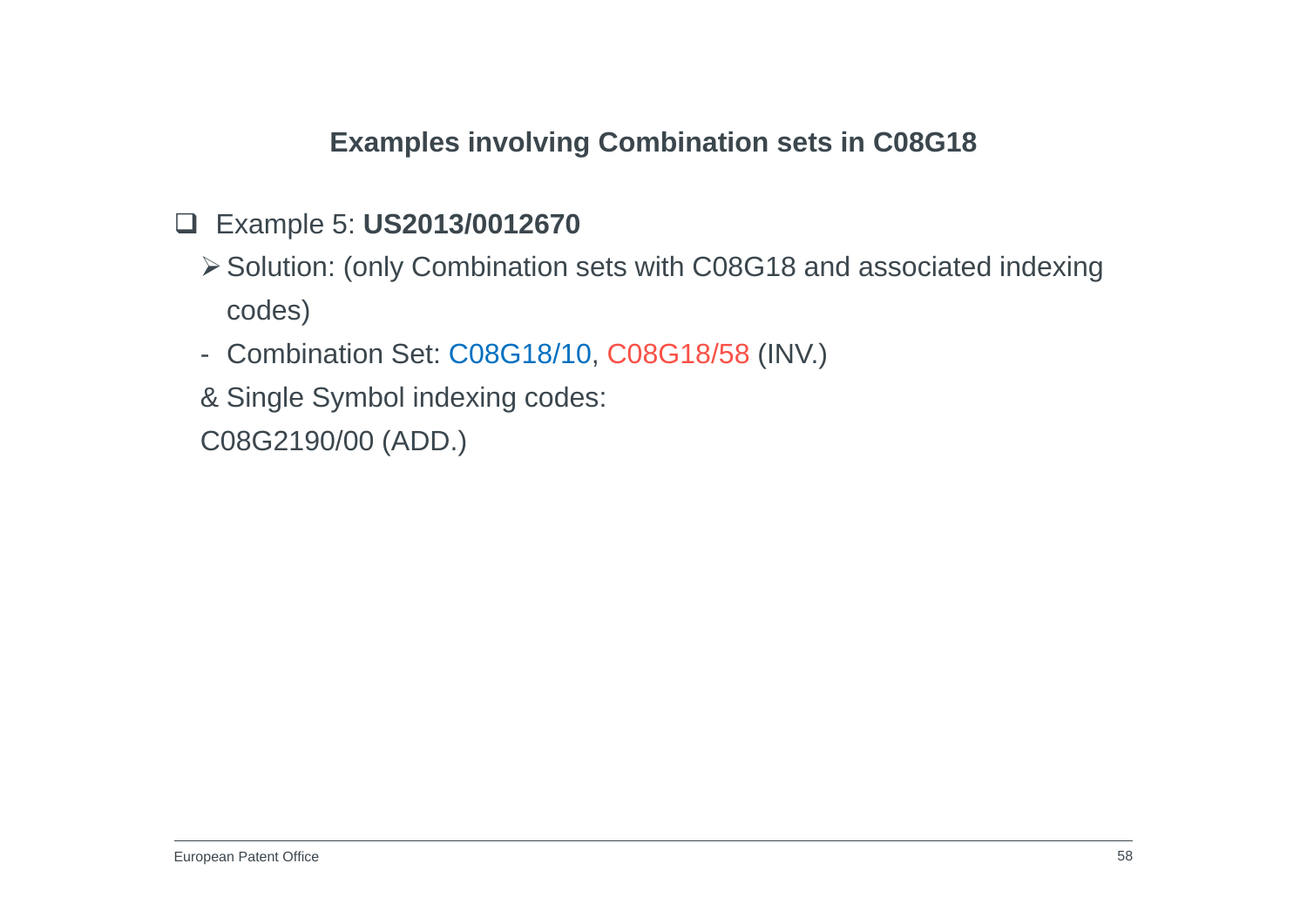# Examples involving Combination sets in C08G18

- Example 5: **US2013/0012670**
  - Solution: (only Combination sets with C08G18 and associated indexing codes)

- Combination Set: C08G18/10, C08G18/58 (INV.)

& Single Symbol indexing codes:

C08G2190/00 (ADD.)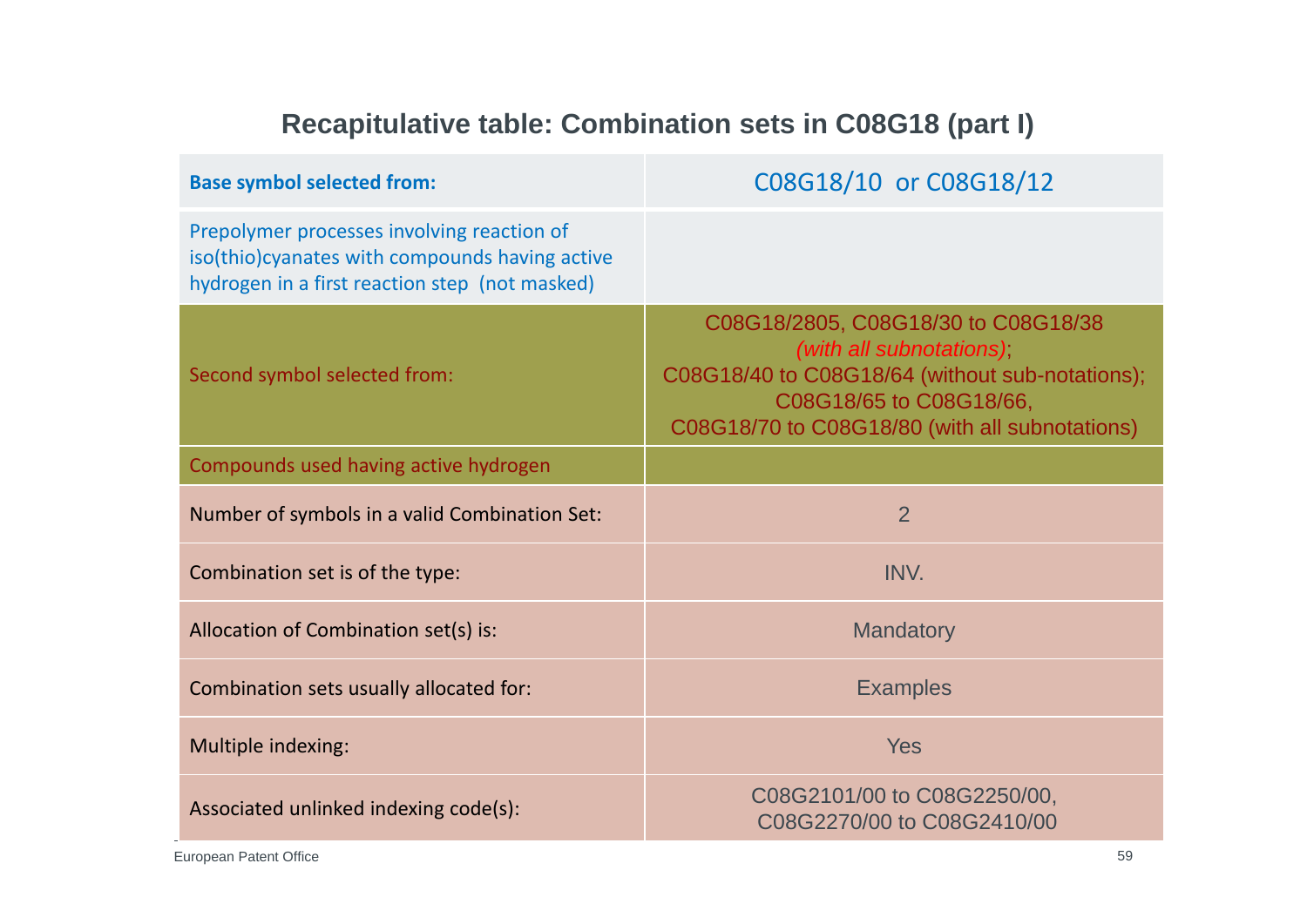## Recapitulative table: Combination sets in C08G18 (part I)

| **Base symbol selected from:** | C08G18/10 or C08G18/12 |
|---|---|
| Prepolymer processes involving reaction of iso(thio)cyanates with compounds having active hydrogen in a first reaction step (not masked) | |
| Second symbol selected from: | C08G18/2805, C08G18/30 to C08G18/38 *(with all subnotations)*; C08G18/40 to C08G18/64 (without sub-notations); C08G18/65 to C08G18/66, C08G18/70 to C08G18/80 (with all subnotations) |
| Compounds used having active hydrogen | |
| Number of symbols in a valid Combination Set: | 2 |
| Combination set is of the type: | INV. |
| Allocation of Combination set(s) is: | Mandatory |
| Combination sets usually allocated for: | Examples |
| Multiple indexing: | Yes |
| Associated unlinked indexing code(s): | C08G2101/00 to C08G2250/00, C08G2270/00 to C08G2410/00 |

European Patent Office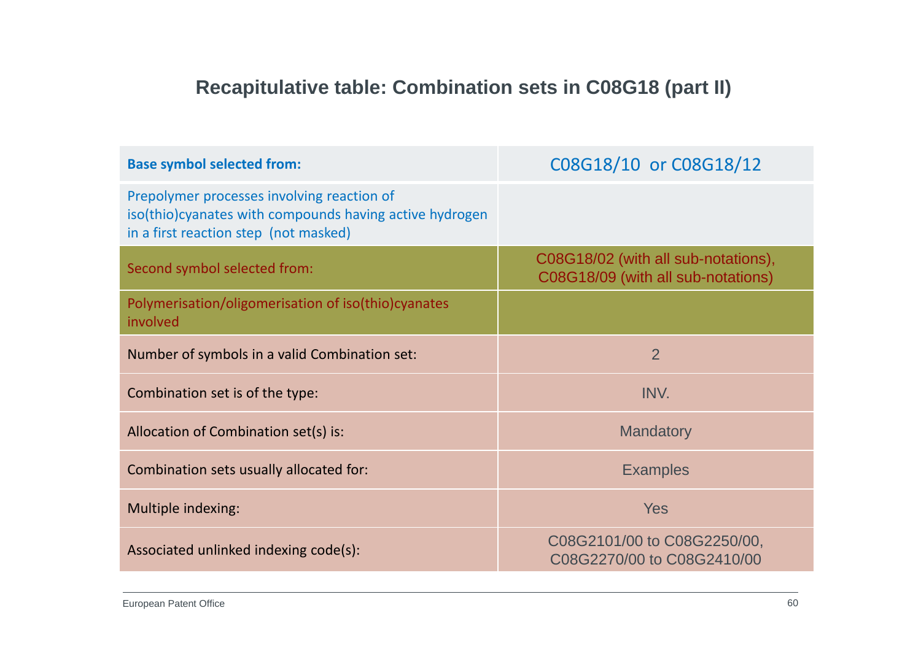# Recapitulative table: Combination sets in C08G18 (part II)

| **Base symbol selected from:** | C08G18/10 or C08G18/12 |
|---|---|
| Prepolymer processes involving reaction of iso(thio)cyanates with compounds having active hydrogen in a first reaction step (not masked) | |
| Second symbol selected from: | C08G18/02 (with all sub-notations), C08G18/09 (with all sub-notations) |
| Polymerisation/oligomerisation of iso(thio)cyanates involved | |
| Number of symbols in a valid Combination set: | 2 |
| Combination set is of the type: | INV. |
| Allocation of Combination set(s) is: | Mandatory |
| Combination sets usually allocated for: | Examples |
| Multiple indexing: | Yes |
| Associated unlinked indexing code(s): | C08G2101/00 to C08G2250/00, C08G2270/00 to C08G2410/00 |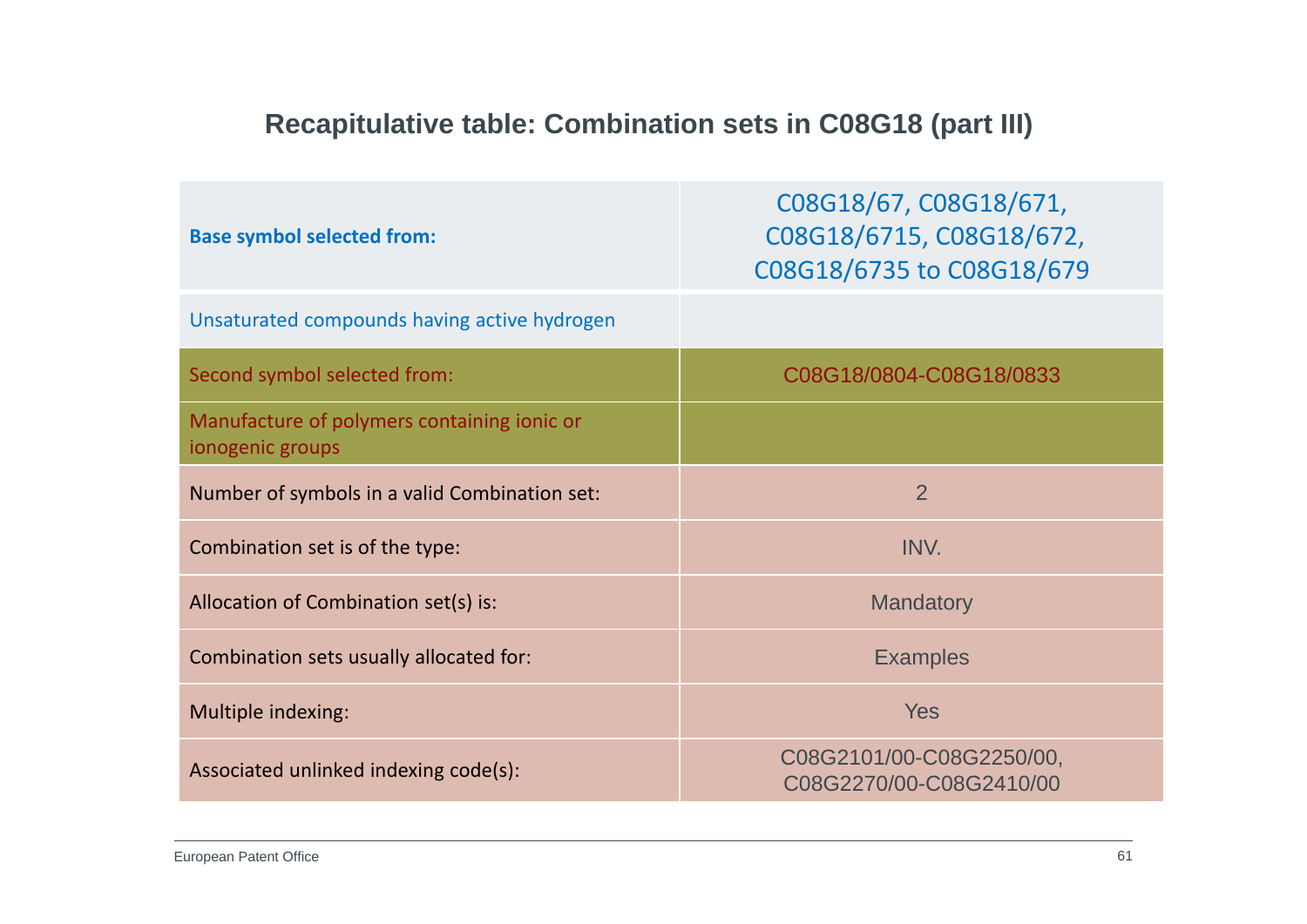## Recapitulative table: Combination sets in C08G18 (part III)

| **Base symbol selected from:** | C08G18/67, C08G18/671, C08G18/6715, C08G18/672, C08G18/6735 to C08G18/679 |
|---|---|
| Unsaturated compounds having active hydrogen | |
| Second symbol selected from: | C08G18/0804-C08G18/0833 |
| Manufacture of polymers containing ionic or ionogenic groups | |
| Number of symbols in a valid Combination set: | 2 |
| Combination set is of the type: | INV. |
| Allocation of Combination set(s) is: | Mandatory |
| Combination sets usually allocated for: | Examples |
| Multiple indexing: | Yes |
| Associated unlinked indexing code(s): | C08G2101/00-C08G2250/00, C08G2270/00-C08G2410/00 |

European Patent Office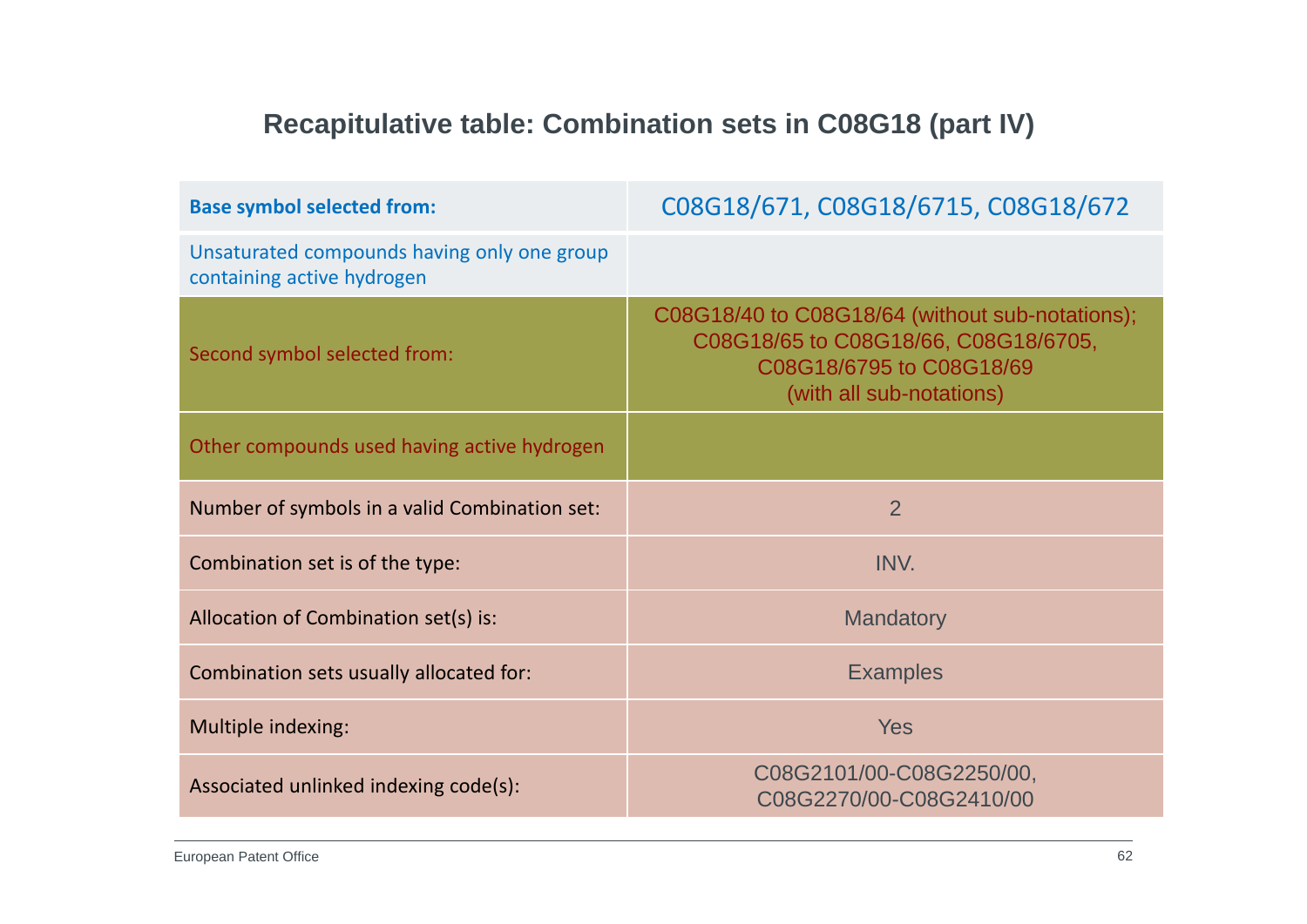## Recapitulative table: Combination sets in C08G18 (part IV)

| Base symbol selected from: | C08G18/671, C08G18/6715, C08G18/672 |
|---|---|
| Unsaturated compounds having only one group containing active hydrogen | |
| Second symbol selected from: | C08G18/40 to C08G18/64 (without sub-notations); C08G18/65 to C08G18/66, C08G18/6705, C08G18/6795 to C08G18/69 (with all sub-notations) |
| Other compounds used having active hydrogen | |
| Number of symbols in a valid Combination set: | 2 |
| Combination set is of the type: | INV. |
| Allocation of Combination set(s) is: | Mandatory |
| Combination sets usually allocated for: | Examples |
| Multiple indexing: | Yes |
| Associated unlinked indexing code(s): | C08G2101/00-C08G2250/00, C08G2270/00-C08G2410/00 |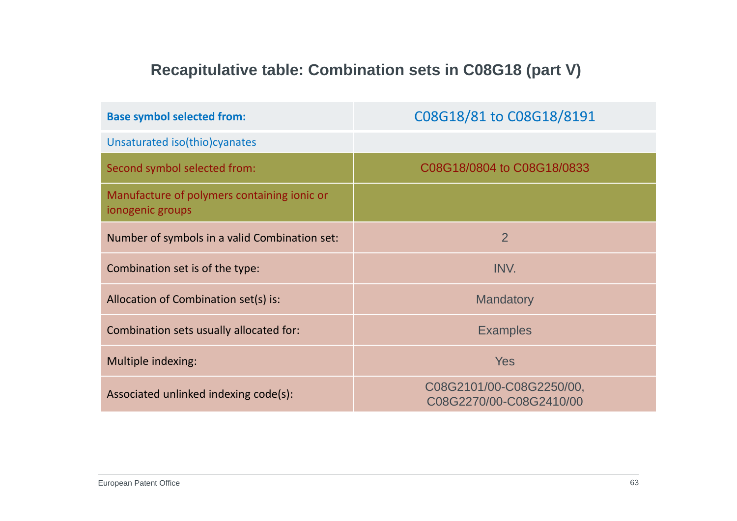## Recapitulative table: Combination sets in C08G18 (part V)

| **Base symbol selected from:** | C08G18/81 to C08G18/8191 |
|---|---|
| Unsaturated iso(thio)cyanates | |
| Second symbol selected from: | C08G18/0804 to C08G18/0833 |
| Manufacture of polymers containing ionic or ionogenic groups | |
| Number of symbols in a valid Combination set: | 2 |
| Combination set is of the type: | INV. |
| Allocation of Combination set(s) is: | Mandatory |
| Combination sets usually allocated for: | Examples |
| Multiple indexing: | Yes |
| Associated unlinked indexing code(s): | C08G2101/00-C08G2250/00, C08G2270/00-C08G2410/00 |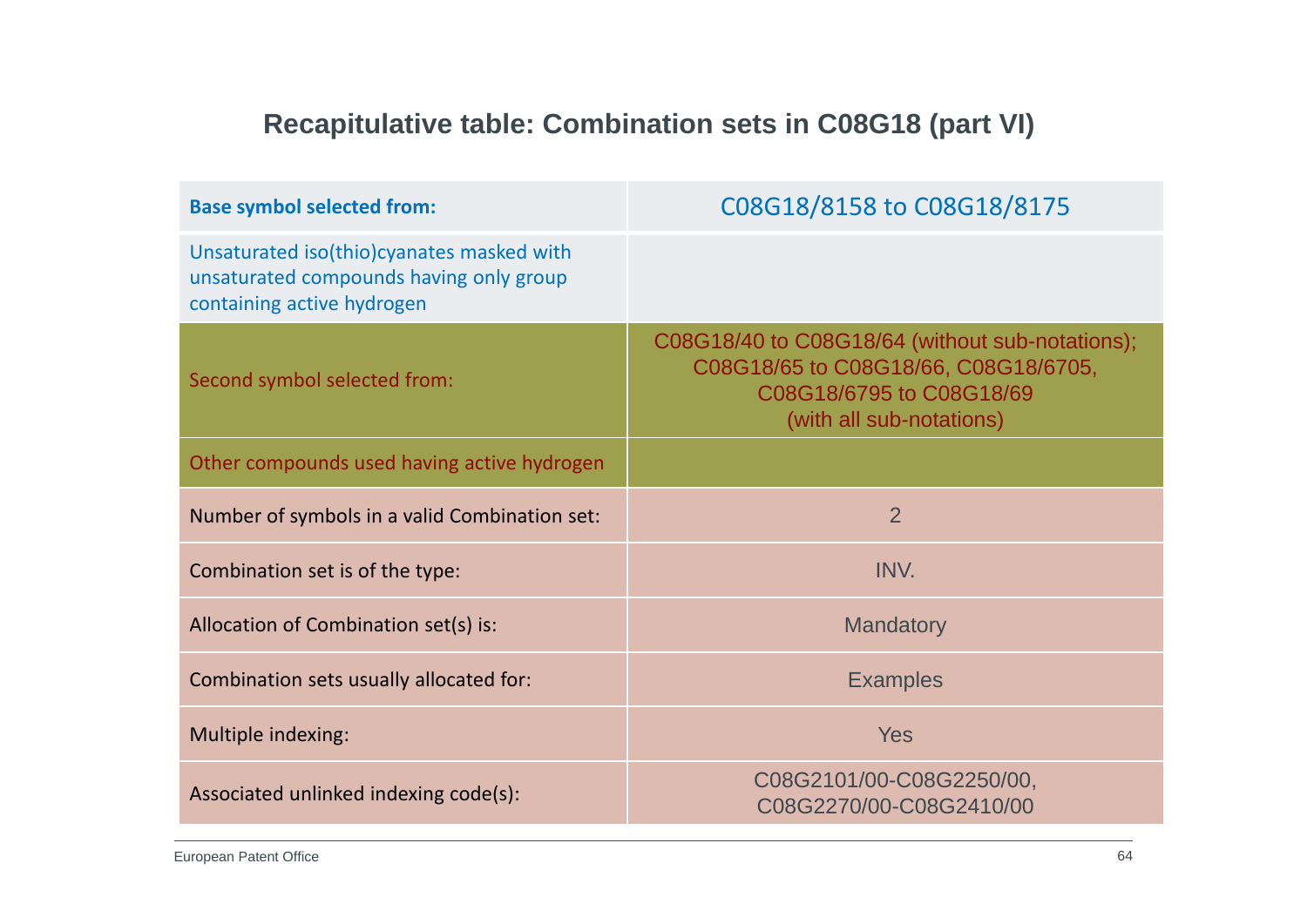## Recapitulative table: Combination sets in C08G18 (part VI)

| | |
|---|---|
| **Base symbol selected from:** | C08G18/8158 to C08G18/8175 |
| Unsaturated iso(thio)cyanates masked with unsaturated compounds having only group containing active hydrogen | |
| Second symbol selected from: | C08G18/40 to C08G18/64 (without sub-notations); C08G18/65 to C08G18/66, C08G18/6705, C08G18/6795 to C08G18/69 (with all sub-notations) |
| Other compounds used having active hydrogen | |
| Number of symbols in a valid Combination set: | 2 |
| Combination set is of the type: | INV. |
| Allocation of Combination set(s) is: | Mandatory |
| Combination sets usually allocated for: | Examples |
| Multiple indexing: | Yes |
| Associated unlinked indexing code(s): | C08G2101/00-C08G2250/00, C08G2270/00-C08G2410/00 |